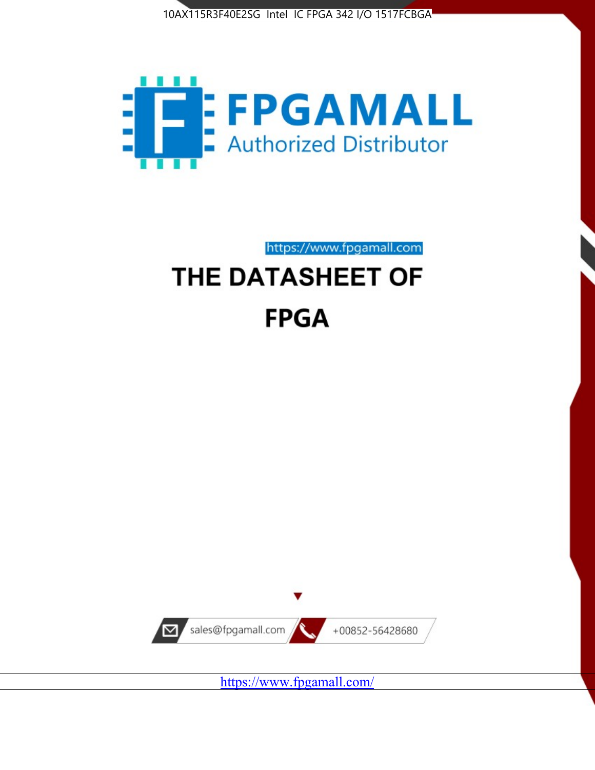10AX115R3F40E2SG Intel IC FPGA 342 I/O 1517FCBGA

FPGAMALL

Authorized Distributor

https://www.fpgamall.com

# THE DATASHEET OF

# FPGA

sales@fpgamall.com

+00852-56428680

https://www.fpgamall.com/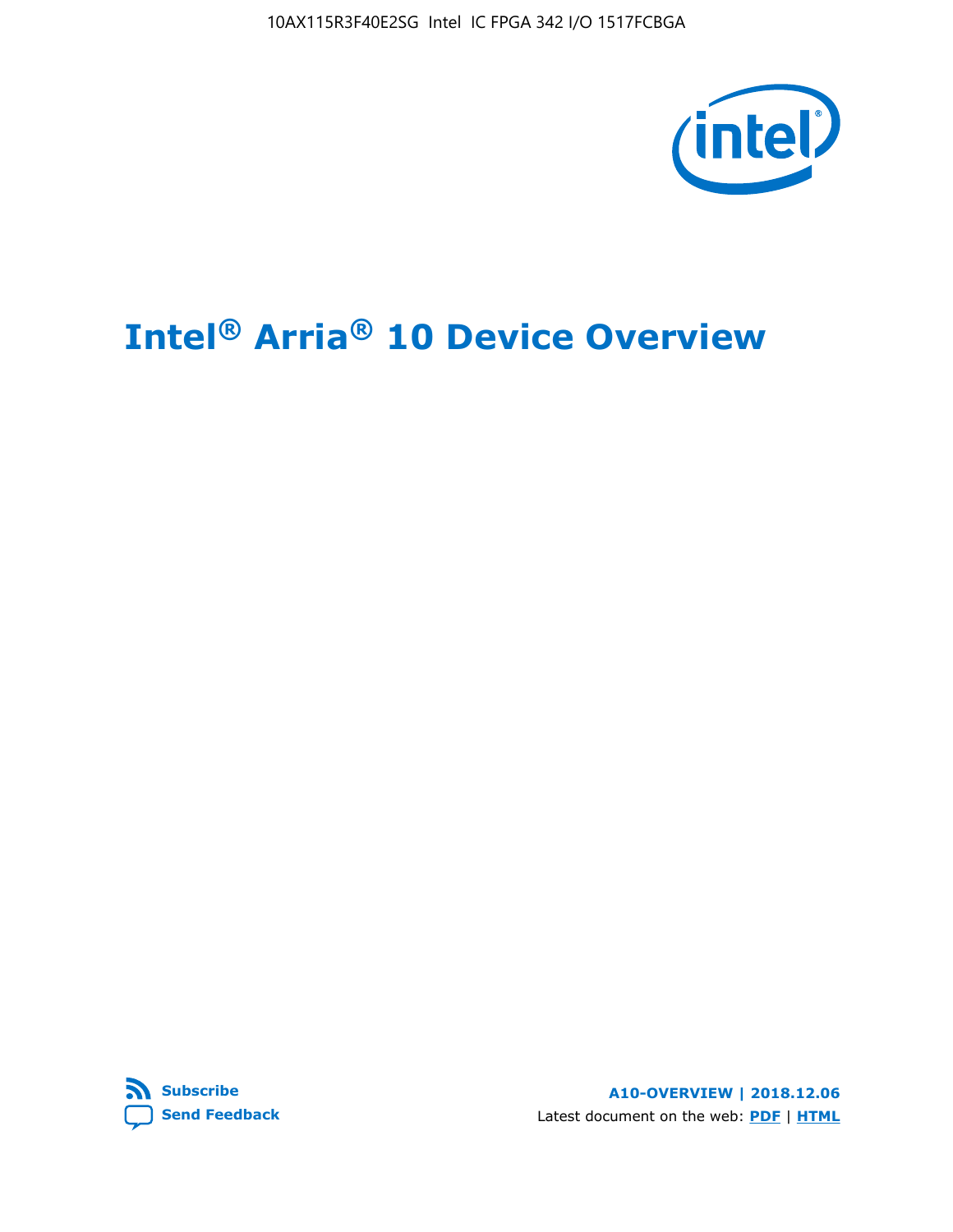# Intel® Arria® 10 Device Overview

**A10-OVERVIEW | 2018.12.06**

Latest document on the web: **PDF** | **HTML**

**Subscribe**

**Send Feedback**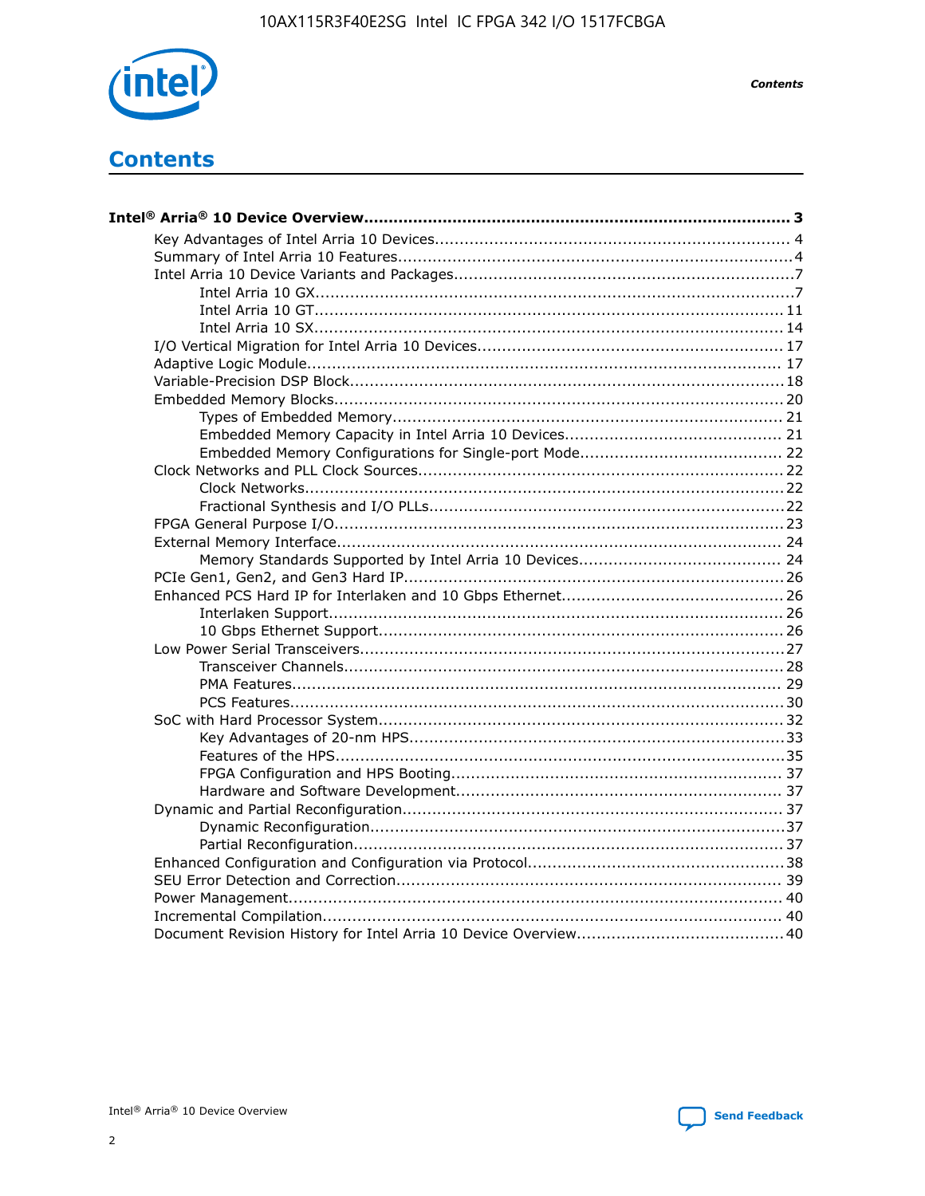# Contents

**Intel® Arria® 10 Device Overview....................................................................................... 3**

- Key Advantages of Intel Arria 10 Devices........................................................................ 4
- Summary of Intel Arria 10 Features................................................................................4
- Intel Arria 10 Device Variants and Packages....................................................................7
  - Intel Arria 10 GX.................................................................................................7
  - Intel Arria 10 GT............................................................................................... 11
  - Intel Arria 10 SX............................................................................................... 14
- I/O Vertical Migration for Intel Arria 10 Devices.............................................................. 17
- Adaptive Logic Module................................................................................................ 17
- Variable-Precision DSP Block.......................................................................................18
- Embedded Memory Blocks..........................................................................................20
  - Types of Embedded Memory............................................................................... 21
  - Embedded Memory Capacity in Intel Arria 10 Devices............................................ 21
  - Embedded Memory Configurations for Single-port Mode......................................... 22
- Clock Networks and PLL Clock Sources.........................................................................22
  - Clock Networks.................................................................................................22
  - Fractional Synthesis and I/O PLLs........................................................................22
- FPGA General Purpose I/O..........................................................................................23
- External Memory Interface.......................................................................................... 24
  - Memory Standards Supported by Intel Arria 10 Devices......................................... 24
- PCIe Gen1, Gen2, and Gen3 Hard IP.............................................................................26
- Enhanced PCS Hard IP for Interlaken and 10 Gbps Ethernet.............................................26
  - Interlaken Support............................................................................................ 26
  - 10 Gbps Ethernet Support.................................................................................. 26
- Low Power Serial Transceivers.....................................................................................27
  - Transceiver Channels.........................................................................................28
  - PMA Features................................................................................................... 29
  - PCS Features....................................................................................................30
- SoC with Hard Processor System................................................................................. 32
  - Key Advantages of 20-nm HPS............................................................................33
  - Features of the HPS...........................................................................................35
  - FPGA Configuration and HPS Booting................................................................... 37
  - Hardware and Software Development.................................................................. 37
- Dynamic and Partial Reconfiguration............................................................................. 37
  - Dynamic Reconfiguration....................................................................................37
  - Partial Reconfiguration.......................................................................................37
- Enhanced Configuration and Configuration via Protocol....................................................38
- SEU Error Detection and Correction.............................................................................. 39
- Power Management.................................................................................................... 40
- Incremental Compilation............................................................................................. 40
- Document Revision History for Intel Arria 10 Device Overview.......................................... 40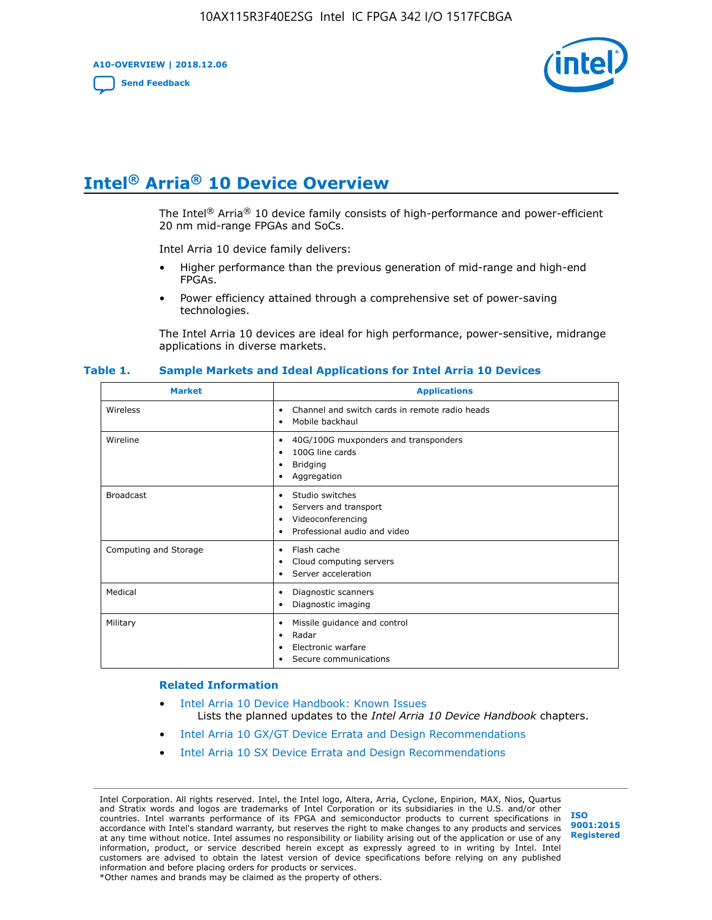# Intel® Arria® 10 Device Overview

The Intel® Arria® 10 device family consists of high-performance and power-efficient 20 nm mid-range FPGAs and SoCs.

Intel Arria 10 device family delivers:

- Higher performance than the previous generation of mid-range and high-end FPGAs.
- Power efficiency attained through a comprehensive set of power-saving technologies.

The Intel Arria 10 devices are ideal for high performance, power-sensitive, midrange applications in diverse markets.

**Table 1. Sample Markets and Ideal Applications for Intel Arria 10 Devices**

| Market | Applications |
|---|---|
| Wireless | • Channel and switch cards in remote radio heads<br>• Mobile backhaul |
| Wireline | • 40G/100G muxponders and transponders<br>• 100G line cards<br>• Bridging<br>• Aggregation |
| Broadcast | • Studio switches<br>• Servers and transport<br>• Videoconferencing<br>• Professional audio and video |
| Computing and Storage | • Flash cache<br>• Cloud computing servers<br>• Server acceleration |
| Medical | • Diagnostic scanners<br>• Diagnostic imaging |
| Military | • Missile guidance and control<br>• Radar<br>• Electronic warfare<br>• Secure communications |

**Related Information**

- Intel Arria 10 Device Handbook: Known Issues
  Lists the planned updates to the *Intel Arria 10 Device Handbook* chapters.
- Intel Arria 10 GX/GT Device Errata and Design Recommendations
- Intel Arria 10 SX Device Errata and Design Recommendations

Intel Corporation. All rights reserved. Intel, the Intel logo, Altera, Arria, Cyclone, Enpirion, MAX, Nios, Quartus and Stratix words and logos are trademarks of Intel Corporation or its subsidiaries in the U.S. and/or other countries. Intel warrants performance of its FPGA and semiconductor products to current specifications in accordance with Intel's standard warranty, but reserves the right to make changes to any products and services at any time without notice. Intel assumes no responsibility or liability arising out of the application or use of any information, product, or service described herein except as expressly agreed to in writing by Intel. Intel customers are advised to obtain the latest version of device specifications before relying on any published information and before placing orders for products or services.
*Other names and brands may be claimed as the property of others.

ISO 9001:2015 Registered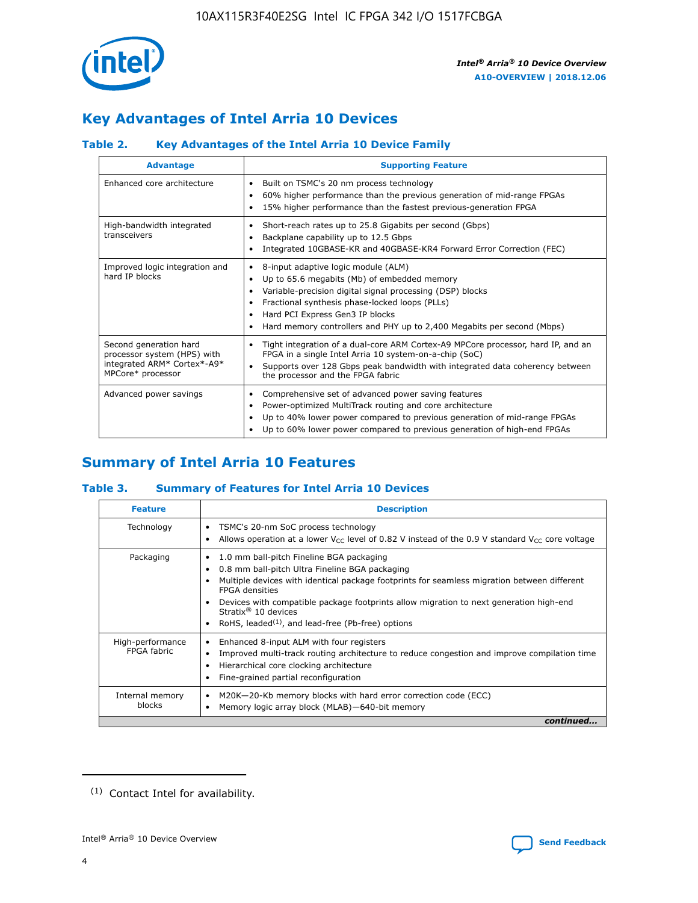# Key Advantages of Intel Arria 10 Devices

### Table 2. Key Advantages of the Intel Arria 10 Device Family

| Advantage | Supporting Feature |
|---|---|
| Enhanced core architecture | • Built on TSMC's 20 nm process technology<br>• 60% higher performance than the previous generation of mid-range FPGAs<br>• 15% higher performance than the fastest previous-generation FPGA |
| High-bandwidth integrated transceivers | • Short-reach rates up to 25.8 Gigabits per second (Gbps)<br>• Backplane capability up to 12.5 Gbps<br>• Integrated 10GBASE-KR and 40GBASE-KR4 Forward Error Correction (FEC) |
| Improved logic integration and hard IP blocks | • 8-input adaptive logic module (ALM)<br>• Up to 65.6 megabits (Mb) of embedded memory<br>• Variable-precision digital signal processing (DSP) blocks<br>• Fractional synthesis phase-locked loops (PLLs)<br>• Hard PCI Express Gen3 IP blocks<br>• Hard memory controllers and PHY up to 2,400 Megabits per second (Mbps) |
| Second generation hard processor system (HPS) with integrated ARM* Cortex*-A9* MPCore* processor | • Tight integration of a dual-core ARM Cortex-A9 MPCore processor, hard IP, and an FPGA in a single Intel Arria 10 system-on-a-chip (SoC)<br>• Supports over 128 Gbps peak bandwidth with integrated data coherency between the processor and the FPGA fabric |
| Advanced power savings | • Comprehensive set of advanced power saving features<br>• Power-optimized MultiTrack routing and core architecture<br>• Up to 40% lower power compared to previous generation of mid-range FPGAs<br>• Up to 60% lower power compared to previous generation of high-end FPGAs |

# Summary of Intel Arria 10 Features

### Table 3. Summary of Features for Intel Arria 10 Devices

| Feature | Description |
|---|---|
| Technology | • TSMC's 20-nm SoC process technology<br>• Allows operation at a lower $V_{CC}$ level of 0.82 V instead of the 0.9 V standard $V_{CC}$ core voltage |
| Packaging | • 1.0 mm ball-pitch Fineline BGA packaging<br>• 0.8 mm ball-pitch Ultra Fineline BGA packaging<br>• Multiple devices with identical package footprints for seamless migration between different FPGA densities<br>• Devices with compatible package footprints allow migration to next generation high-end Stratix® 10 devices<br>• RoHS, leaded[1], and lead-free (Pb-free) options |
| High-performance FPGA fabric | • Enhanced 8-input ALM with four registers<br>• Improved multi-track routing architecture to reduce congestion and improve compilation time<br>• Hierarchical core clocking architecture<br>• Fine-grained partial reconfiguration |
| Internal memory blocks | • M20K—20-Kb memory blocks with hard error correction code (ECC)<br>• Memory logic array block (MLAB)—640-bit memory |

*continued...*

(1) Contact Intel for availability.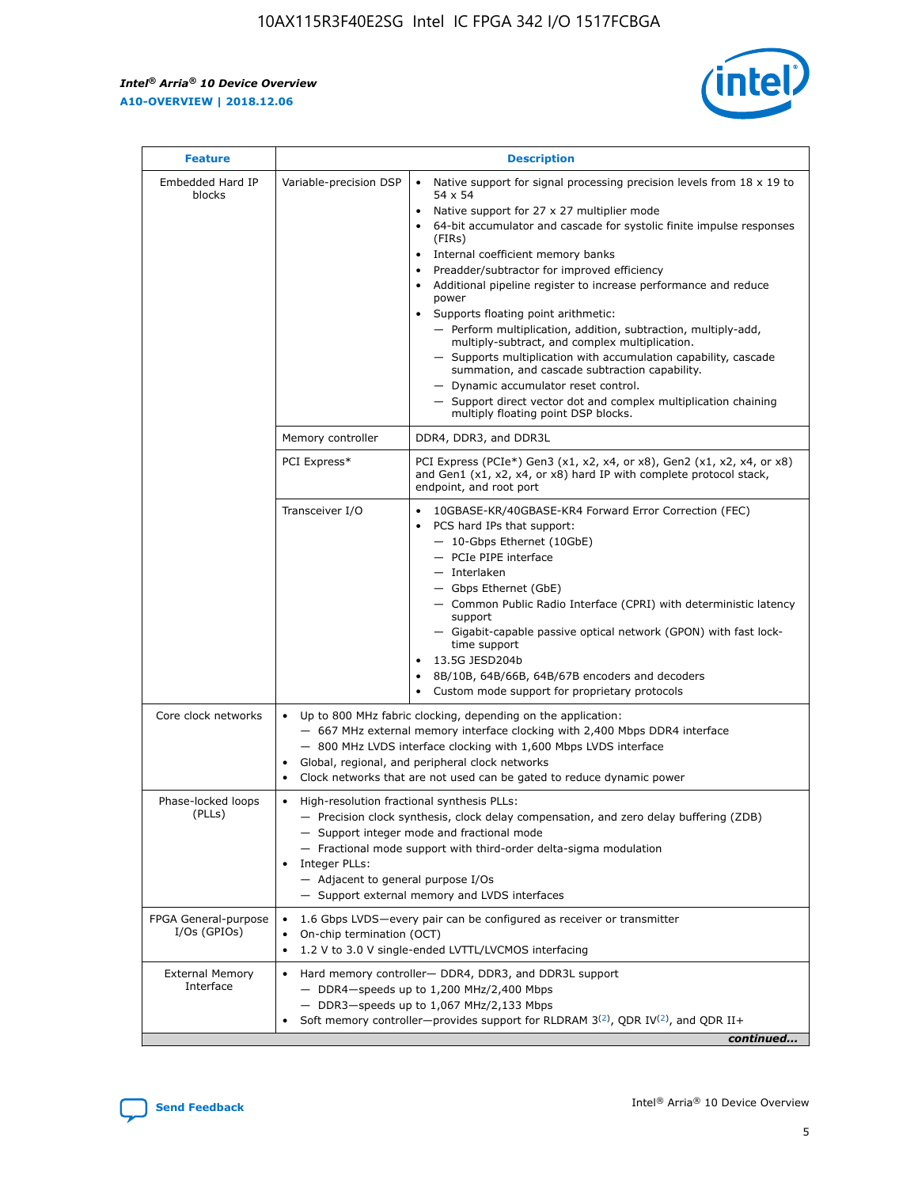| Feature | Description | |
|---|---|---|
| Embedded Hard IP blocks | Variable-precision DSP | • Native support for signal processing precision levels from 18 x 19 to 54 x 54<br>• Native support for 27 x 27 multiplier mode<br>• 64-bit accumulator and cascade for systolic finite impulse responses (FIRs)<br>• Internal coefficient memory banks<br>• Preadder/subtractor for improved efficiency<br>• Additional pipeline register to increase performance and reduce power<br>• Supports floating point arithmetic:<br>— Perform multiplication, addition, subtraction, multiply-add, multiply-subtract, and complex multiplication.<br>— Supports multiplication with accumulation capability, cascade summation, and cascade subtraction capability.<br>— Dynamic accumulator reset control.<br>— Support direct vector dot and complex multiplication chaining multiply floating point DSP blocks. |
| | Memory controller | DDR4, DDR3, and DDR3L |
| | PCI Express* | PCI Express (PCIe*) Gen3 (x1, x2, x4, or x8), Gen2 (x1, x2, x4, or x8) and Gen1 (x1, x2, x4, or x8) hard IP with complete protocol stack, endpoint, and root port |
| | Transceiver I/O | • 10GBASE-KR/40GBASE-KR4 Forward Error Correction (FEC)<br>• PCS hard IPs that support:<br>— 10-Gbps Ethernet (10GbE)<br>— PCIe PIPE interface<br>— Interlaken<br>— Gbps Ethernet (GbE)<br>— Common Public Radio Interface (CPRI) with deterministic latency support<br>— Gigabit-capable passive optical network (GPON) with fast lock-time support<br>• 13.5G JESD204b<br>• 8B/10B, 64B/66B, 64B/67B encoders and decoders<br>• Custom mode support for proprietary protocols |
| Core clock networks | • Up to 800 MHz fabric clocking, depending on the application:<br>— 667 MHz external memory interface clocking with 2,400 Mbps DDR4 interface<br>— 800 MHz LVDS interface clocking with 1,600 Mbps LVDS interface<br>• Global, regional, and peripheral clock networks<br>• Clock networks that are not used can be gated to reduce dynamic power | |
| Phase-locked loops (PLLs) | • High-resolution fractional synthesis PLLs:<br>— Precision clock synthesis, clock delay compensation, and zero delay buffering (ZDB)<br>— Support integer mode and fractional mode<br>— Fractional mode support with third-order delta-sigma modulation<br>• Integer PLLs:<br>— Adjacent to general purpose I/Os<br>— Support external memory and LVDS interfaces | |
| FPGA General-purpose I/Os (GPIOs) | • 1.6 Gbps LVDS—every pair can be configured as receiver or transmitter<br>• On-chip termination (OCT)<br>• 1.2 V to 3.0 V single-ended LVTTL/LVCMOS interfacing | |
| External Memory Interface | • Hard memory controller— DDR4, DDR3, and DDR3L support<br>— DDR4—speeds up to 1,200 MHz/2,400 Mbps<br>— DDR3—speeds up to 1,067 MHz/2,133 Mbps<br>• Soft memory controller—provides support for RLDRAM 3[(2)], QDR IV[(2)], and QDR II+ | |

*continued...*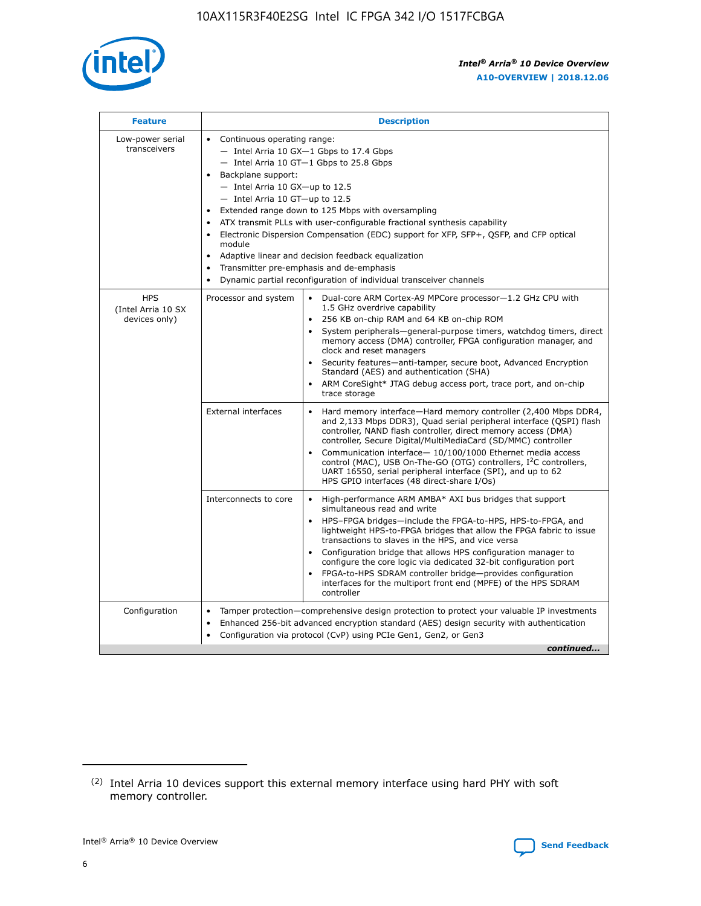| Feature | Description | |
|---|---|---|
| Low-power serial transceivers | • Continuous operating range:<br>— Intel Arria 10 GX—1 Gbps to 17.4 Gbps<br>— Intel Arria 10 GT—1 Gbps to 25.8 Gbps<br>• Backplane support:<br>— Intel Arria 10 GX—up to 12.5<br>— Intel Arria 10 GT—up to 12.5<br>• Extended range down to 125 Mbps with oversampling<br>• ATX transmit PLLs with user-configurable fractional synthesis capability<br>• Electronic Dispersion Compensation (EDC) support for XFP, SFP+, QSFP, and CFP optical module<br>• Adaptive linear and decision feedback equalization<br>• Transmitter pre-emphasis and de-emphasis<br>• Dynamic partial reconfiguration of individual transceiver channels | |
| HPS (Intel Arria 10 SX devices only) | Processor and system | • Dual-core ARM Cortex-A9 MPCore processor—1.2 GHz CPU with 1.5 GHz overdrive capability<br>• 256 KB on-chip RAM and 64 KB on-chip ROM<br>• System peripherals—general-purpose timers, watchdog timers, direct memory access (DMA) controller, FPGA configuration manager, and clock and reset managers<br>• Security features—anti-tamper, secure boot, Advanced Encryption Standard (AES) and authentication (SHA)<br>• ARM CoreSight* JTAG debug access port, trace port, and on-chip trace storage |
| | External interfaces | • Hard memory interface—Hard memory controller (2,400 Mbps DDR4, and 2,133 Mbps DDR3), Quad serial peripheral interface (QSPI) flash controller, NAND flash controller, direct memory access (DMA) controller, Secure Digital/MultiMediaCard (SD/MMC) controller<br>• Communication interface— 10/100/1000 Ethernet media access control (MAC), USB On-The-GO (OTG) controllers, I²C controllers, UART 16550, serial peripheral interface (SPI), and up to 62 HPS GPIO interfaces (48 direct-share I/Os) |
| | Interconnects to core | • High-performance ARM AMBA* AXI bus bridges that support simultaneous read and write<br>• HPS–FPGA bridges—include the FPGA-to-HPS, HPS-to-FPGA, and lightweight HPS-to-FPGA bridges that allow the FPGA fabric to issue transactions to slaves in the HPS, and vice versa<br>• Configuration bridge that allows HPS configuration manager to configure the core logic via dedicated 32-bit configuration port<br>• FPGA-to-HPS SDRAM controller bridge—provides configuration interfaces for the multiport front end (MPFE) of the HPS SDRAM controller |
| Configuration | • Tamper protection—comprehensive design protection to protect your valuable IP investments<br>• Enhanced 256-bit advanced encryption standard (AES) design security with authentication<br>• Configuration via protocol (CvP) using PCIe Gen1, Gen2, or Gen3 | |

*continued...*

(2) Intel Arria 10 devices support this external memory interface using hard PHY with soft memory controller.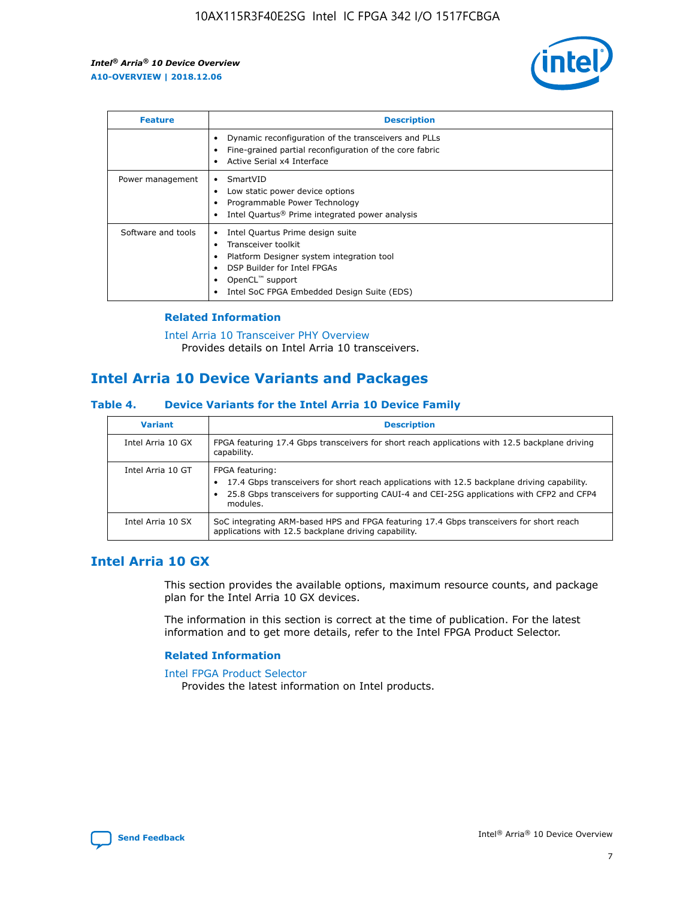| Feature | Description |
| --- | --- |
| | • Dynamic reconfiguration of the transceivers and PLLs<br>• Fine-grained partial reconfiguration of the core fabric<br>• Active Serial x4 Interface |
| Power management | • SmartVID<br>• Low static power device options<br>• Programmable Power Technology<br>• Intel Quartus® Prime integrated power analysis |
| Software and tools | • Intel Quartus Prime design suite<br>• Transceiver toolkit<br>• Platform Designer system integration tool<br>• DSP Builder for Intel FPGAs<br>• OpenCL™ support<br>• Intel SoC FPGA Embedded Design Suite (EDS) |

### Related Information

Intel Arria 10 Transceiver PHY Overview
Provides details on Intel Arria 10 transceivers.

## Intel Arria 10 Device Variants and Packages

### Table 4. Device Variants for the Intel Arria 10 Device Family

| Variant | Description |
| --- | --- |
| Intel Arria 10 GX | FPGA featuring 17.4 Gbps transceivers for short reach applications with 12.5 backplane driving capability. |
| Intel Arria 10 GT | FPGA featuring:<br>• 17.4 Gbps transceivers for short reach applications with 12.5 backplane driving capability.<br>• 25.8 Gbps transceivers for supporting CAUI-4 and CEI-25G applications with CFP2 and CFP4 modules. |
| Intel Arria 10 SX | SoC integrating ARM-based HPS and FPGA featuring 17.4 Gbps transceivers for short reach applications with 12.5 backplane driving capability. |

## Intel Arria 10 GX

This section provides the available options, maximum resource counts, and package plan for the Intel Arria 10 GX devices.

The information in this section is correct at the time of publication. For the latest information and to get more details, refer to the Intel FPGA Product Selector.

### Related Information

Intel FPGA Product Selector
Provides the latest information on Intel products.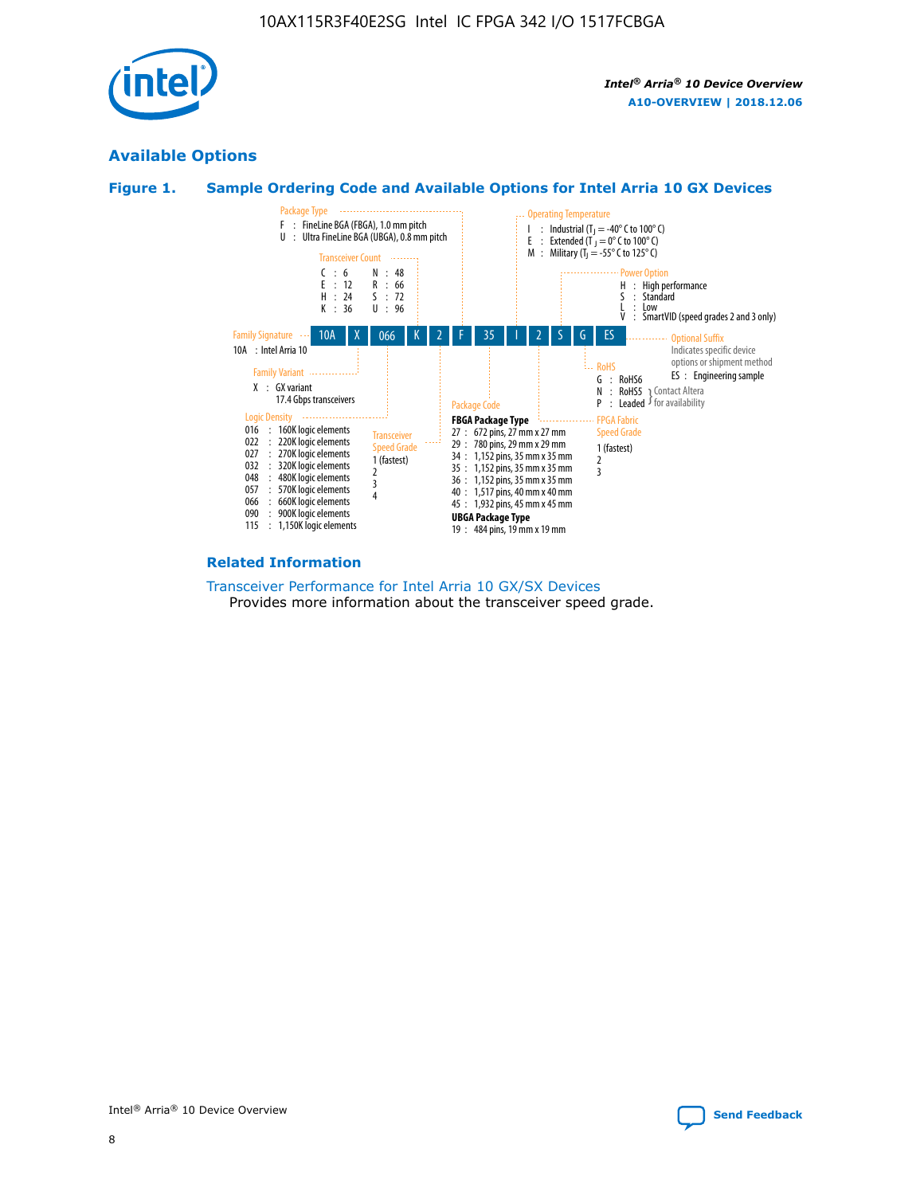## Available Options

### Figure 1. Sample Ordering Code and Available Options for Intel Arria 10 GX Devices

| 10A | X | 066 | K | 2 | F | 35 | I | 2 | S | G | ES |
|---|---|---|---|---|---|---|---|---|---|---|---|

**Family Signature**
10A : Intel Arria 10

**Family Variant**
X : GX variant
17.4 Gbps transceivers

**Logic Density**
016 : 160K logic elements
022 : 220K logic elements
027 : 270K logic elements
032 : 320K logic elements
048 : 480K logic elements
057 : 570K logic elements
066 : 660K logic elements
090 : 900K logic elements
115 : 1,150K logic elements

**Transceiver Count**
C : 6
E : 12
H : 24
K : 36
N : 48
R : 66
S : 72
U : 96

**Transceiver Speed Grade**
1 (fastest)
2
3
4

**Package Type**
F : FineLine BGA (FBGA), 1.0 mm pitch
U : Ultra FineLine BGA (UBGA), 0.8 mm pitch

**Package Code**

**FBGA Package Type**
27 : 672 pins, 27 mm x 27 mm
29 : 780 pins, 29 mm x 29 mm
34 : 1,152 pins, 35 mm x 35 mm
35 : 1,152 pins, 35 mm x 35 mm
36 : 1,152 pins, 35 mm x 35 mm
40 : 1,517 pins, 40 mm x 40 mm
45 : 1,932 pins, 45 mm x 45 mm

**UBGA Package Type**
19 : 484 pins, 19 mm x 19 mm

**Operating Temperature**
I : Industrial ($T_J$ = -40° C to 100° C)
E : Extended ($T_J$ = 0° C to 100° C)
M : Military ($T_J$ = -55° C to 125° C)

**FPGA Fabric Speed Grade**
1 (fastest)
2
3

**Power Option**
H : High performance
S : Standard
L : Low
V : SmartVID (speed grades 2 and 3 only)

**RoHS**
G : RoHS6
N : RoHS5 } Contact Altera for availability
P : Leaded } Contact Altera for availability

**Optional Suffix**
Indicates specific device options or shipment method
ES : Engineering sample

### Related Information

Transceiver Performance for Intel Arria 10 GX/SX Devices
Provides more information about the transceiver speed grade.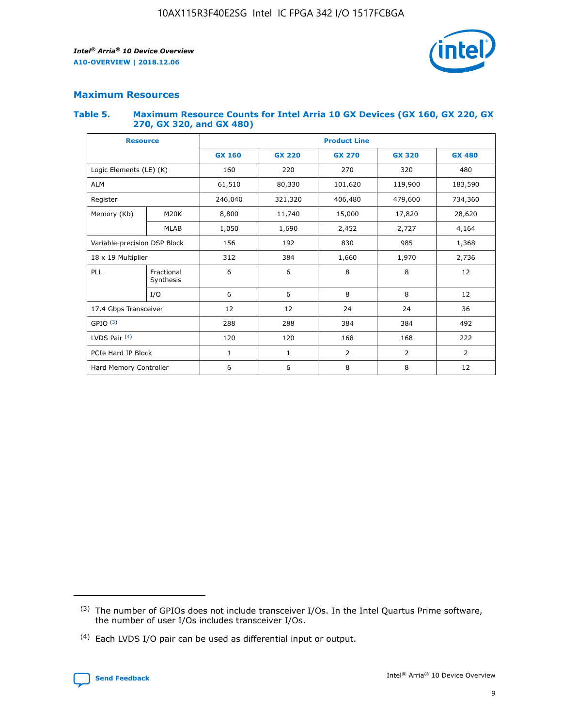## Maximum Resources

### Table 5. Maximum Resource Counts for Intel Arria 10 GX Devices (GX 160, GX 220, GX 270, GX 320, and GX 480)

| Resource | | Product Line | | | | |
|---|---|---|---|---|---|---|
| | | GX 160 | GX 220 | GX 270 | GX 320 | GX 480 |
| Logic Elements (LE) (K) | | 160 | 220 | 270 | 320 | 480 |
| ALM | | 61,510 | 80,330 | 101,620 | 119,900 | 183,590 |
| Register | | 246,040 | 321,320 | 406,480 | 479,600 | 734,360 |
| Memory (Kb) | M20K | 8,800 | 11,740 | 15,000 | 17,820 | 28,620 |
| | MLAB | 1,050 | 1,690 | 2,452 | 2,727 | 4,164 |
| Variable-precision DSP Block | | 156 | 192 | 830 | 985 | 1,368 |
| 18 x 19 Multiplier | | 312 | 384 | 1,660 | 1,970 | 2,736 |
| PLL | Fractional Synthesis | 6 | 6 | 8 | 8 | 12 |
| | I/O | 6 | 6 | 8 | 8 | 12 |
| 17.4 Gbps Transceiver | | 12 | 12 | 24 | 24 | 36 |
| GPIO [3] | | 288 | 288 | 384 | 384 | 492 |
| LVDS Pair [4] | | 120 | 120 | 168 | 168 | 222 |
| PCIe Hard IP Block | | 1 | 1 | 2 | 2 | 2 |
| Hard Memory Controller | | 6 | 6 | 8 | 8 | 12 |

(3) The number of GPIOs does not include transceiver I/Os. In the Intel Quartus Prime software, the number of user I/Os includes transceiver I/Os.

(4) Each LVDS I/O pair can be used as differential input or output.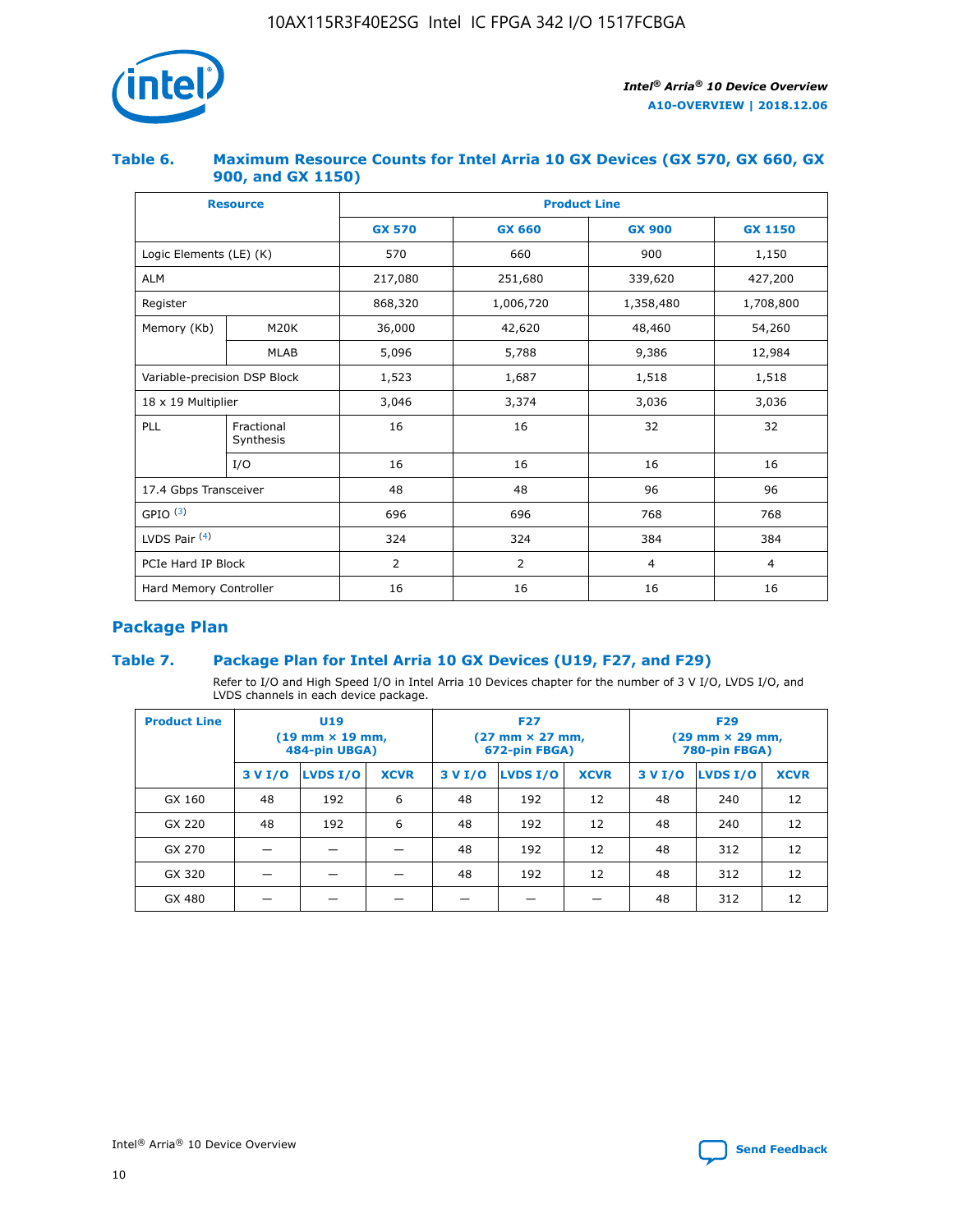### Table 6. Maximum Resource Counts for Intel Arria 10 GX Devices (GX 570, GX 660, GX 900, and GX 1150)

| Resource | | Product Line | | | |
|---|---|---|---|---|---|
| | | GX 570 | GX 660 | GX 900 | GX 1150 |
| Logic Elements (LE) (K) | | 570 | 660 | 900 | 1,150 |
| ALM | | 217,080 | 251,680 | 339,620 | 427,200 |
| Register | | 868,320 | 1,006,720 | 1,358,480 | 1,708,800 |
| Memory (Kb) | M20K | 36,000 | 42,620 | 48,460 | 54,260 |
| | MLAB | 5,096 | 5,788 | 9,386 | 12,984 |
| Variable-precision DSP Block | | 1,523 | 1,687 | 1,518 | 1,518 |
| 18 x 19 Multiplier | | 3,046 | 3,374 | 3,036 | 3,036 |
| PLL | Fractional Synthesis | 16 | 16 | 32 | 32 |
| | I/O | 16 | 16 | 16 | 16 |
| 17.4 Gbps Transceiver | | 48 | 48 | 96 | 96 |
| GPIO [(3)] | | 696 | 696 | 768 | 768 |
| LVDS Pair [(4)] | | 324 | 324 | 384 | 384 |
| PCIe Hard IP Block | | 2 | 2 | 4 | 4 |
| Hard Memory Controller | | 16 | 16 | 16 | 16 |

## Package Plan

### Table 7. Package Plan for Intel Arria 10 GX Devices (U19, F27, and F29)

Refer to I/O and High Speed I/O in Intel Arria 10 Devices chapter for the number of 3 V I/O, LVDS I/O, and LVDS channels in each device package.

| Product Line | U19 (19 mm × 19 mm, 484-pin UBGA) | | | F27 (27 mm × 27 mm, 672-pin FBGA) | | | F29 (29 mm × 29 mm, 780-pin FBGA) | | |
|---|---|---|---|---|---|---|---|---|---|
| | 3 V I/O | LVDS I/O | XCVR | 3 V I/O | LVDS I/O | XCVR | 3 V I/O | LVDS I/O | XCVR |
| GX 160 | 48 | 192 | 6 | 48 | 192 | 12 | 48 | 240 | 12 |
| GX 220 | 48 | 192 | 6 | 48 | 192 | 12 | 48 | 240 | 12 |
| GX 270 | — | — | — | 48 | 192 | 12 | 48 | 312 | 12 |
| GX 320 | — | — | — | 48 | 192 | 12 | 48 | 312 | 12 |
| GX 480 | — | — | — | — | — | — | 48 | 312 | 12 |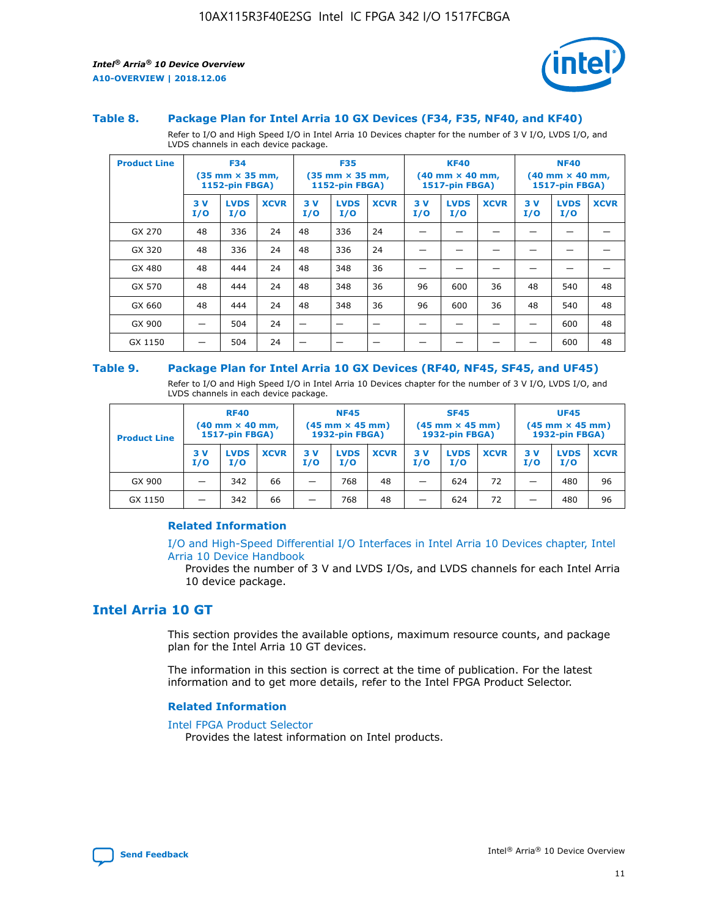### Table 8. Package Plan for Intel Arria 10 GX Devices (F34, F35, NF40, and KF40)

Refer to I/O and High Speed I/O in Intel Arria 10 Devices chapter for the number of 3 V I/O, LVDS I/O, and LVDS channels in each device package.

| Product Line | F34 (35 mm × 35 mm, 1152-pin FBGA) | | | F35 (35 mm × 35 mm, 1152-pin FBGA) | | | KF40 (40 mm × 40 mm, 1517-pin FBGA) | | | NF40 (40 mm × 40 mm, 1517-pin FBGA) | | |
|---|---|---|---|---|---|---|---|---|---|---|---|---|
| | 3 V I/O | LVDS I/O | XCVR | 3 V I/O | LVDS I/O | XCVR | 3 V I/O | LVDS I/O | XCVR | 3 V I/O | LVDS I/O | XCVR |
| GX 270 | 48 | 336 | 24 | 48 | 336 | 24 | — | — | — | — | — | — |
| GX 320 | 48 | 336 | 24 | 48 | 336 | 24 | — | — | — | — | — | — |
| GX 480 | 48 | 444 | 24 | 48 | 348 | 36 | — | — | — | — | — | — |
| GX 570 | 48 | 444 | 24 | 48 | 348 | 36 | 96 | 600 | 36 | 48 | 540 | 48 |
| GX 660 | 48 | 444 | 24 | 48 | 348 | 36 | 96 | 600 | 36 | 48 | 540 | 48 |
| GX 900 | — | 504 | 24 | — | — | — | — | — | — | — | 600 | 48 |
| GX 1150 | — | 504 | 24 | — | — | — | — | — | — | — | 600 | 48 |

### Table 9. Package Plan for Intel Arria 10 GX Devices (RF40, NF45, SF45, and UF45)

Refer to I/O and High Speed I/O in Intel Arria 10 Devices chapter for the number of 3 V I/O, LVDS I/O, and LVDS channels in each device package.

| Product Line | RF40 (40 mm × 40 mm, 1517-pin FBGA) | | | NF45 (45 mm × 45 mm) 1932-pin FBGA) | | | SF45 (45 mm × 45 mm) 1932-pin FBGA) | | | UF45 (45 mm × 45 mm) 1932-pin FBGA) | | |
|---|---|---|---|---|---|---|---|---|---|---|---|---|
| | 3 V I/O | LVDS I/O | XCVR | 3 V I/O | LVDS I/O | XCVR | 3 V I/O | LVDS I/O | XCVR | 3 V I/O | LVDS I/O | XCVR |
| GX 900 | — | 342 | 66 | — | 768 | 48 | — | 624 | 72 | — | 480 | 96 |
| GX 1150 | — | 342 | 66 | — | 768 | 48 | — | 624 | 72 | — | 480 | 96 |

#### Related Information

I/O and High-Speed Differential I/O Interfaces in Intel Arria 10 Devices chapter, Intel Arria 10 Device Handbook

Provides the number of 3 V and LVDS I/Os, and LVDS channels for each Intel Arria 10 device package.

## Intel Arria 10 GT

This section provides the available options, maximum resource counts, and package plan for the Intel Arria 10 GT devices.

The information in this section is correct at the time of publication. For the latest information and to get more details, refer to the Intel FPGA Product Selector.

#### Related Information

Intel FPGA Product Selector

Provides the latest information on Intel products.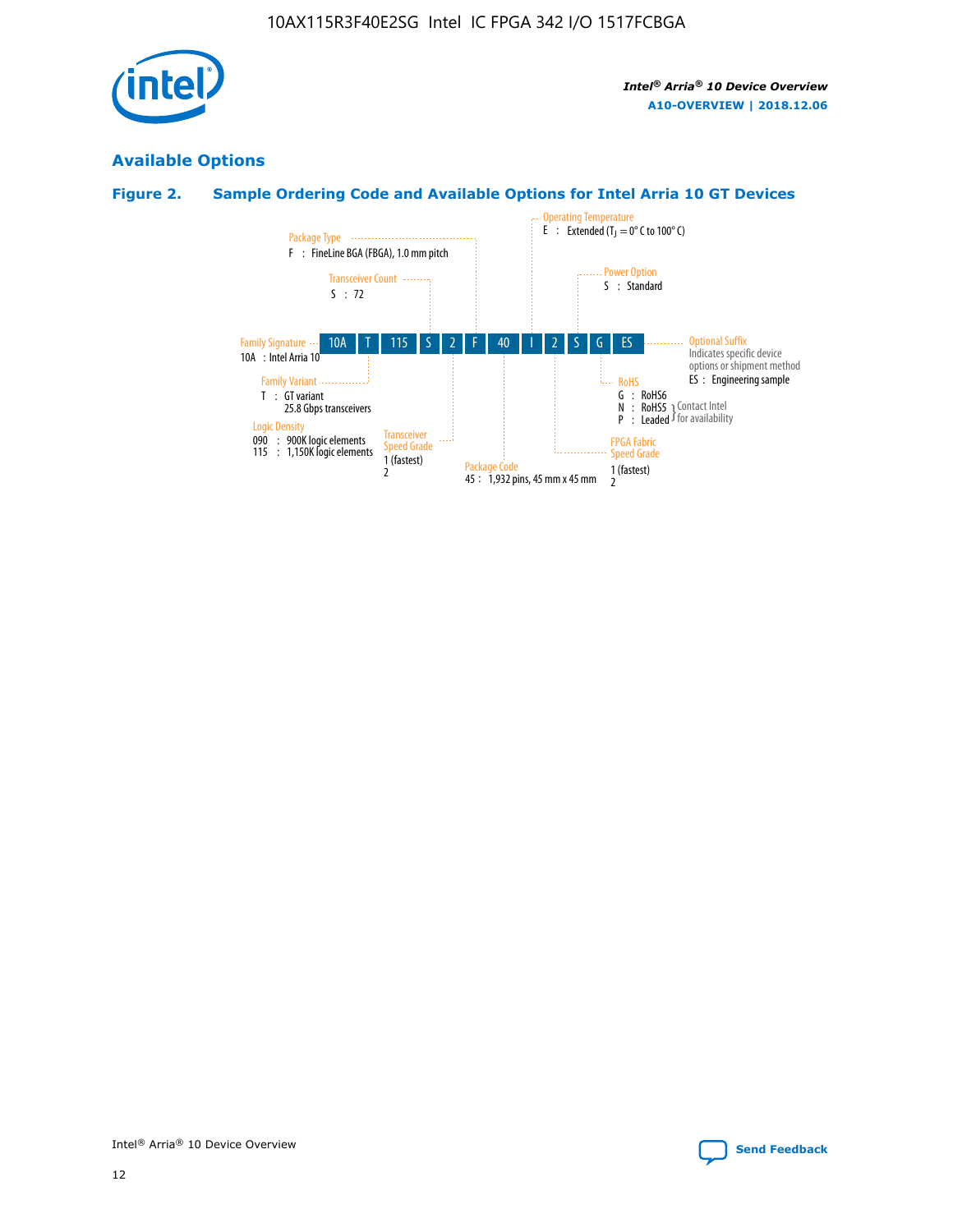## Available Options

### Figure 2. Sample Ordering Code and Available Options for Intel Arria 10 GT Devices

| 10A | T | 115 | S | 2 | F | 40 | I | 2 | S | G | ES |
|---|---|---|---|---|---|---|---|---|---|---|---|

**Family Signature**
- 10A : Intel Arria 10

**Family Variant**
- T : GT variant
  25.8 Gbps transceivers

**Logic Density**
- 090 : 900K logic elements
- 115 : 1,150K logic elements

**Transceiver Count**
- S : 72

**Transceiver Speed Grade**
- 1 (fastest)
- 2

**Package Type**
- F : FineLine BGA (FBGA), 1.0 mm pitch

**Package Code**
- 45 : 1,932 pins, 45 mm x 45 mm

**Operating Temperature**
- E : Extended ($T_J$ = 0° C to 100° C)

**FPGA Fabric Speed Grade**
- 1 (fastest)
- 2

**Power Option**
- S : Standard

**RoHS**
- G : RoHS6
- N : RoHS5 } Contact Intel for availability
- P : Leaded } Contact Intel for availability

**Optional Suffix**
Indicates specific device options or shipment method
- ES : Engineering sample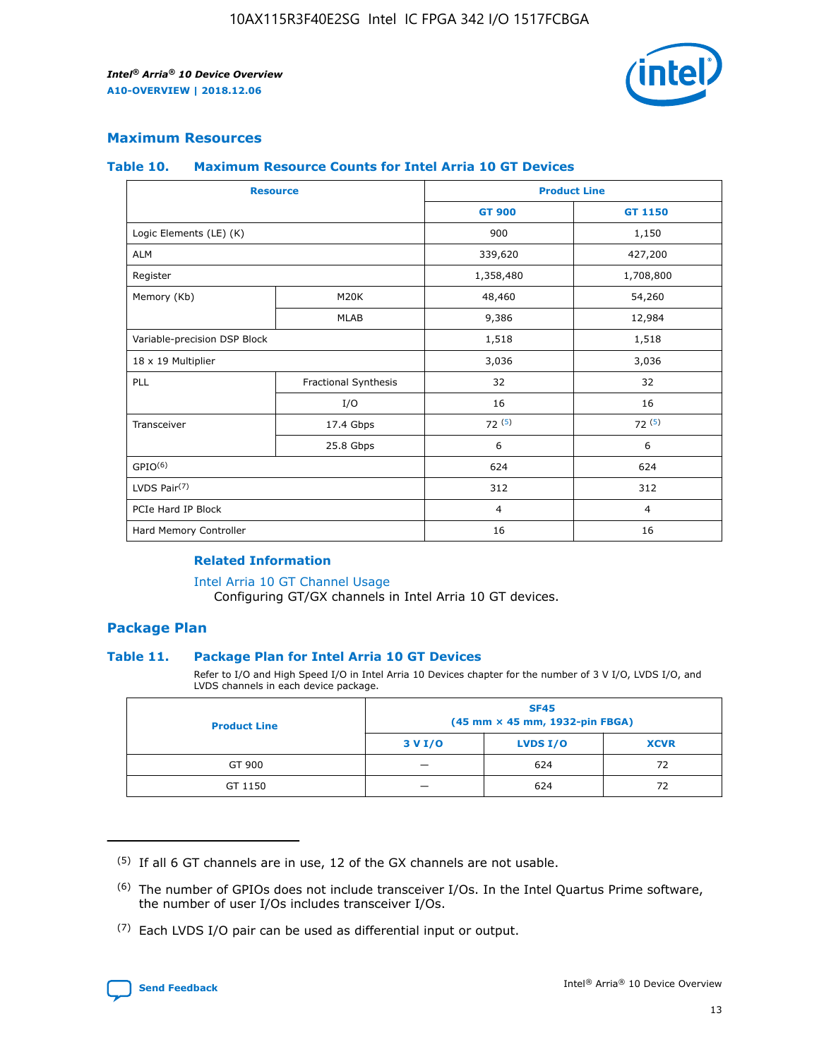## Maximum Resources

### Table 10. Maximum Resource Counts for Intel Arria 10 GT Devices

| Resource | | Product Line | |
|---|---|---|---|
| | | GT 900 | GT 1150 |
| Logic Elements (LE) (K) | | 900 | 1,150 |
| ALM | | 339,620 | 427,200 |
| Register | | 1,358,480 | 1,708,800 |
| Memory (Kb) | M20K | 48,460 | 54,260 |
| | MLAB | 9,386 | 12,984 |
| Variable-precision DSP Block | | 1,518 | 1,518 |
| 18 x 19 Multiplier | | 3,036 | 3,036 |
| PLL | Fractional Synthesis | 32 | 32 |
| | I/O | 16 | 16 |
| Transceiver | 17.4 Gbps | 72 (5) | 72 (5) |
| | 25.8 Gbps | 6 | 6 |
| GPIO(6) | | 624 | 624 |
| LVDS Pair(7) | | 312 | 312 |
| PCIe Hard IP Block | | 4 | 4 |
| Hard Memory Controller | | 16 | 16 |

#### Related Information

Intel Arria 10 GT Channel Usage
Configuring GT/GX channels in Intel Arria 10 GT devices.

## Package Plan

### Table 11. Package Plan for Intel Arria 10 GT Devices

Refer to I/O and High Speed I/O in Intel Arria 10 Devices chapter for the number of 3 V I/O, LVDS I/O, and LVDS channels in each device package.

| Product Line | SF45 (45 mm × 45 mm, 1932-pin FBGA) | | |
|---|---|---|---|
| | 3 V I/O | LVDS I/O | XCVR |
| GT 900 | — | 624 | 72 |
| GT 1150 | — | 624 | 72 |

(5) If all 6 GT channels are in use, 12 of the GX channels are not usable.

(6) The number of GPIOs does not include transceiver I/Os. In the Intel Quartus Prime software, the number of user I/Os includes transceiver I/Os.

(7) Each LVDS I/O pair can be used as differential input or output.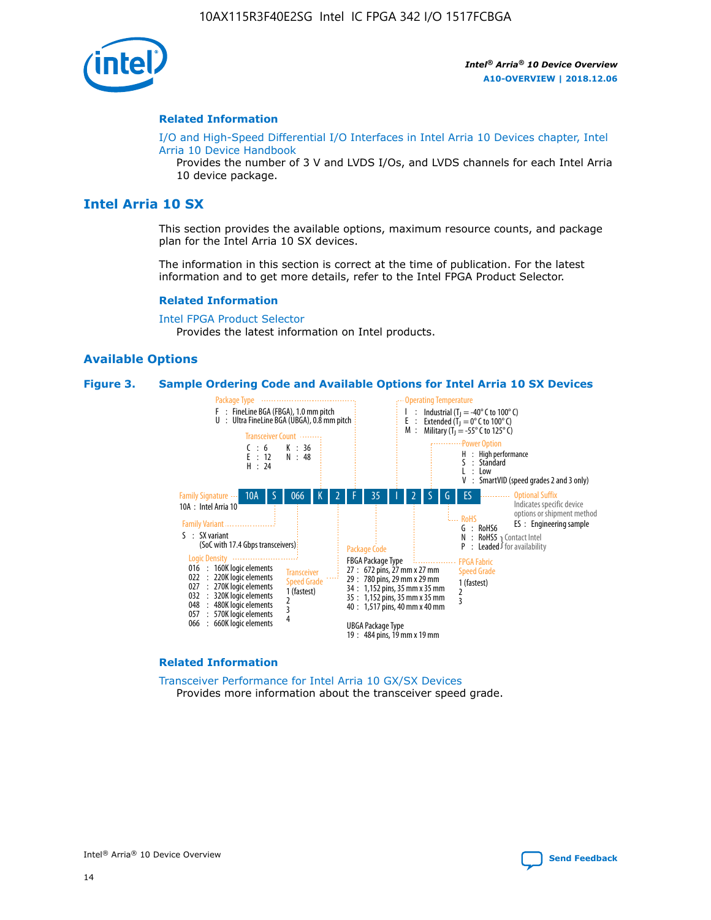**Related Information**

I/O and High-Speed Differential I/O Interfaces in Intel Arria 10 Devices chapter, Intel Arria 10 Device Handbook
  Provides the number of 3 V and LVDS I/Os, and LVDS channels for each Intel Arria 10 device package.

## Intel Arria 10 SX

This section provides the available options, maximum resource counts, and package plan for the Intel Arria 10 SX devices.

The information in this section is correct at the time of publication. For the latest information and to get more details, refer to the Intel FPGA Product Selector.

**Related Information**

Intel FPGA Product Selector
  Provides the latest information on Intel products.

### Available Options

**Figure 3. Sample Ordering Code and Available Options for Intel Arria 10 SX Devices**

Sample ordering code: 10A S 066 K 2 F 35 I 2 S G ES

- **Family Signature**
  - 10A : Intel Arria 10
- **Family Variant**
  - S : SX variant (SoC with 17.4 Gbps transceivers)
- **Logic Density**
  - 016 : 160K logic elements
  - 022 : 220K logic elements
  - 027 : 270K logic elements
  - 032 : 320K logic elements
  - 048 : 480K logic elements
  - 057 : 570K logic elements
  - 066 : 660K logic elements
- **Transceiver Count**
  - C : 6
  - E : 12
  - H : 24
  - K : 36
  - N : 48
- **Transceiver Speed Grade**
  - 1 (fastest)
  - 2
  - 3
  - 4
- **Package Type**
  - F : FineLine BGA (FBGA), 1.0 mm pitch
  - U : Ultra FineLine BGA (UBGA), 0.8 mm pitch
- **Package Code**
  - FBGA Package Type
    - 27 : 672 pins, 27 mm x 27 mm
    - 29 : 780 pins, 29 mm x 29 mm
    - 34 : 1,152 pins, 35 mm x 35 mm
    - 35 : 1,152 pins, 35 mm x 35 mm
    - 40 : 1,517 pins, 40 mm x 40 mm
  - UBGA Package Type
    - 19 : 484 pins, 19 mm x 19 mm
- **Operating Temperature**
  - I : Industrial ($T_J$ = -40° C to 100° C)
  - E : Extended ($T_J$ = 0° C to 100° C)
  - M : Military ($T_J$ = -55° C to 125° C)
- **FPGA Fabric Speed Grade**
  - 1 (fastest)
  - 2
  - 3
- **Power Option**
  - H : High performance
  - S : Standard
  - L : Low
  - V : SmartVID (speed grades 2 and 3 only)
- **RoHS**
  - G : RoHS6
  - N : RoHS5 (Contact Intel for availability)
  - P : Leaded (Contact Intel for availability)
- **Optional Suffix**
  - Indicates specific device options or shipment method
  - ES : Engineering sample

**Related Information**

Transceiver Performance for Intel Arria 10 GX/SX Devices
  Provides more information about the transceiver speed grade.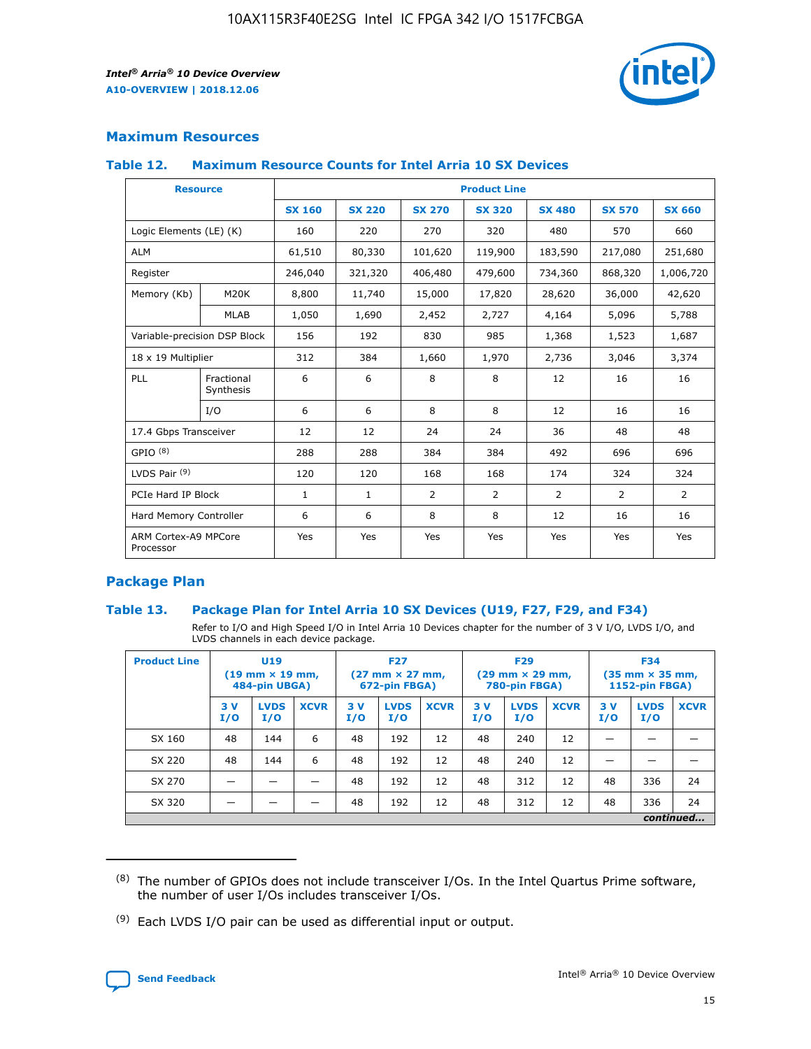## Maximum Resources

### Table 12. Maximum Resource Counts for Intel Arria 10 SX Devices

| Resource | | Product Line | | | | | | |
|---|---|---|---|---|---|---|---|---|
| | | SX 160 | SX 220 | SX 270 | SX 320 | SX 480 | SX 570 | SX 660 |
| Logic Elements (LE) (K) | | 160 | 220 | 270 | 320 | 480 | 570 | 660 |
| ALM | | 61,510 | 80,330 | 101,620 | 119,900 | 183,590 | 217,080 | 251,680 |
| Register | | 246,040 | 321,320 | 406,480 | 479,600 | 734,360 | 868,320 | 1,006,720 |
| Memory (Kb) | M20K | 8,800 | 11,740 | 15,000 | 17,820 | 28,620 | 36,000 | 42,620 |
| | MLAB | 1,050 | 1,690 | 2,452 | 2,727 | 4,164 | 5,096 | 5,788 |
| Variable-precision DSP Block | | 156 | 192 | 830 | 985 | 1,368 | 1,523 | 1,687 |
| 18 x 19 Multiplier | | 312 | 384 | 1,660 | 1,970 | 2,736 | 3,046 | 3,374 |
| PLL | Fractional Synthesis | 6 | 6 | 8 | 8 | 12 | 16 | 16 |
| | I/O | 6 | 6 | 8 | 8 | 12 | 16 | 16 |
| 17.4 Gbps Transceiver | | 12 | 12 | 24 | 24 | 36 | 48 | 48 |
| GPIO [8] | | 288 | 288 | 384 | 384 | 492 | 696 | 696 |
| LVDS Pair [9] | | 120 | 120 | 168 | 168 | 174 | 324 | 324 |
| PCIe Hard IP Block | | 1 | 1 | 2 | 2 | 2 | 2 | 2 |
| Hard Memory Controller | | 6 | 6 | 8 | 8 | 12 | 16 | 16 |
| ARM Cortex-A9 MPCore Processor | | Yes | Yes | Yes | Yes | Yes | Yes | Yes |

## Package Plan

### Table 13. Package Plan for Intel Arria 10 SX Devices (U19, F27, F29, and F34)

Refer to I/O and High Speed I/O in Intel Arria 10 Devices chapter for the number of 3 V I/O, LVDS I/O, and LVDS channels in each device package.

| Product Line | U19 (19 mm × 19 mm, 484-pin UBGA) | | | F27 (27 mm × 27 mm, 672-pin FBGA) | | | F29 (29 mm × 29 mm, 780-pin FBGA) | | | F34 (35 mm × 35 mm, 1152-pin FBGA) | | |
|---|---|---|---|---|---|---|---|---|---|---|---|---|
| | 3 V I/O | LVDS I/O | XCVR | 3 V I/O | LVDS I/O | XCVR | 3 V I/O | LVDS I/O | XCVR | 3 V I/O | LVDS I/O | XCVR |
| SX 160 | 48 | 144 | 6 | 48 | 192 | 12 | 48 | 240 | 12 | — | — | — |
| SX 220 | 48 | 144 | 6 | 48 | 192 | 12 | 48 | 240 | 12 | — | — | — |
| SX 270 | — | — | — | 48 | 192 | 12 | 48 | 312 | 12 | 48 | 336 | 24 |
| SX 320 | — | — | — | 48 | 192 | 12 | 48 | 312 | 12 | 48 | 336 | 24 |

*continued...*

(8) The number of GPIOs does not include transceiver I/Os. In the Intel Quartus Prime software, the number of user I/Os includes transceiver I/Os.

(9) Each LVDS I/O pair can be used as differential input or output.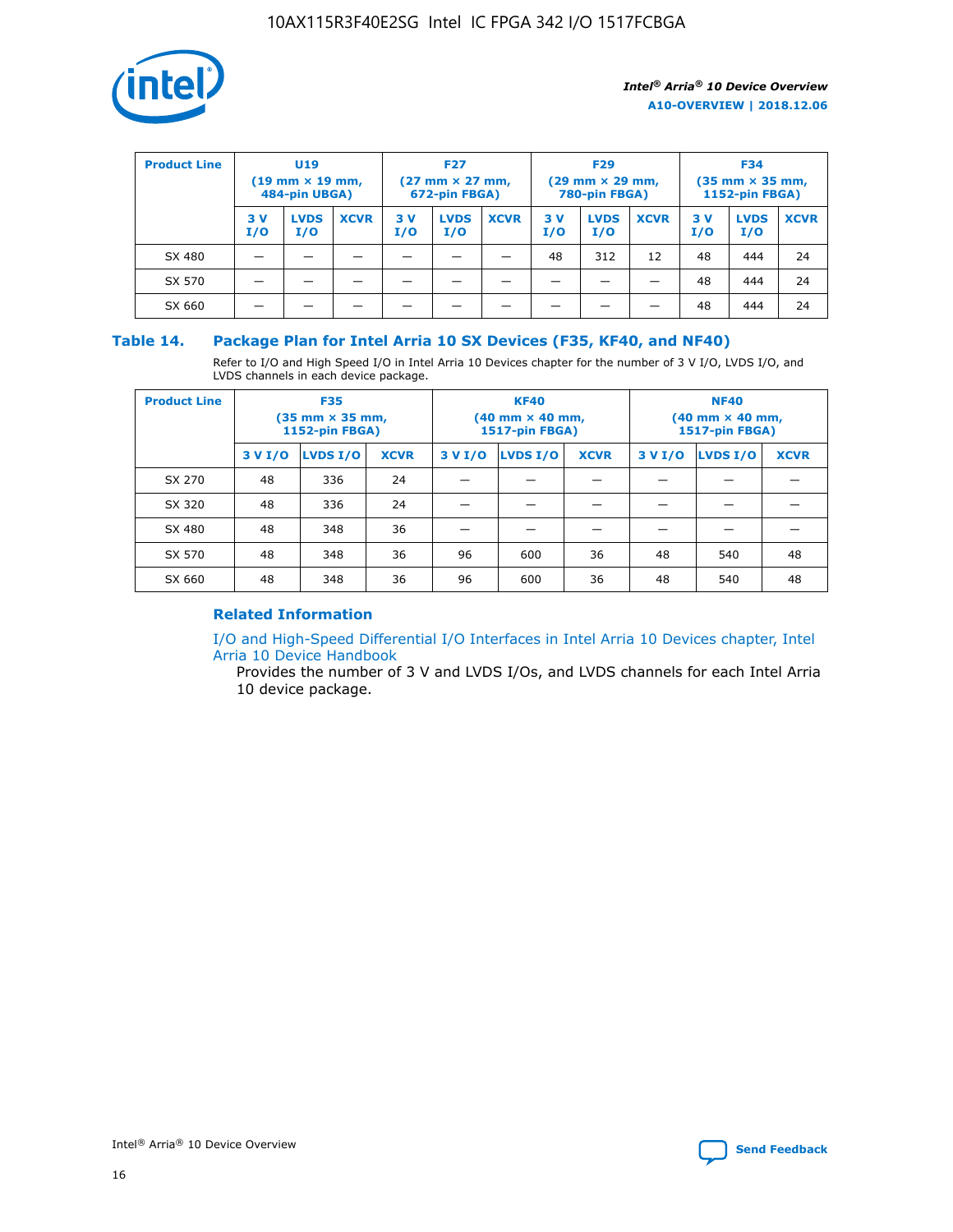| Product Line | U19 (19 mm × 19 mm, 484-pin UBGA) | | | F27 (27 mm × 27 mm, 672-pin FBGA) | | | F29 (29 mm × 29 mm, 780-pin FBGA) | | | F34 (35 mm × 35 mm, 1152-pin FBGA) | | |
|---|---|---|---|---|---|---|---|---|---|---|---|---|
| | 3 V I/O | LVDS I/O | XCVR | 3 V I/O | LVDS I/O | XCVR | 3 V I/O | LVDS I/O | XCVR | 3 V I/O | LVDS I/O | XCVR |
| SX 480 | — | — | — | — | — | — | 48 | 312 | 12 | 48 | 444 | 24 |
| SX 570 | — | — | — | — | — | — | — | — | — | 48 | 444 | 24 |
| SX 660 | — | — | — | — | — | — | — | — | — | 48 | 444 | 24 |

### Table 14. Package Plan for Intel Arria 10 SX Devices (F35, KF40, and NF40)

Refer to I/O and High Speed I/O in Intel Arria 10 Devices chapter for the number of 3 V I/O, LVDS I/O, and LVDS channels in each device package.

| Product Line | F35 (35 mm × 35 mm, 1152-pin FBGA) | | | KF40 (40 mm × 40 mm, 1517-pin FBGA) | | | NF40 (40 mm × 40 mm, 1517-pin FBGA) | | |
|---|---|---|---|---|---|---|---|---|---|
| | 3 V I/O | LVDS I/O | XCVR | 3 V I/O | LVDS I/O | XCVR | 3 V I/O | LVDS I/O | XCVR |
| SX 270 | 48 | 336 | 24 | — | — | — | — | — | — |
| SX 320 | 48 | 336 | 24 | — | — | — | — | — | — |
| SX 480 | 48 | 348 | 36 | — | — | — | — | — | — |
| SX 570 | 48 | 348 | 36 | 96 | 600 | 36 | 48 | 540 | 48 |
| SX 660 | 48 | 348 | 36 | 96 | 600 | 36 | 48 | 540 | 48 |

#### Related Information

I/O and High-Speed Differential I/O Interfaces in Intel Arria 10 Devices chapter, Intel Arria 10 Device Handbook

Provides the number of 3 V and LVDS I/Os, and LVDS channels for each Intel Arria 10 device package.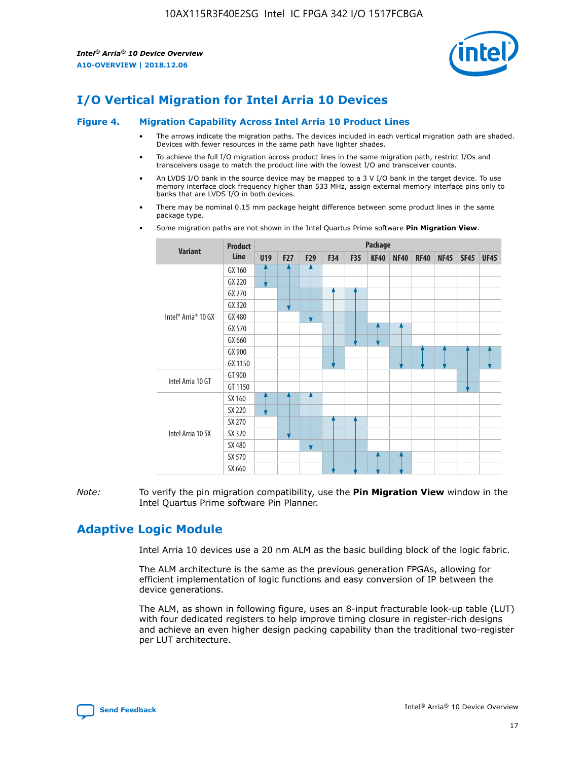# I/O Vertical Migration for Intel Arria 10 Devices

**Figure 4. Migration Capability Across Intel Arria 10 Product Lines**

- The arrows indicate the migration paths. The devices included in each vertical migration path are shaded. Devices with fewer resources in the same path have lighter shades.
- To achieve the full I/O migration across product lines in the same migration path, restrict I/Os and transceivers usage to match the product line with the lowest I/O and transceiver counts.
- An LVDS I/O bank in the source device may be mapped to a 3 V I/O bank in the target device. To use memory interface clock frequency higher than 533 MHz, assign external memory interface pins only to banks that are LVDS I/O in both devices.
- There may be nominal 0.15 mm package height difference between some product lines in the same package type.
- Some migration paths are not shown in the Intel Quartus Prime software **Pin Migration View**.

| Variant | Product Line | Package | | | | | | | | | | |
|---|---|---|---|---|---|---|---|---|---|---|---|---|
| | | U19 | F27 | F29 | F34 | F35 | KF40 | NF40 | RF40 | NF45 | SF45 | UF45 |
| Intel® Arria® 10 GX | GX 160 | | | | | | | | | | | |
| | GX 220 | | | | | | | | | | | |
| | GX 270 | | | | | | | | | | | |
| | GX 320 | | | | | | | | | | | |
| | GX 480 | | | | | | | | | | | |
| | GX 570 | | | | | | | | | | | |
| | GX 660 | | | | | | | | | | | |
| | GX 900 | | | | | | | | | | | |
| | GX 1150 | | | | | | | | | | | |
| Intel Arria 10 GT | GT 900 | | | | | | | | | | | |
| | GT 1150 | | | | | | | | | | | |
| Intel Arria 10 SX | SX 160 | | | | | | | | | | | |
| | SX 220 | | | | | | | | | | | |
| | SX 270 | | | | | | | | | | | |
| | SX 320 | | | | | | | | | | | |
| | SX 480 | | | | | | | | | | | |
| | SX 570 | | | | | | | | | | | |
| | SX 660 | | | | | | | | | | | |

*Note:* To verify the pin migration compatibility, use the **Pin Migration View** window in the Intel Quartus Prime software Pin Planner.

# Adaptive Logic Module

Intel Arria 10 devices use a 20 nm ALM as the basic building block of the logic fabric.

The ALM architecture is the same as the previous generation FPGAs, allowing for efficient implementation of logic functions and easy conversion of IP between the device generations.

The ALM, as shown in following figure, uses an 8-input fracturable look-up table (LUT) with four dedicated registers to help improve timing closure in register-rich designs and achieve an even higher design packing capability than the traditional two-register per LUT architecture.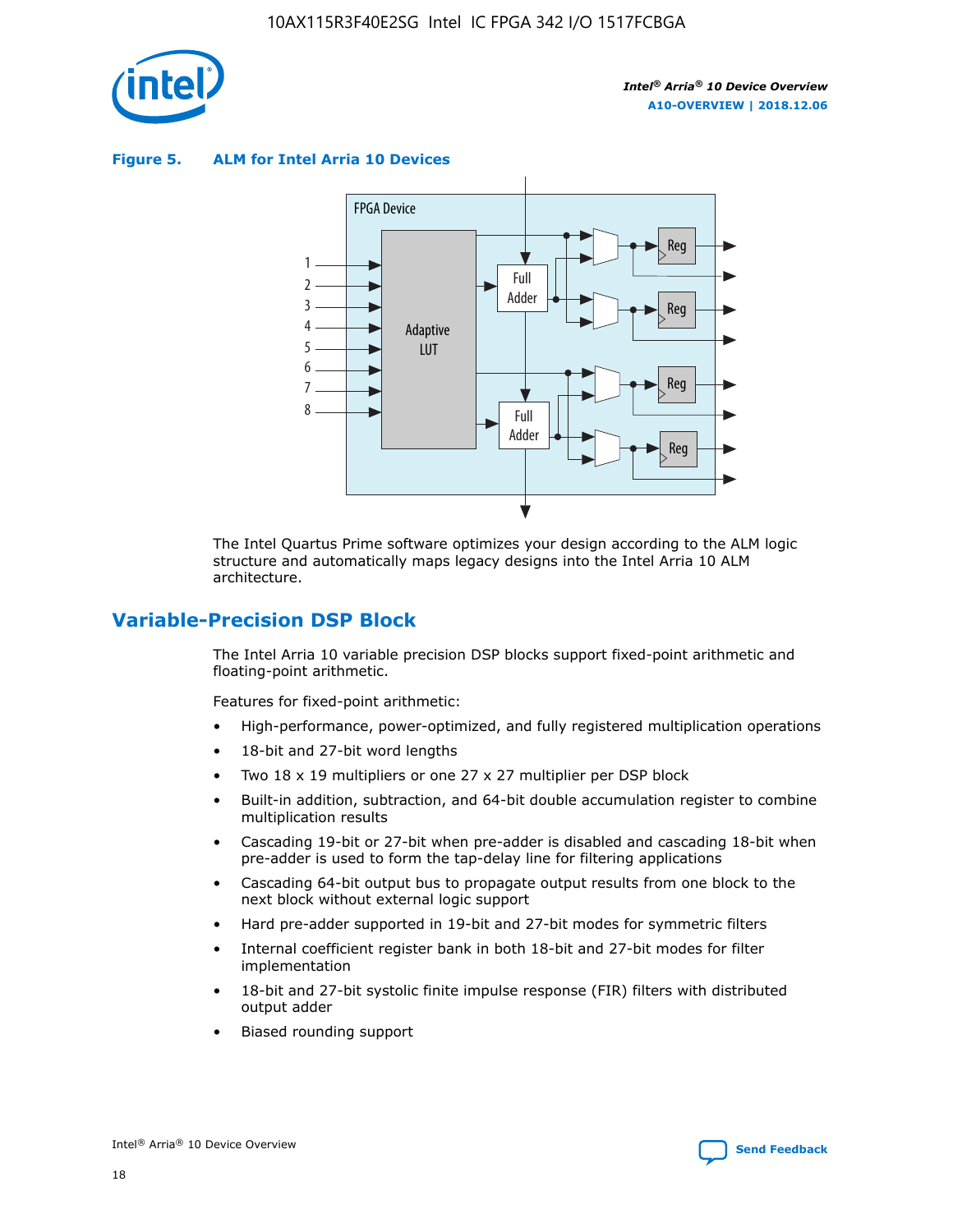**Figure 5. ALM for Intel Arria 10 Devices**

The Intel Quartus Prime software optimizes your design according to the ALM logic structure and automatically maps legacy designs into the Intel Arria 10 ALM architecture.

## Variable-Precision DSP Block

The Intel Arria 10 variable precision DSP blocks support fixed-point arithmetic and floating-point arithmetic.

Features for fixed-point arithmetic:

- High-performance, power-optimized, and fully registered multiplication operations
- 18-bit and 27-bit word lengths
- Two 18 x 19 multipliers or one 27 x 27 multiplier per DSP block
- Built-in addition, subtraction, and 64-bit double accumulation register to combine multiplication results
- Cascading 19-bit or 27-bit when pre-adder is disabled and cascading 18-bit when pre-adder is used to form the tap-delay line for filtering applications
- Cascading 64-bit output bus to propagate output results from one block to the next block without external logic support
- Hard pre-adder supported in 19-bit and 27-bit modes for symmetric filters
- Internal coefficient register bank in both 18-bit and 27-bit modes for filter implementation
- 18-bit and 27-bit systolic finite impulse response (FIR) filters with distributed output adder
- Biased rounding support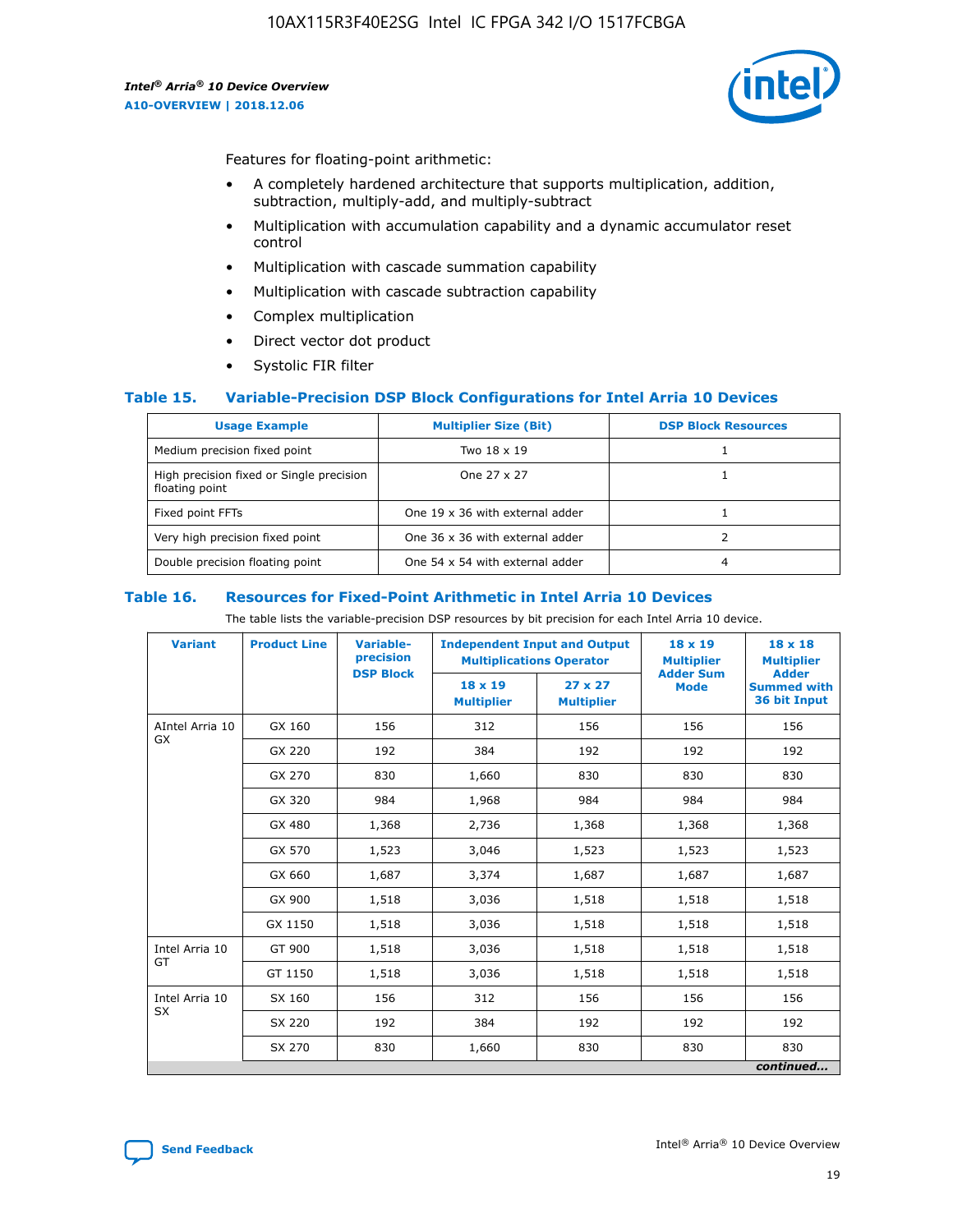Features for floating-point arithmetic:

- A completely hardened architecture that supports multiplication, addition, subtraction, multiply-add, and multiply-subtract
- Multiplication with accumulation capability and a dynamic accumulator reset control
- Multiplication with cascade summation capability
- Multiplication with cascade subtraction capability
- Complex multiplication
- Direct vector dot product
- Systolic FIR filter

### Table 15. Variable-Precision DSP Block Configurations for Intel Arria 10 Devices

| Usage Example | Multiplier Size (Bit) | DSP Block Resources |
|---|---|---|
| Medium precision fixed point | Two 18 x 19 | 1 |
| High precision fixed or Single precision floating point | One 27 x 27 | 1 |
| Fixed point FFTs | One 19 x 36 with external adder | 1 |
| Very high precision fixed point | One 36 x 36 with external adder | 2 |
| Double precision floating point | One 54 x 54 with external adder | 4 |

### Table 16. Resources for Fixed-Point Arithmetic in Intel Arria 10 Devices

The table lists the variable-precision DSP resources by bit precision for each Intel Arria 10 device.

| Variant | Product Line | Variable-precision DSP Block | Independent Input and Output Multiplications Operator | | 18 x 19 Multiplier Adder Sum Mode | 18 x 18 Multiplier Adder Summed with 36 bit Input |
|---|---|---|---|---|---|---|
| | | | 18 x 19 Multiplier | 27 x 27 Multiplier | | |
| AIntel Arria 10 GX | GX 160 | 156 | 312 | 156 | 156 | 156 |
| | GX 220 | 192 | 384 | 192 | 192 | 192 |
| | GX 270 | 830 | 1,660 | 830 | 830 | 830 |
| | GX 320 | 984 | 1,968 | 984 | 984 | 984 |
| | GX 480 | 1,368 | 2,736 | 1,368 | 1,368 | 1,368 |
| | GX 570 | 1,523 | 3,046 | 1,523 | 1,523 | 1,523 |
| | GX 660 | 1,687 | 3,374 | 1,687 | 1,687 | 1,687 |
| | GX 900 | 1,518 | 3,036 | 1,518 | 1,518 | 1,518 |
| | GX 1150 | 1,518 | 3,036 | 1,518 | 1,518 | 1,518 |
| Intel Arria 10 GT | GT 900 | 1,518 | 3,036 | 1,518 | 1,518 | 1,518 |
| | GT 1150 | 1,518 | 3,036 | 1,518 | 1,518 | 1,518 |
| Intel Arria 10 SX | SX 160 | 156 | 312 | 156 | 156 | 156 |
| | SX 220 | 192 | 384 | 192 | 192 | 192 |
| | SX 270 | 830 | 1,660 | 830 | 830 | 830 |

*continued...*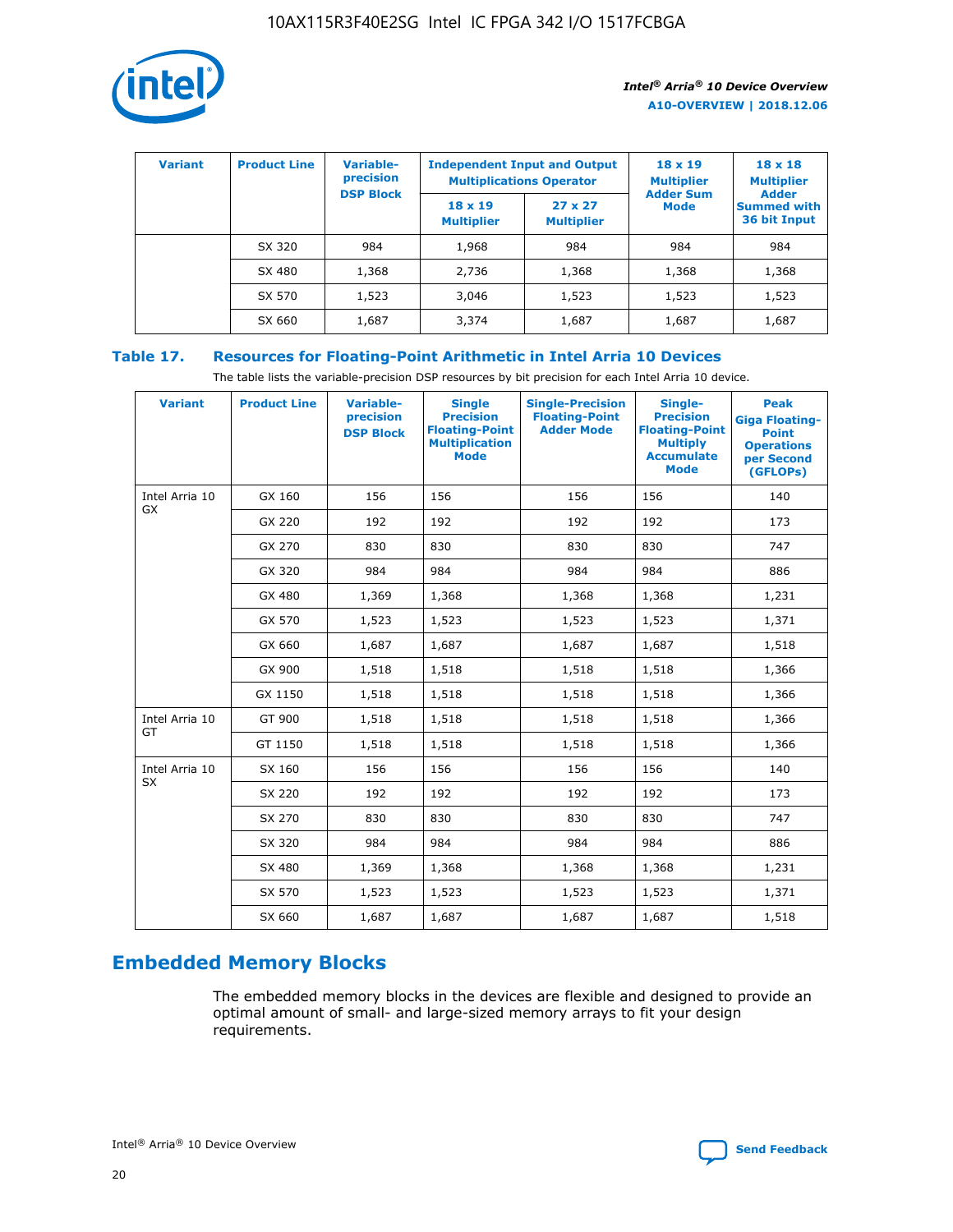| Variant | Product Line | Variable-precision DSP Block | Independent Input and Output Multiplications Operator | | 18 x 19 Multiplier Adder Sum Mode | 18 x 18 Multiplier Adder Summed with 36 bit Input |
|---|---|---|---|---|---|---|
| | | | 18 x 19 Multiplier | 27 x 27 Multiplier | | |
| | SX 320 | 984 | 1,968 | 984 | 984 | 984 |
| | SX 480 | 1,368 | 2,736 | 1,368 | 1,368 | 1,368 |
| | SX 570 | 1,523 | 3,046 | 1,523 | 1,523 | 1,523 |
| | SX 660 | 1,687 | 3,374 | 1,687 | 1,687 | 1,687 |

**Table 17. Resources for Floating-Point Arithmetic in Intel Arria 10 Devices**

The table lists the variable-precision DSP resources by bit precision for each Intel Arria 10 device.

| Variant | Product Line | Variable-precision DSP Block | Single Precision Floating-Point Multiplication Mode | Single-Precision Floating-Point Adder Mode | Single-Precision Floating-Point Multiply Accumulate Mode | Peak Giga Floating-Point Operations per Second (GFLOPs) |
|---|---|---|---|---|---|---|
| Intel Arria 10 GX | GX 160 | 156 | 156 | 156 | 156 | 140 |
| | GX 220 | 192 | 192 | 192 | 192 | 173 |
| | GX 270 | 830 | 830 | 830 | 830 | 747 |
| | GX 320 | 984 | 984 | 984 | 984 | 886 |
| | GX 480 | 1,369 | 1,368 | 1,368 | 1,368 | 1,231 |
| | GX 570 | 1,523 | 1,523 | 1,523 | 1,523 | 1,371 |
| | GX 660 | 1,687 | 1,687 | 1,687 | 1,687 | 1,518 |
| | GX 900 | 1,518 | 1,518 | 1,518 | 1,518 | 1,366 |
| | GX 1150 | 1,518 | 1,518 | 1,518 | 1,518 | 1,366 |
| Intel Arria 10 GT | GT 900 | 1,518 | 1,518 | 1,518 | 1,518 | 1,366 |
| | GT 1150 | 1,518 | 1,518 | 1,518 | 1,518 | 1,366 |
| Intel Arria 10 SX | SX 160 | 156 | 156 | 156 | 156 | 140 |
| | SX 220 | 192 | 192 | 192 | 192 | 173 |
| | SX 270 | 830 | 830 | 830 | 830 | 747 |
| | SX 320 | 984 | 984 | 984 | 984 | 886 |
| | SX 480 | 1,369 | 1,368 | 1,368 | 1,368 | 1,231 |
| | SX 570 | 1,523 | 1,523 | 1,523 | 1,523 | 1,371 |
| | SX 660 | 1,687 | 1,687 | 1,687 | 1,687 | 1,518 |

## Embedded Memory Blocks

The embedded memory blocks in the devices are flexible and designed to provide an optimal amount of small- and large-sized memory arrays to fit your design requirements.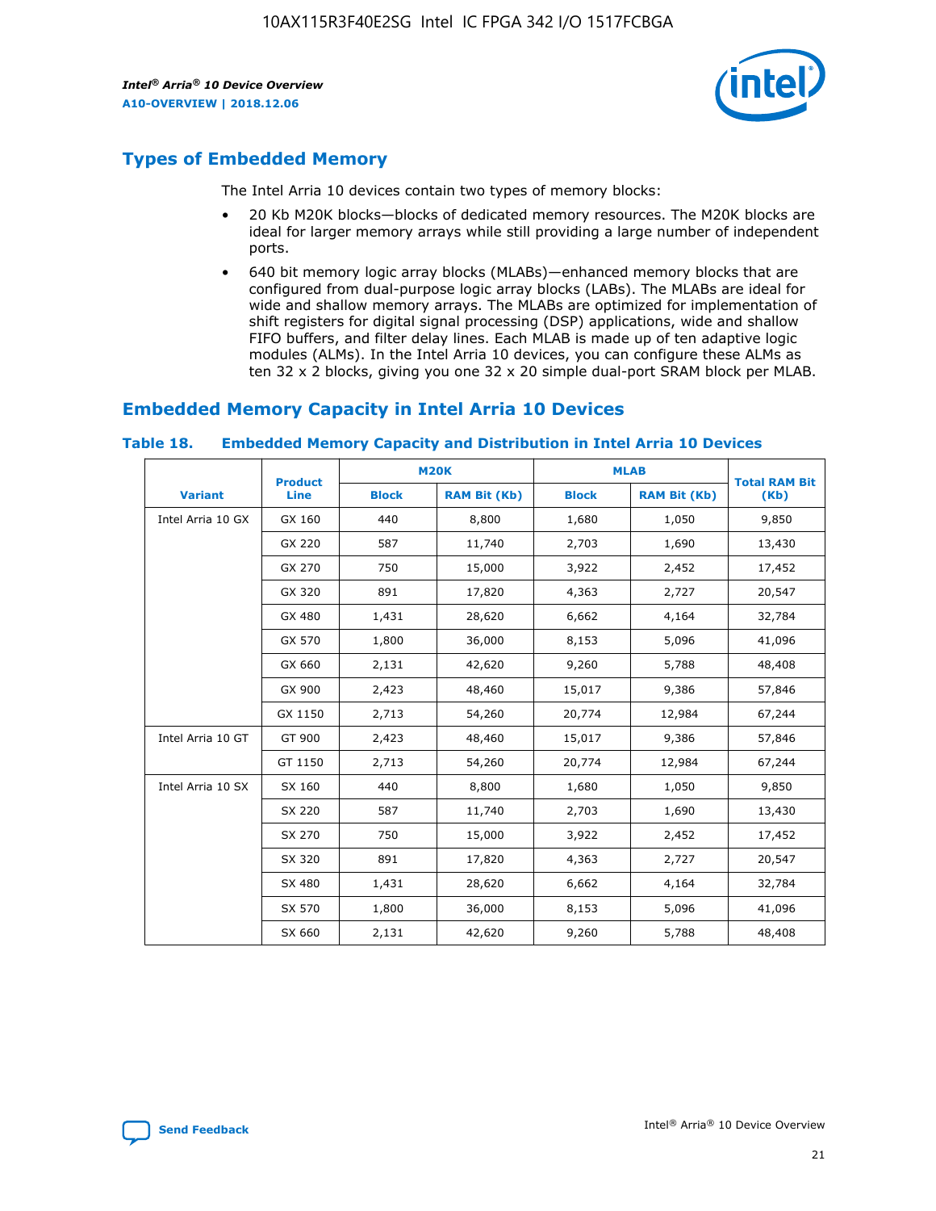## Types of Embedded Memory

The Intel Arria 10 devices contain two types of memory blocks:

- 20 Kb M20K blocks—blocks of dedicated memory resources. The M20K blocks are ideal for larger memory arrays while still providing a large number of independent ports.
- 640 bit memory logic array blocks (MLABs)—enhanced memory blocks that are configured from dual-purpose logic array blocks (LABs). The MLABs are ideal for wide and shallow memory arrays. The MLABs are optimized for implementation of shift registers for digital signal processing (DSP) applications, wide and shallow FIFO buffers, and filter delay lines. Each MLAB is made up of ten adaptive logic modules (ALMs). In the Intel Arria 10 devices, you can configure these ALMs as ten 32 x 2 blocks, giving you one 32 x 20 simple dual-port SRAM block per MLAB.

## Embedded Memory Capacity in Intel Arria 10 Devices

**Table 18. Embedded Memory Capacity and Distribution in Intel Arria 10 Devices**

| Variant | Product Line | M20K | | MLAB | | Total RAM Bit (Kb) |
|---|---|---|---|---|---|---|
| | | Block | RAM Bit (Kb) | Block | RAM Bit (Kb) | |
| Intel Arria 10 GX | GX 160 | 440 | 8,800 | 1,680 | 1,050 | 9,850 |
| | GX 220 | 587 | 11,740 | 2,703 | 1,690 | 13,430 |
| | GX 270 | 750 | 15,000 | 3,922 | 2,452 | 17,452 |
| | GX 320 | 891 | 17,820 | 4,363 | 2,727 | 20,547 |
| | GX 480 | 1,431 | 28,620 | 6,662 | 4,164 | 32,784 |
| | GX 570 | 1,800 | 36,000 | 8,153 | 5,096 | 41,096 |
| | GX 660 | 2,131 | 42,620 | 9,260 | 5,788 | 48,408 |
| | GX 900 | 2,423 | 48,460 | 15,017 | 9,386 | 57,846 |
| | GX 1150 | 2,713 | 54,260 | 20,774 | 12,984 | 67,244 |
| Intel Arria 10 GT | GT 900 | 2,423 | 48,460 | 15,017 | 9,386 | 57,846 |
| | GT 1150 | 2,713 | 54,260 | 20,774 | 12,984 | 67,244 |
| Intel Arria 10 SX | SX 160 | 440 | 8,800 | 1,680 | 1,050 | 9,850 |
| | SX 220 | 587 | 11,740 | 2,703 | 1,690 | 13,430 |
| | SX 270 | 750 | 15,000 | 3,922 | 2,452 | 17,452 |
| | SX 320 | 891 | 17,820 | 4,363 | 2,727 | 20,547 |
| | SX 480 | 1,431 | 28,620 | 6,662 | 4,164 | 32,784 |
| | SX 570 | 1,800 | 36,000 | 8,153 | 5,096 | 41,096 |
| | SX 660 | 2,131 | 42,620 | 9,260 | 5,788 | 48,408 |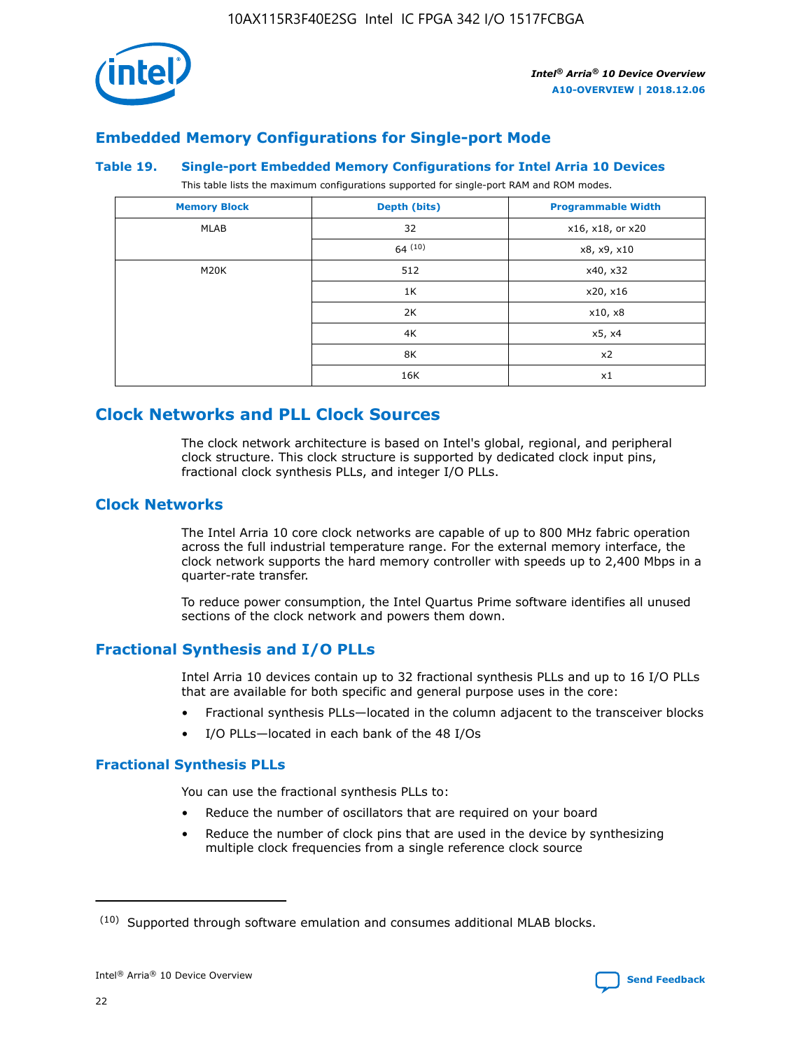## Embedded Memory Configurations for Single-port Mode

**Table 19. Single-port Embedded Memory Configurations for Intel Arria 10 Devices**

This table lists the maximum configurations supported for single-port RAM and ROM modes.

| Memory Block | Depth (bits) | Programmable Width |
|---|---|---|
| MLAB | 32 | x16, x18, or x20 |
| | 64 [10] | x8, x9, x10 |
| M20K | 512 | x40, x32 |
| | 1K | x20, x16 |
| | 2K | x10, x8 |
| | 4K | x5, x4 |
| | 8K | x2 |
| | 16K | x1 |

# Clock Networks and PLL Clock Sources

The clock network architecture is based on Intel's global, regional, and peripheral clock structure. This clock structure is supported by dedicated clock input pins, fractional clock synthesis PLLs, and integer I/O PLLs.

## Clock Networks

The Intel Arria 10 core clock networks are capable of up to 800 MHz fabric operation across the full industrial temperature range. For the external memory interface, the clock network supports the hard memory controller with speeds up to 2,400 Mbps in a quarter-rate transfer.

To reduce power consumption, the Intel Quartus Prime software identifies all unused sections of the clock network and powers them down.

## Fractional Synthesis and I/O PLLs

Intel Arria 10 devices contain up to 32 fractional synthesis PLLs and up to 16 I/O PLLs that are available for both specific and general purpose uses in the core:

- Fractional synthesis PLLs—located in the column adjacent to the transceiver blocks
- I/O PLLs—located in each bank of the 48 I/Os

### Fractional Synthesis PLLs

You can use the fractional synthesis PLLs to:

- Reduce the number of oscillators that are required on your board
- Reduce the number of clock pins that are used in the device by synthesizing multiple clock frequencies from a single reference clock source

[10] Supported through software emulation and consumes additional MLAB blocks.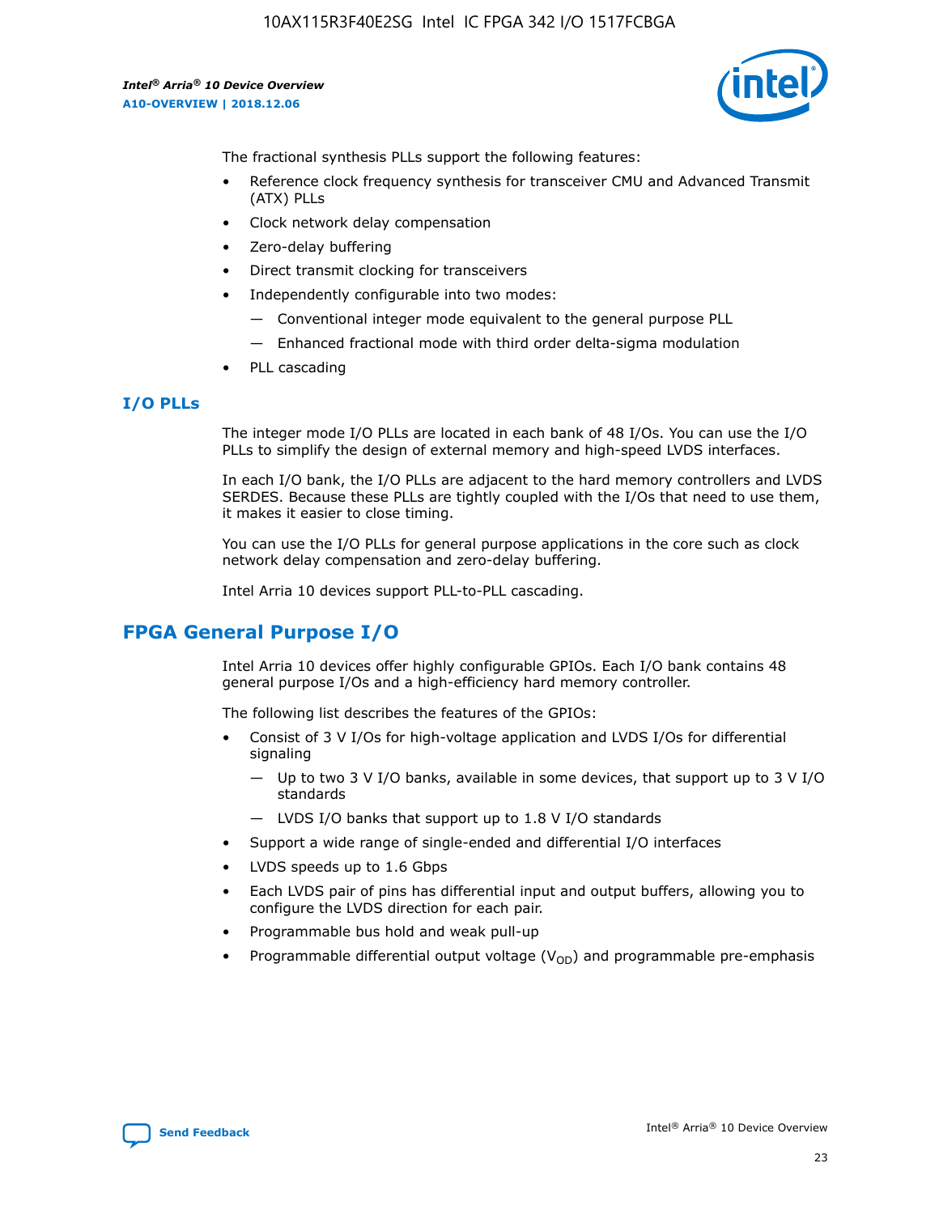The fractional synthesis PLLs support the following features:

- Reference clock frequency synthesis for transceiver CMU and Advanced Transmit (ATX) PLLs
- Clock network delay compensation
- Zero-delay buffering
- Direct transmit clocking for transceivers
- Independently configurable into two modes:
  - — Conventional integer mode equivalent to the general purpose PLL
  - — Enhanced fractional mode with third order delta-sigma modulation
- PLL cascading

### I/O PLLs

The integer mode I/O PLLs are located in each bank of 48 I/Os. You can use the I/O PLLs to simplify the design of external memory and high-speed LVDS interfaces.

In each I/O bank, the I/O PLLs are adjacent to the hard memory controllers and LVDS SERDES. Because these PLLs are tightly coupled with the I/Os that need to use them, it makes it easier to close timing.

You can use the I/O PLLs for general purpose applications in the core such as clock network delay compensation and zero-delay buffering.

Intel Arria 10 devices support PLL-to-PLL cascading.

## FPGA General Purpose I/O

Intel Arria 10 devices offer highly configurable GPIOs. Each I/O bank contains 48 general purpose I/Os and a high-efficiency hard memory controller.

The following list describes the features of the GPIOs:

- Consist of 3 V I/Os for high-voltage application and LVDS I/Os for differential signaling
  - — Up to two 3 V I/O banks, available in some devices, that support up to 3 V I/O standards
  - — LVDS I/O banks that support up to 1.8 V I/O standards
- Support a wide range of single-ended and differential I/O interfaces
- LVDS speeds up to 1.6 Gbps
- Each LVDS pair of pins has differential input and output buffers, allowing you to configure the LVDS direction for each pair.
- Programmable bus hold and weak pull-up
- Programmable differential output voltage ($V_{OD}$) and programmable pre-emphasis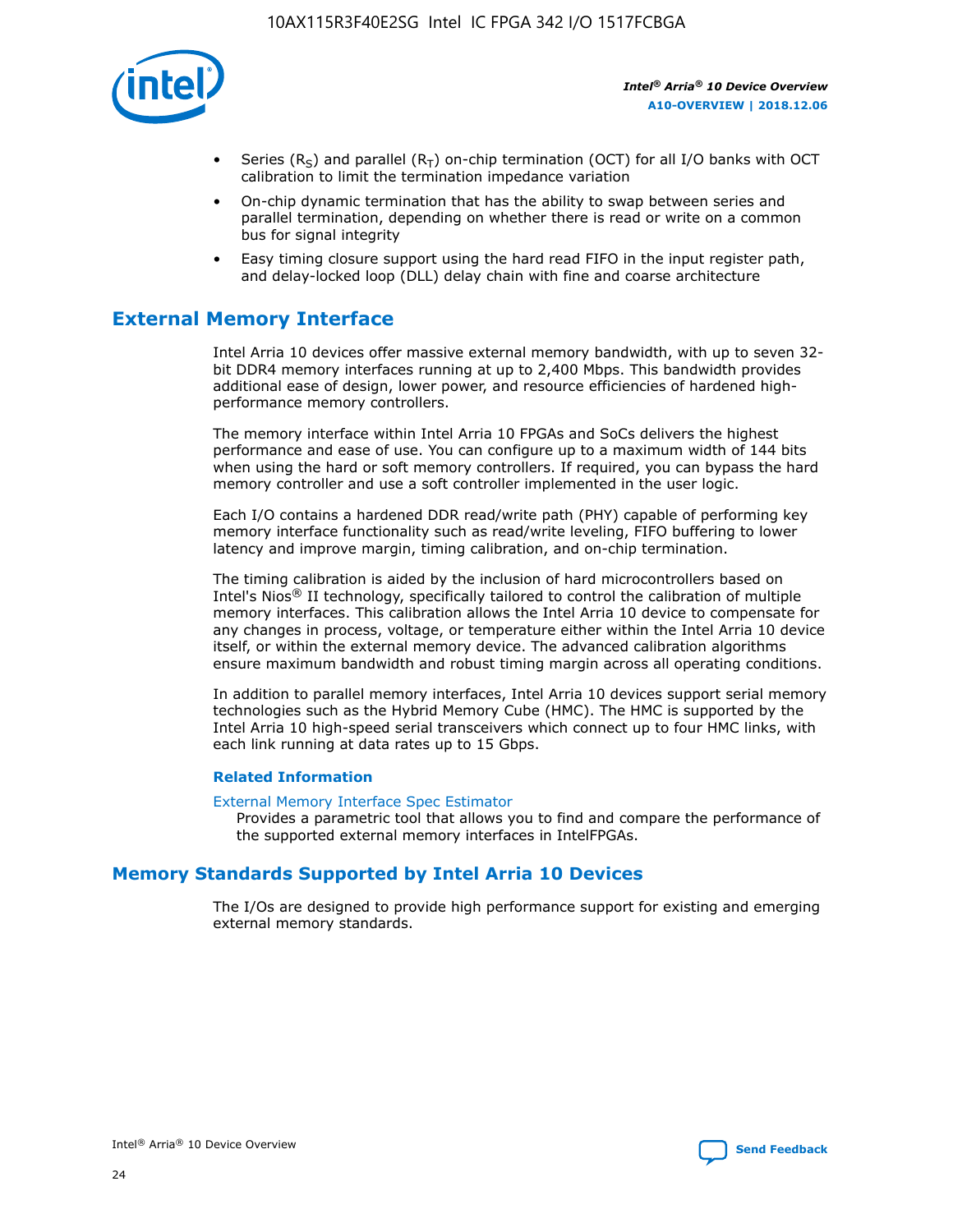- Series ($R_S$) and parallel ($R_T$) on-chip termination (OCT) for all I/O banks with OCT calibration to limit the termination impedance variation
- On-chip dynamic termination that has the ability to swap between series and parallel termination, depending on whether there is read or write on a common bus for signal integrity
- Easy timing closure support using the hard read FIFO in the input register path, and delay-locked loop (DLL) delay chain with fine and coarse architecture

## External Memory Interface

Intel Arria 10 devices offer massive external memory bandwidth, with up to seven 32-bit DDR4 memory interfaces running at up to 2,400 Mbps. This bandwidth provides additional ease of design, lower power, and resource efficiencies of hardened high-performance memory controllers.

The memory interface within Intel Arria 10 FPGAs and SoCs delivers the highest performance and ease of use. You can configure up to a maximum width of 144 bits when using the hard or soft memory controllers. If required, you can bypass the hard memory controller and use a soft controller implemented in the user logic.

Each I/O contains a hardened DDR read/write path (PHY) capable of performing key memory interface functionality such as read/write leveling, FIFO buffering to lower latency and improve margin, timing calibration, and on-chip termination.

The timing calibration is aided by the inclusion of hard microcontrollers based on Intel's Nios® II technology, specifically tailored to control the calibration of multiple memory interfaces. This calibration allows the Intel Arria 10 device to compensate for any changes in process, voltage, or temperature either within the Intel Arria 10 device itself, or within the external memory device. The advanced calibration algorithms ensure maximum bandwidth and robust timing margin across all operating conditions.

In addition to parallel memory interfaces, Intel Arria 10 devices support serial memory technologies such as the Hybrid Memory Cube (HMC). The HMC is supported by the Intel Arria 10 high-speed serial transceivers which connect up to four HMC links, with each link running at data rates up to 15 Gbps.

### Related Information

External Memory Interface Spec Estimator

Provides a parametric tool that allows you to find and compare the performance of the supported external memory interfaces in IntelFPGAs.

## Memory Standards Supported by Intel Arria 10 Devices

The I/Os are designed to provide high performance support for existing and emerging external memory standards.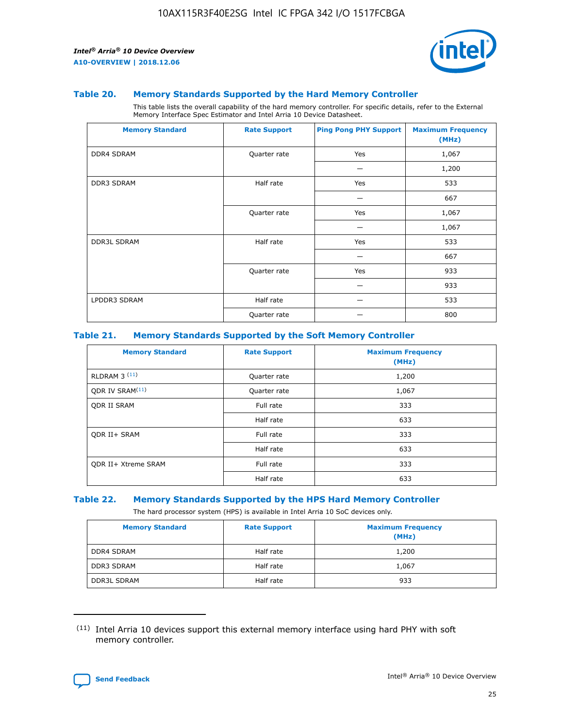### Table 20. Memory Standards Supported by the Hard Memory Controller

This table lists the overall capability of the hard memory controller. For specific details, refer to the External Memory Interface Spec Estimator and Intel Arria 10 Device Datasheet.

| Memory Standard | Rate Support | Ping Pong PHY Support | Maximum Frequency (MHz) |
|---|---|---|---|
| DDR4 SDRAM | Quarter rate | Yes | 1,067 |
| | | — | 1,200 |
| DDR3 SDRAM | Half rate | Yes | 533 |
| | | — | 667 |
| | Quarter rate | Yes | 1,067 |
| | | — | 1,067 |
| DDR3L SDRAM | Half rate | Yes | 533 |
| | | — | 667 |
| | Quarter rate | Yes | 933 |
| | | — | 933 |
| LPDDR3 SDRAM | Half rate | — | 533 |
| | Quarter rate | — | 800 |

### Table 21. Memory Standards Supported by the Soft Memory Controller

| Memory Standard | Rate Support | Maximum Frequency (MHz) |
|---|---|---|
| RLDRAM 3 (11) | Quarter rate | 1,200 |
| QDR IV SRAM(11) | Quarter rate | 1,067 |
| QDR II SRAM | Full rate | 333 |
| | Half rate | 633 |
| QDR II+ SRAM | Full rate | 333 |
| | Half rate | 633 |
| QDR II+ Xtreme SRAM | Full rate | 333 |
| | Half rate | 633 |

### Table 22. Memory Standards Supported by the HPS Hard Memory Controller

The hard processor system (HPS) is available in Intel Arria 10 SoC devices only.

| Memory Standard | Rate Support | Maximum Frequency (MHz) |
|---|---|---|
| DDR4 SDRAM | Half rate | 1,200 |
| DDR3 SDRAM | Half rate | 1,067 |
| DDR3L SDRAM | Half rate | 933 |

(11) Intel Arria 10 devices support this external memory interface using hard PHY with soft memory controller.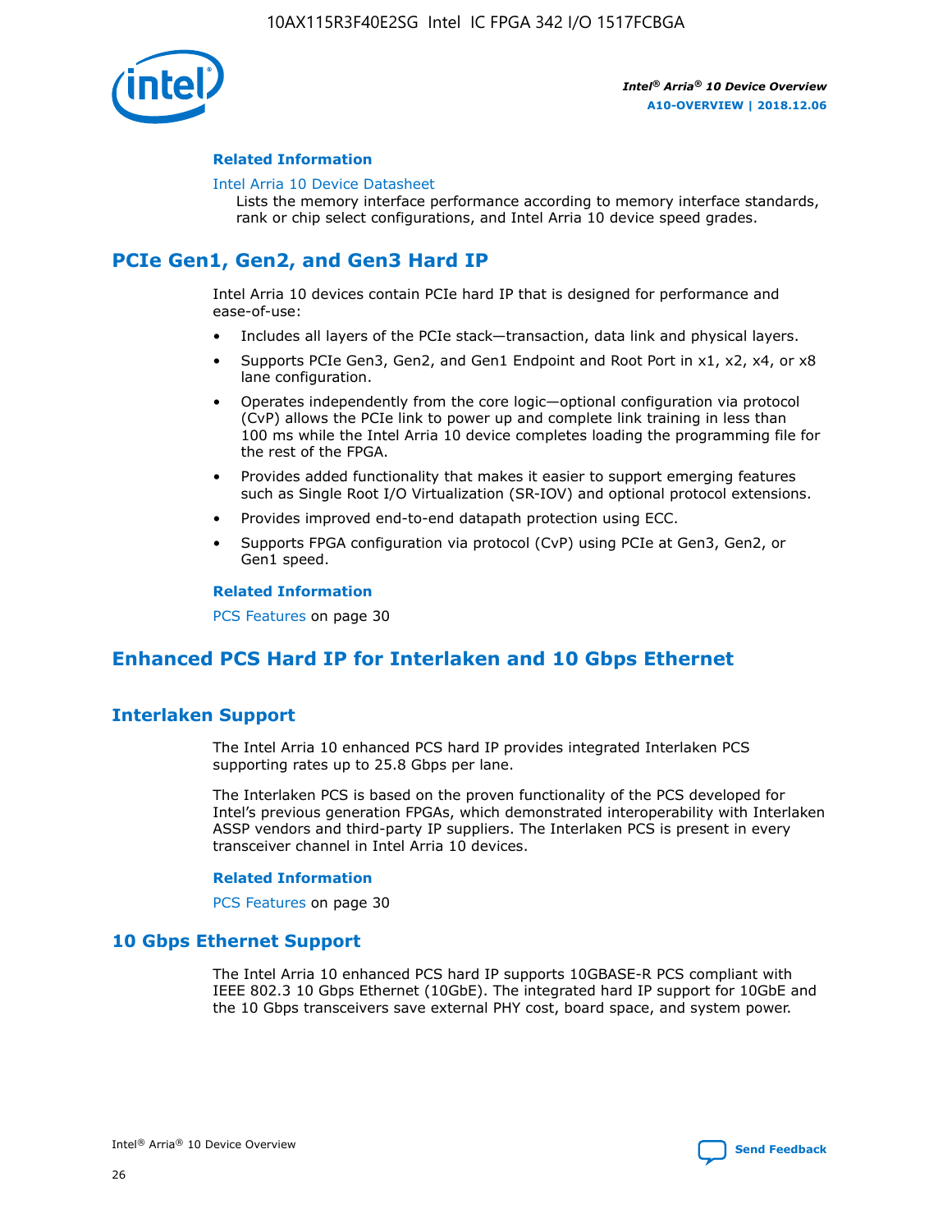#### Related Information

Intel Arria 10 Device Datasheet

Lists the memory interface performance according to memory interface standards, rank or chip select configurations, and Intel Arria 10 device speed grades.

## PCIe Gen1, Gen2, and Gen3 Hard IP

Intel Arria 10 devices contain PCIe hard IP that is designed for performance and ease-of-use:

- Includes all layers of the PCIe stack—transaction, data link and physical layers.
- Supports PCIe Gen3, Gen2, and Gen1 Endpoint and Root Port in x1, x2, x4, or x8 lane configuration.
- Operates independently from the core logic—optional configuration via protocol (CvP) allows the PCIe link to power up and complete link training in less than 100 ms while the Intel Arria 10 device completes loading the programming file for the rest of the FPGA.
- Provides added functionality that makes it easier to support emerging features such as Single Root I/O Virtualization (SR-IOV) and optional protocol extensions.
- Provides improved end-to-end datapath protection using ECC.
- Supports FPGA configuration via protocol (CvP) using PCIe at Gen3, Gen2, or Gen1 speed.

#### Related Information

PCS Features on page 30

## Enhanced PCS Hard IP for Interlaken and 10 Gbps Ethernet

### Interlaken Support

The Intel Arria 10 enhanced PCS hard IP provides integrated Interlaken PCS supporting rates up to 25.8 Gbps per lane.

The Interlaken PCS is based on the proven functionality of the PCS developed for Intel's previous generation FPGAs, which demonstrated interoperability with Interlaken ASSP vendors and third-party IP suppliers. The Interlaken PCS is present in every transceiver channel in Intel Arria 10 devices.

#### Related Information

PCS Features on page 30

### 10 Gbps Ethernet Support

The Intel Arria 10 enhanced PCS hard IP supports 10GBASE-R PCS compliant with IEEE 802.3 10 Gbps Ethernet (10GbE). The integrated hard IP support for 10GbE and the 10 Gbps transceivers save external PHY cost, board space, and system power.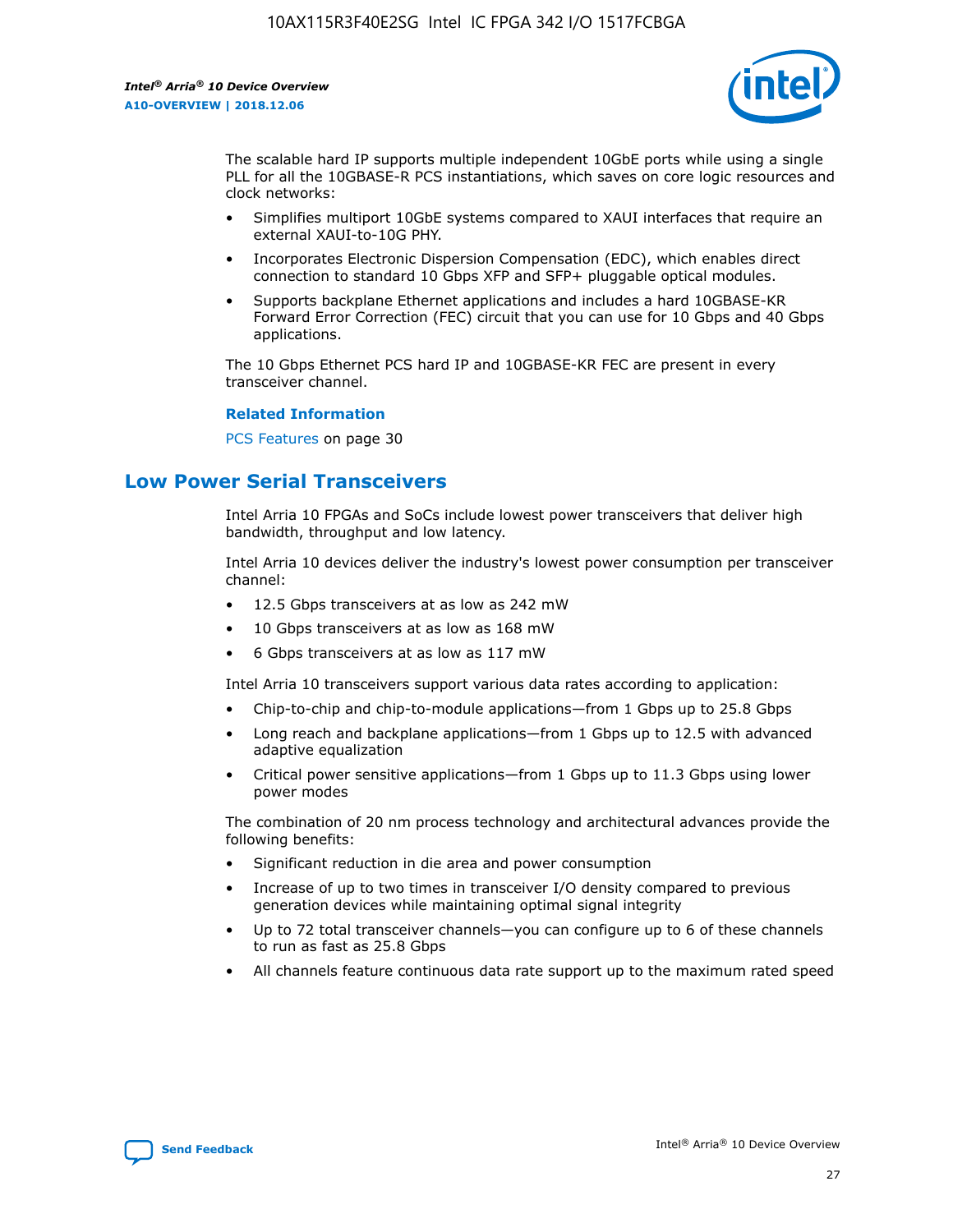The scalable hard IP supports multiple independent 10GbE ports while using a single PLL for all the 10GBASE-R PCS instantiations, which saves on core logic resources and clock networks:

- Simplifies multiport 10GbE systems compared to XAUI interfaces that require an external XAUI-to-10G PHY.
- Incorporates Electronic Dispersion Compensation (EDC), which enables direct connection to standard 10 Gbps XFP and SFP+ pluggable optical modules.
- Supports backplane Ethernet applications and includes a hard 10GBASE-KR Forward Error Correction (FEC) circuit that you can use for 10 Gbps and 40 Gbps applications.

The 10 Gbps Ethernet PCS hard IP and 10GBASE-KR FEC are present in every transceiver channel.

**Related Information**

PCS Features on page 30

## Low Power Serial Transceivers

Intel Arria 10 FPGAs and SoCs include lowest power transceivers that deliver high bandwidth, throughput and low latency.

Intel Arria 10 devices deliver the industry's lowest power consumption per transceiver channel:

- 12.5 Gbps transceivers at as low as 242 mW
- 10 Gbps transceivers at as low as 168 mW
- 6 Gbps transceivers at as low as 117 mW

Intel Arria 10 transceivers support various data rates according to application:

- Chip-to-chip and chip-to-module applications—from 1 Gbps up to 25.8 Gbps
- Long reach and backplane applications—from 1 Gbps up to 12.5 with advanced adaptive equalization
- Critical power sensitive applications—from 1 Gbps up to 11.3 Gbps using lower power modes

The combination of 20 nm process technology and architectural advances provide the following benefits:

- Significant reduction in die area and power consumption
- Increase of up to two times in transceiver I/O density compared to previous generation devices while maintaining optimal signal integrity
- Up to 72 total transceiver channels—you can configure up to 6 of these channels to run as fast as 25.8 Gbps
- All channels feature continuous data rate support up to the maximum rated speed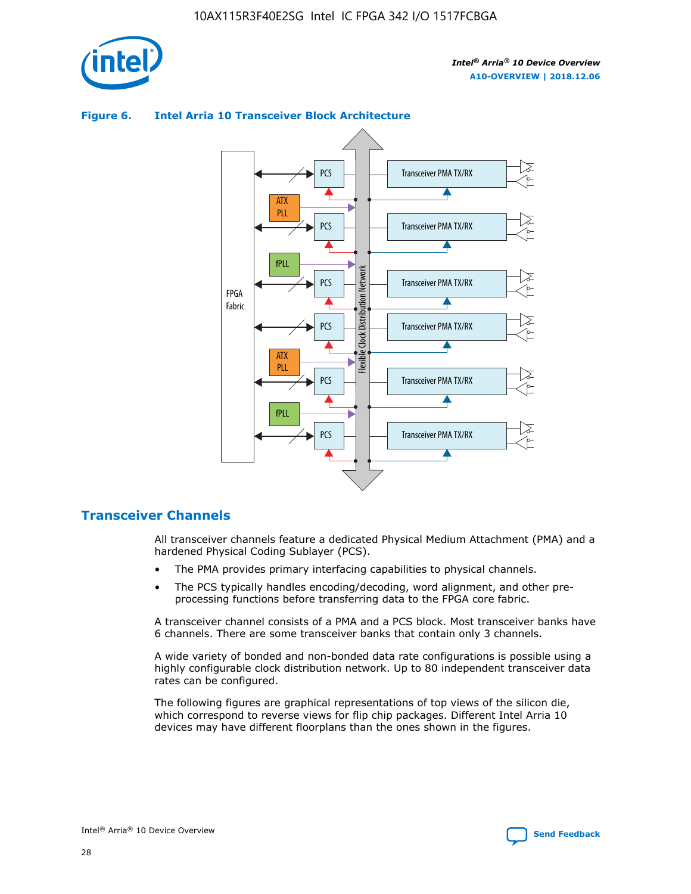**Figure 6. Intel Arria 10 Transceiver Block Architecture**

## Transceiver Channels

All transceiver channels feature a dedicated Physical Medium Attachment (PMA) and a hardened Physical Coding Sublayer (PCS).

- The PMA provides primary interfacing capabilities to physical channels.
- The PCS typically handles encoding/decoding, word alignment, and other pre-processing functions before transferring data to the FPGA core fabric.

A transceiver channel consists of a PMA and a PCS block. Most transceiver banks have 6 channels. There are some transceiver banks that contain only 3 channels.

A wide variety of bonded and non-bonded data rate configurations is possible using a highly configurable clock distribution network. Up to 80 independent transceiver data rates can be configured.

The following figures are graphical representations of top views of the silicon die, which correspond to reverse views for flip chip packages. Different Intel Arria 10 devices may have different floorplans than the ones shown in the figures.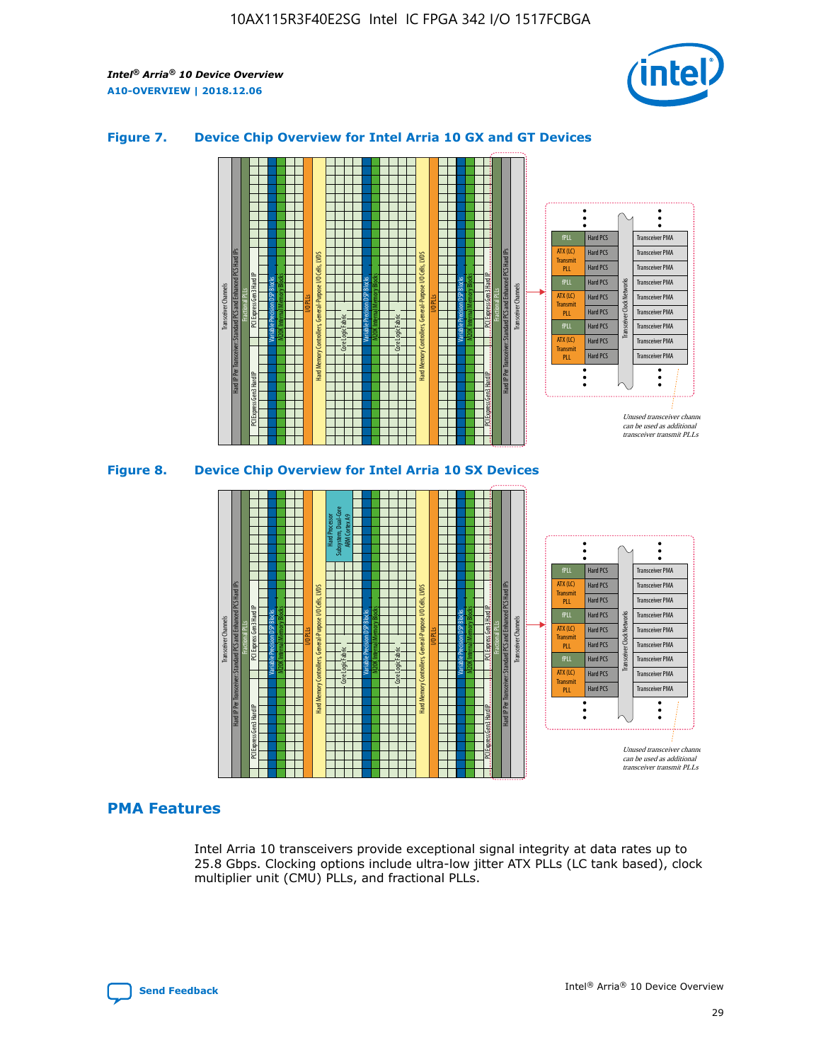### Figure 7. Device Chip Overview for Intel Arria 10 GX and GT Devices

### Figure 8. Device Chip Overview for Intel Arria 10 SX Devices

## PMA Features

Intel Arria 10 transceivers provide exceptional signal integrity at data rates up to 25.8 Gbps. Clocking options include ultra-low jitter ATX PLLs (LC tank based), clock multiplier unit (CMU) PLLs, and fractional PLLs.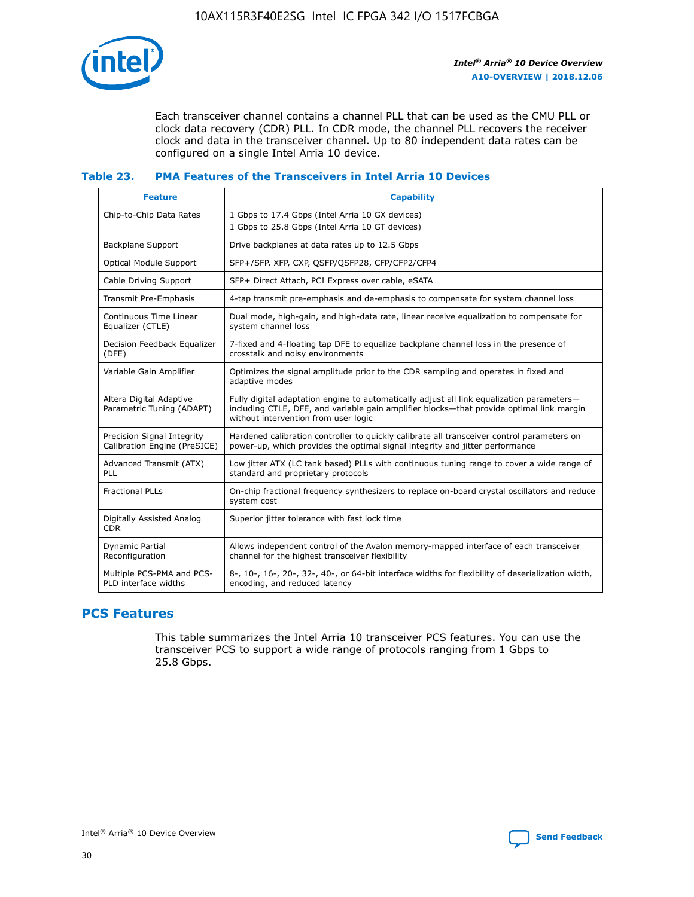Each transceiver channel contains a channel PLL that can be used as the CMU PLL or clock data recovery (CDR) PLL. In CDR mode, the channel PLL recovers the receiver clock and data in the transceiver channel. Up to 80 independent data rates can be configured on a single Intel Arria 10 device.

**Table 23. PMA Features of the Transceivers in Intel Arria 10 Devices**

| Feature | Capability |
| --- | --- |
| Chip-to-Chip Data Rates | 1 Gbps to 17.4 Gbps (Intel Arria 10 GX devices)<br>1 Gbps to 25.8 Gbps (Intel Arria 10 GT devices) |
| Backplane Support | Drive backplanes at data rates up to 12.5 Gbps |
| Optical Module Support | SFP+/SFP, XFP, CXP, QSFP/QSFP28, CFP/CFP2/CFP4 |
| Cable Driving Support | SFP+ Direct Attach, PCI Express over cable, eSATA |
| Transmit Pre-Emphasis | 4-tap transmit pre-emphasis and de-emphasis to compensate for system channel loss |
| Continuous Time Linear Equalizer (CTLE) | Dual mode, high-gain, and high-data rate, linear receive equalization to compensate for system channel loss |
| Decision Feedback Equalizer (DFE) | 7-fixed and 4-floating tap DFE to equalize backplane channel loss in the presence of crosstalk and noisy environments |
| Variable Gain Amplifier | Optimizes the signal amplitude prior to the CDR sampling and operates in fixed and adaptive modes |
| Altera Digital Adaptive Parametric Tuning (ADAPT) | Fully digital adaptation engine to automatically adjust all link equalization parameters—including CTLE, DFE, and variable gain amplifier blocks—that provide optimal link margin without intervention from user logic |
| Precision Signal Integrity Calibration Engine (PreSICE) | Hardened calibration controller to quickly calibrate all transceiver control parameters on power-up, which provides the optimal signal integrity and jitter performance |
| Advanced Transmit (ATX) PLL | Low jitter ATX (LC tank based) PLLs with continuous tuning range to cover a wide range of standard and proprietary protocols |
| Fractional PLLs | On-chip fractional frequency synthesizers to replace on-board crystal oscillators and reduce system cost |
| Digitally Assisted Analog CDR | Superior jitter tolerance with fast lock time |
| Dynamic Partial Reconfiguration | Allows independent control of the Avalon memory-mapped interface of each transceiver channel for the highest transceiver flexibility |
| Multiple PCS-PMA and PCS-PLD interface widths | 8-, 10-, 16-, 20-, 32-, 40-, or 64-bit interface widths for flexibility of deserialization width, encoding, and reduced latency |

## PCS Features

This table summarizes the Intel Arria 10 transceiver PCS features. You can use the transceiver PCS to support a wide range of protocols ranging from 1 Gbps to 25.8 Gbps.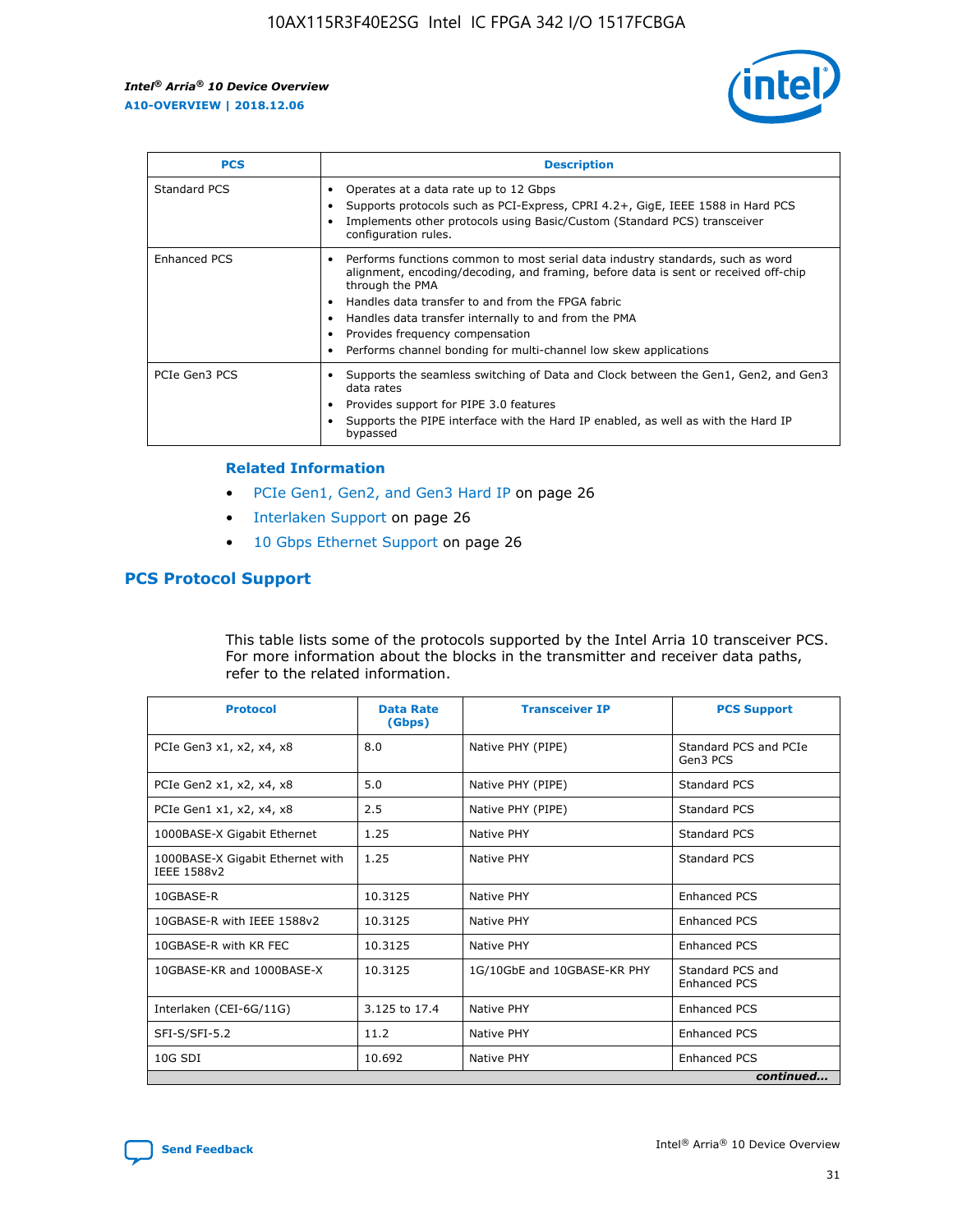| PCS | Description |
| --- | --- |
| Standard PCS | • Operates at a data rate up to 12 Gbps<br>• Supports protocols such as PCI-Express, CPRI 4.2+, GigE, IEEE 1588 in Hard PCS<br>• Implements other protocols using Basic/Custom (Standard PCS) transceiver configuration rules. |
| Enhanced PCS | • Performs functions common to most serial data industry standards, such as word alignment, encoding/decoding, and framing, before data is sent or received off-chip through the PMA<br>• Handles data transfer to and from the FPGA fabric<br>• Handles data transfer internally to and from the PMA<br>• Provides frequency compensation<br>• Performs channel bonding for multi-channel low skew applications |
| PCIe Gen3 PCS | • Supports the seamless switching of Data and Clock between the Gen1, Gen2, and Gen3 data rates<br>• Provides support for PIPE 3.0 features<br>• Supports the PIPE interface with the Hard IP enabled, as well as with the Hard IP bypassed |

### Related Information

- PCIe Gen1, Gen2, and Gen3 Hard IP on page 26
- Interlaken Support on page 26
- 10 Gbps Ethernet Support on page 26

## PCS Protocol Support

This table lists some of the protocols supported by the Intel Arria 10 transceiver PCS. For more information about the blocks in the transmitter and receiver data paths, refer to the related information.

| Protocol | Data Rate (Gbps) | Transceiver IP | PCS Support |
| --- | --- | --- | --- |
| PCIe Gen3 x1, x2, x4, x8 | 8.0 | Native PHY (PIPE) | Standard PCS and PCIe Gen3 PCS |
| PCIe Gen2 x1, x2, x4, x8 | 5.0 | Native PHY (PIPE) | Standard PCS |
| PCIe Gen1 x1, x2, x4, x8 | 2.5 | Native PHY (PIPE) | Standard PCS |
| 1000BASE-X Gigabit Ethernet | 1.25 | Native PHY | Standard PCS |
| 1000BASE-X Gigabit Ethernet with IEEE 1588v2 | 1.25 | Native PHY | Standard PCS |
| 10GBASE-R | 10.3125 | Native PHY | Enhanced PCS |
| 10GBASE-R with IEEE 1588v2 | 10.3125 | Native PHY | Enhanced PCS |
| 10GBASE-R with KR FEC | 10.3125 | Native PHY | Enhanced PCS |
| 10GBASE-KR and 1000BASE-X | 10.3125 | 1G/10GbE and 10GBASE-KR PHY | Standard PCS and Enhanced PCS |
| Interlaken (CEI-6G/11G) | 3.125 to 17.4 | Native PHY | Enhanced PCS |
| SFI-S/SFI-5.2 | 11.2 | Native PHY | Enhanced PCS |
| 10G SDI | 10.692 | Native PHY | Enhanced PCS |

*continued...*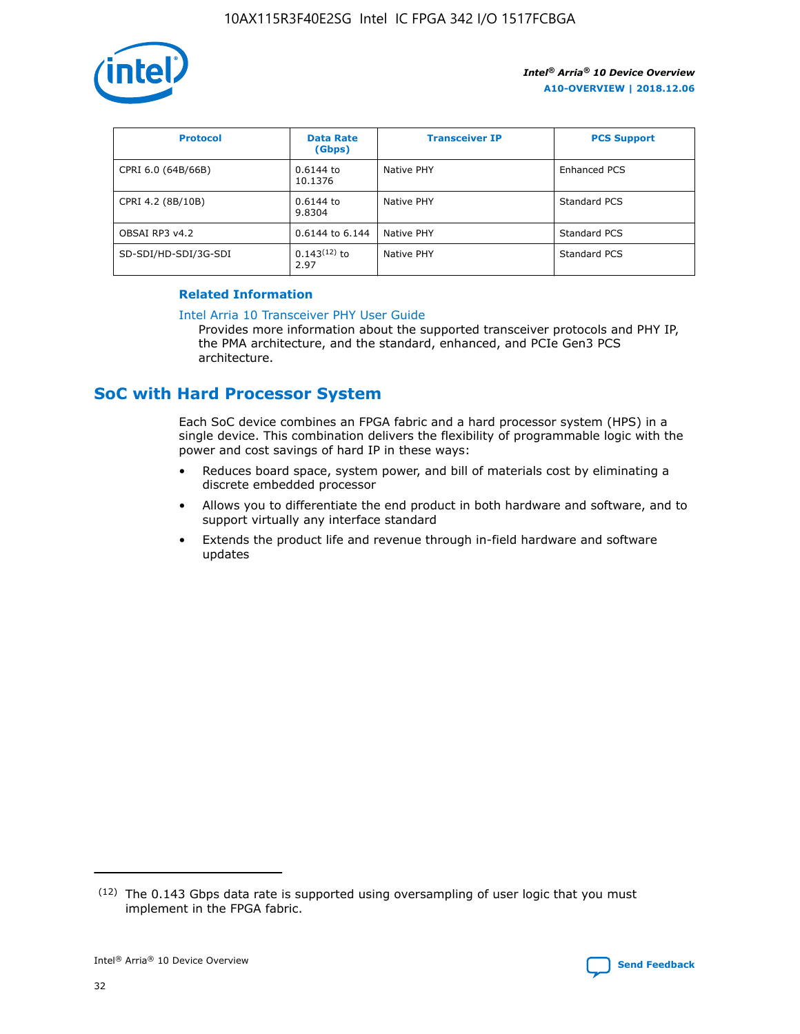| Protocol | Data Rate (Gbps) | Transceiver IP | PCS Support |
| --- | --- | --- | --- |
| CPRI 6.0 (64B/66B) | 0.6144 to 10.1376 | Native PHY | Enhanced PCS |
| CPRI 4.2 (8B/10B) | 0.6144 to 9.8304 | Native PHY | Standard PCS |
| OBSAI RP3 v4.2 | 0.6144 to 6.144 | Native PHY | Standard PCS |
| SD-SDI/HD-SDI/3G-SDI | 0.143[12] to 2.97 | Native PHY | Standard PCS |

**Related Information**

Intel Arria 10 Transceiver PHY User Guide
Provides more information about the supported transceiver protocols and PHY IP, the PMA architecture, and the standard, enhanced, and PCIe Gen3 PCS architecture.

## SoC with Hard Processor System

Each SoC device combines an FPGA fabric and a hard processor system (HPS) in a single device. This combination delivers the flexibility of programmable logic with the power and cost savings of hard IP in these ways:

- Reduces board space, system power, and bill of materials cost by eliminating a discrete embedded processor
- Allows you to differentiate the end product in both hardware and software, and to support virtually any interface standard
- Extends the product life and revenue through in-field hardware and software updates

[12] The 0.143 Gbps data rate is supported using oversampling of user logic that you must implement in the FPGA fabric.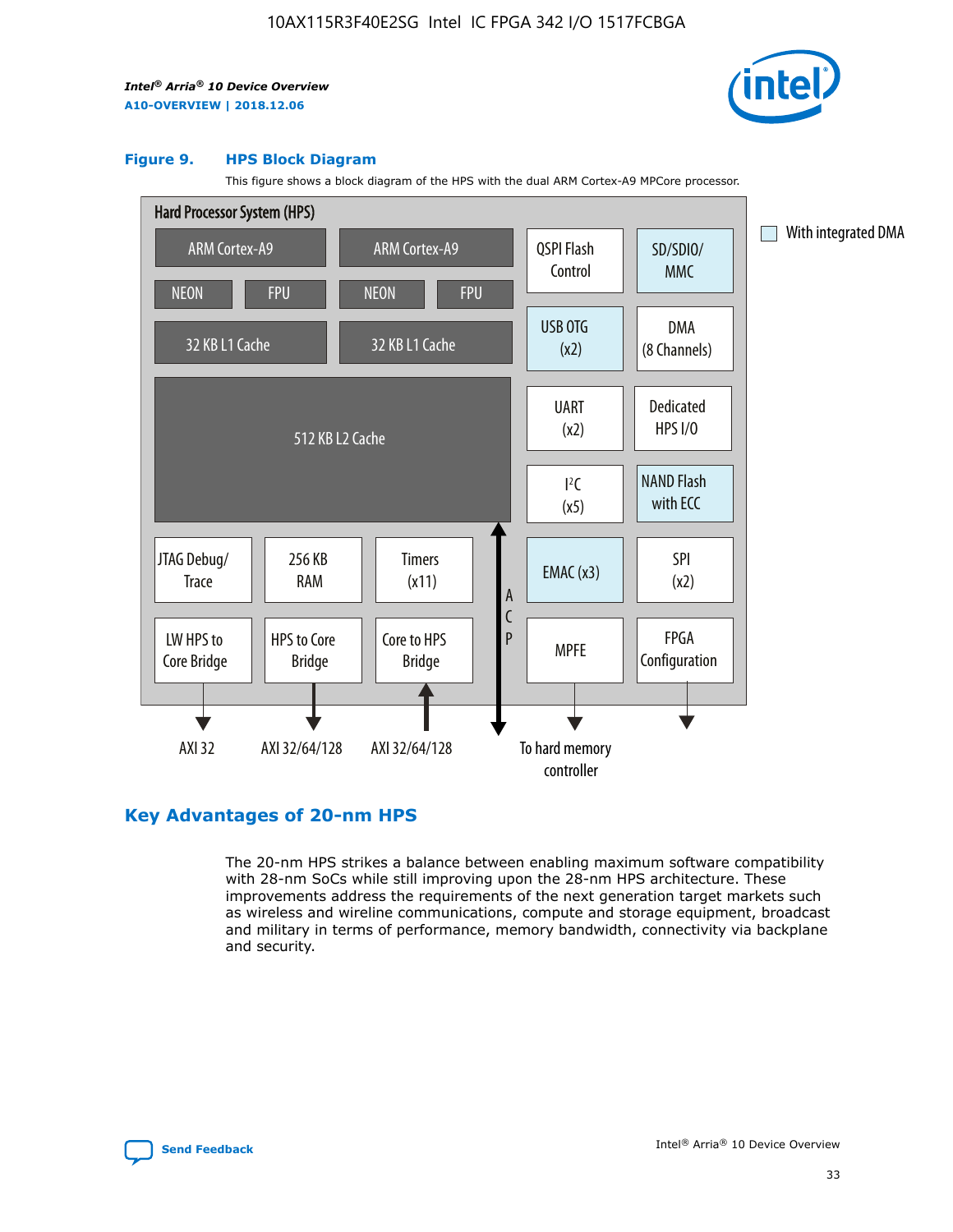#### Figure 9. HPS Block Diagram

This figure shows a block diagram of the HPS with the dual ARM Cortex-A9 MPCore processor.

Hard Processor System (HPS)

ARM Cortex-A9 | ARM Cortex-A9 | QSPI Flash Control | SD/SDIO/MMC

NEON | FPU | NEON | FPU

32 KB L1 Cache | 32 KB L1 Cache | USB OTG (x2) | DMA (8 Channels)

512 KB L2 Cache | UART (x2) | Dedicated HPS I/O | I²C (x5) | NAND Flash with ECC

JTAG Debug/Trace | 256 KB RAM | Timers (x11) | EMAC (x3) | SPI (x2)

LW HPS to Core Bridge | HPS to Core Bridge | Core to HPS Bridge | ACP | MPFE | FPGA Configuration

AXI 32 | AXI 32/64/128 | AXI 32/64/128 | To hard memory controller

With integrated DMA

## Key Advantages of 20-nm HPS

The 20-nm HPS strikes a balance between enabling maximum software compatibility with 28-nm SoCs while still improving upon the 28-nm HPS architecture. These improvements address the requirements of the next generation target markets such as wireless and wireline communications, compute and storage equipment, broadcast and military in terms of performance, memory bandwidth, connectivity via backplane and security.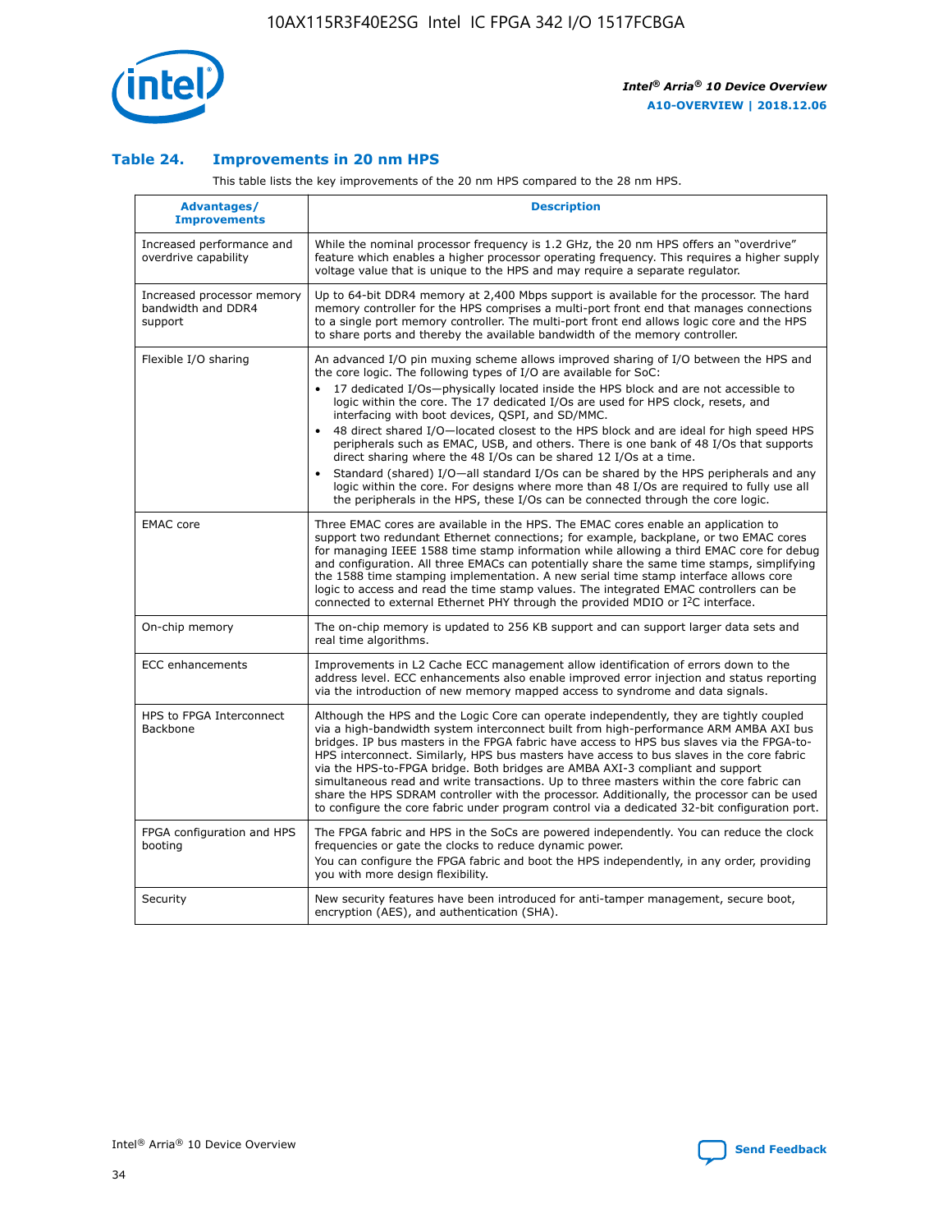### Table 24. Improvements in 20 nm HPS

This table lists the key improvements of the 20 nm HPS compared to the 28 nm HPS.

| Advantages/ Improvements | Description |
|---|---|
| Increased performance and overdrive capability | While the nominal processor frequency is 1.2 GHz, the 20 nm HPS offers an "overdrive" feature which enables a higher processor operating frequency. This requires a higher supply voltage value that is unique to the HPS and may require a separate regulator. |
| Increased processor memory bandwidth and DDR4 support | Up to 64-bit DDR4 memory at 2,400 Mbps support is available for the processor. The hard memory controller for the HPS comprises a multi-port front end that manages connections to a single port memory controller. The multi-port front end allows logic core and the HPS to share ports and thereby the available bandwidth of the memory controller. |
| Flexible I/O sharing | An advanced I/O pin muxing scheme allows improved sharing of I/O between the HPS and the core logic. The following types of I/O are available for SoC:<br>• 17 dedicated I/Os—physically located inside the HPS block and are not accessible to logic within the core. The 17 dedicated I/Os are used for HPS clock, resets, and interfacing with boot devices, QSPI, and SD/MMC.<br>• 48 direct shared I/O—located closest to the HPS block and are ideal for high speed HPS peripherals such as EMAC, USB, and others. There is one bank of 48 I/Os that supports direct sharing where the 48 I/Os can be shared 12 I/Os at a time.<br>• Standard (shared) I/O—all standard I/Os can be shared by the HPS peripherals and any logic within the core. For designs where more than 48 I/Os are required to fully use all the peripherals in the HPS, these I/Os can be connected through the core logic. |
| EMAC core | Three EMAC cores are available in the HPS. The EMAC cores enable an application to support two redundant Ethernet connections; for example, backplane, or two EMAC cores for managing IEEE 1588 time stamp information while allowing a third EMAC core for debug and configuration. All three EMACs can potentially share the same time stamps, simplifying the 1588 time stamping implementation. A new serial time stamp interface allows core logic to access and read the time stamp values. The integrated EMAC controllers can be connected to external Ethernet PHY through the provided MDIO or I²C interface. |
| On-chip memory | The on-chip memory is updated to 256 KB support and can support larger data sets and real time algorithms. |
| ECC enhancements | Improvements in L2 Cache ECC management allow identification of errors down to the address level. ECC enhancements also enable improved error injection and status reporting via the introduction of new memory mapped access to syndrome and data signals. |
| HPS to FPGA Interconnect Backbone | Although the HPS and the Logic Core can operate independently, they are tightly coupled via a high-bandwidth system interconnect built from high-performance ARM AMBA AXI bus bridges. IP bus masters in the FPGA fabric have access to HPS bus slaves via the FPGA-to-HPS interconnect. Similarly, HPS bus masters have access to bus slaves in the core fabric via the HPS-to-FPGA bridge. Both bridges are AMBA AXI-3 compliant and support simultaneous read and write transactions. Up to three masters within the core fabric can share the HPS SDRAM controller with the processor. Additionally, the processor can be used to configure the core fabric under program control via a dedicated 32-bit configuration port. |
| FPGA configuration and HPS booting | The FPGA fabric and HPS in the SoCs are powered independently. You can reduce the clock frequencies or gate the clocks to reduce dynamic power.<br>You can configure the FPGA fabric and boot the HPS independently, in any order, providing you with more design flexibility. |
| Security | New security features have been introduced for anti-tamper management, secure boot, encryption (AES), and authentication (SHA). |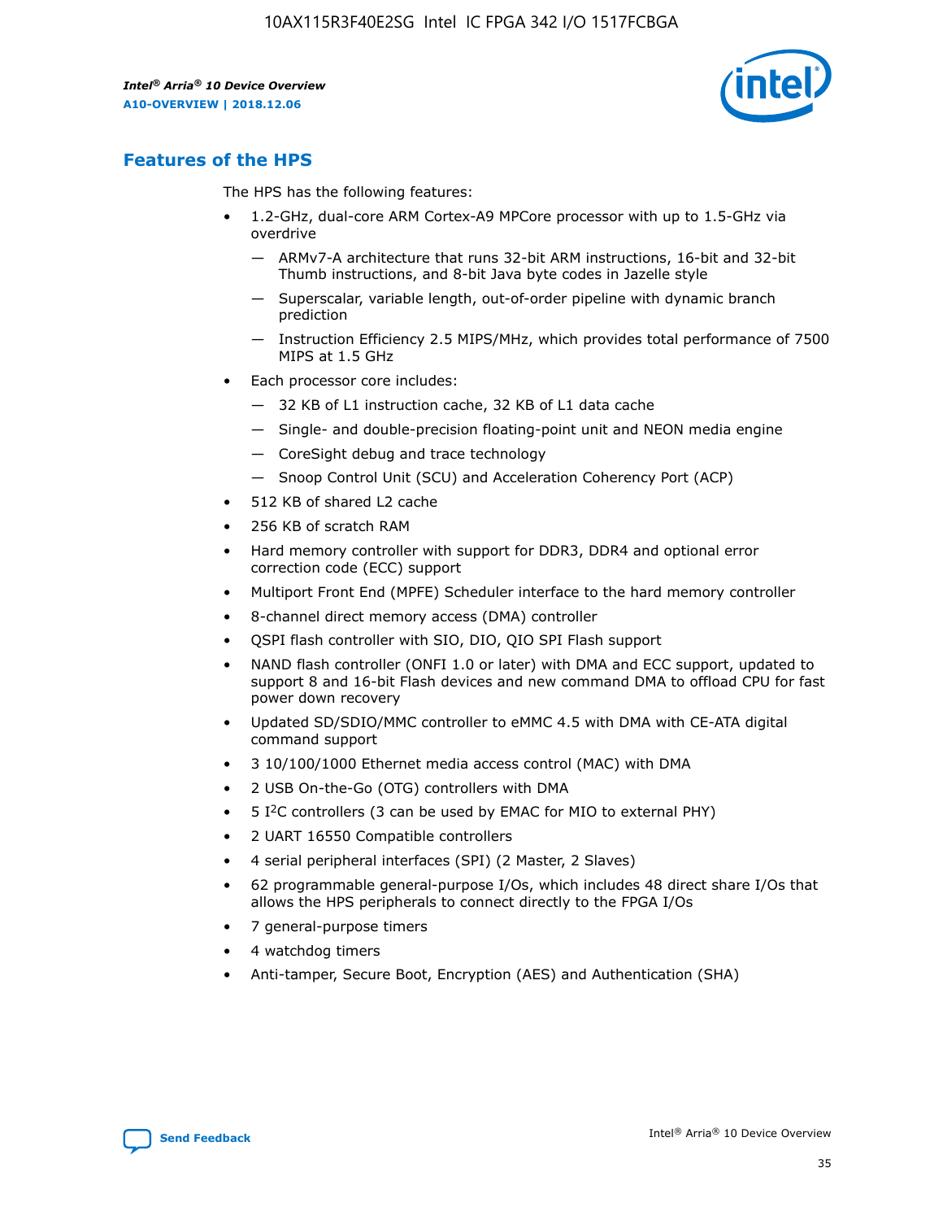## Features of the HPS

The HPS has the following features:

- 1.2-GHz, dual-core ARM Cortex-A9 MPCore processor with up to 1.5-GHz via overdrive
  - — ARMv7-A architecture that runs 32-bit ARM instructions, 16-bit and 32-bit Thumb instructions, and 8-bit Java byte codes in Jazelle style
  - — Superscalar, variable length, out-of-order pipeline with dynamic branch prediction
  - — Instruction Efficiency 2.5 MIPS/MHz, which provides total performance of 7500 MIPS at 1.5 GHz
- Each processor core includes:
  - — 32 KB of L1 instruction cache, 32 KB of L1 data cache
  - — Single- and double-precision floating-point unit and NEON media engine
  - — CoreSight debug and trace technology
  - — Snoop Control Unit (SCU) and Acceleration Coherency Port (ACP)
- 512 KB of shared L2 cache
- 256 KB of scratch RAM
- Hard memory controller with support for DDR3, DDR4 and optional error correction code (ECC) support
- Multiport Front End (MPFE) Scheduler interface to the hard memory controller
- 8-channel direct memory access (DMA) controller
- QSPI flash controller with SIO, DIO, QIO SPI Flash support
- NAND flash controller (ONFI 1.0 or later) with DMA and ECC support, updated to support 8 and 16-bit Flash devices and new command DMA to offload CPU for fast power down recovery
- Updated SD/SDIO/MMC controller to eMMC 4.5 with DMA with CE-ATA digital command support
- 3 10/100/1000 Ethernet media access control (MAC) with DMA
- 2 USB On-the-Go (OTG) controllers with DMA
- 5 I²C controllers (3 can be used by EMAC for MIO to external PHY)
- 2 UART 16550 Compatible controllers
- 4 serial peripheral interfaces (SPI) (2 Master, 2 Slaves)
- 62 programmable general-purpose I/Os, which includes 48 direct share I/Os that allows the HPS peripherals to connect directly to the FPGA I/Os
- 7 general-purpose timers
- 4 watchdog timers
- Anti-tamper, Secure Boot, Encryption (AES) and Authentication (SHA)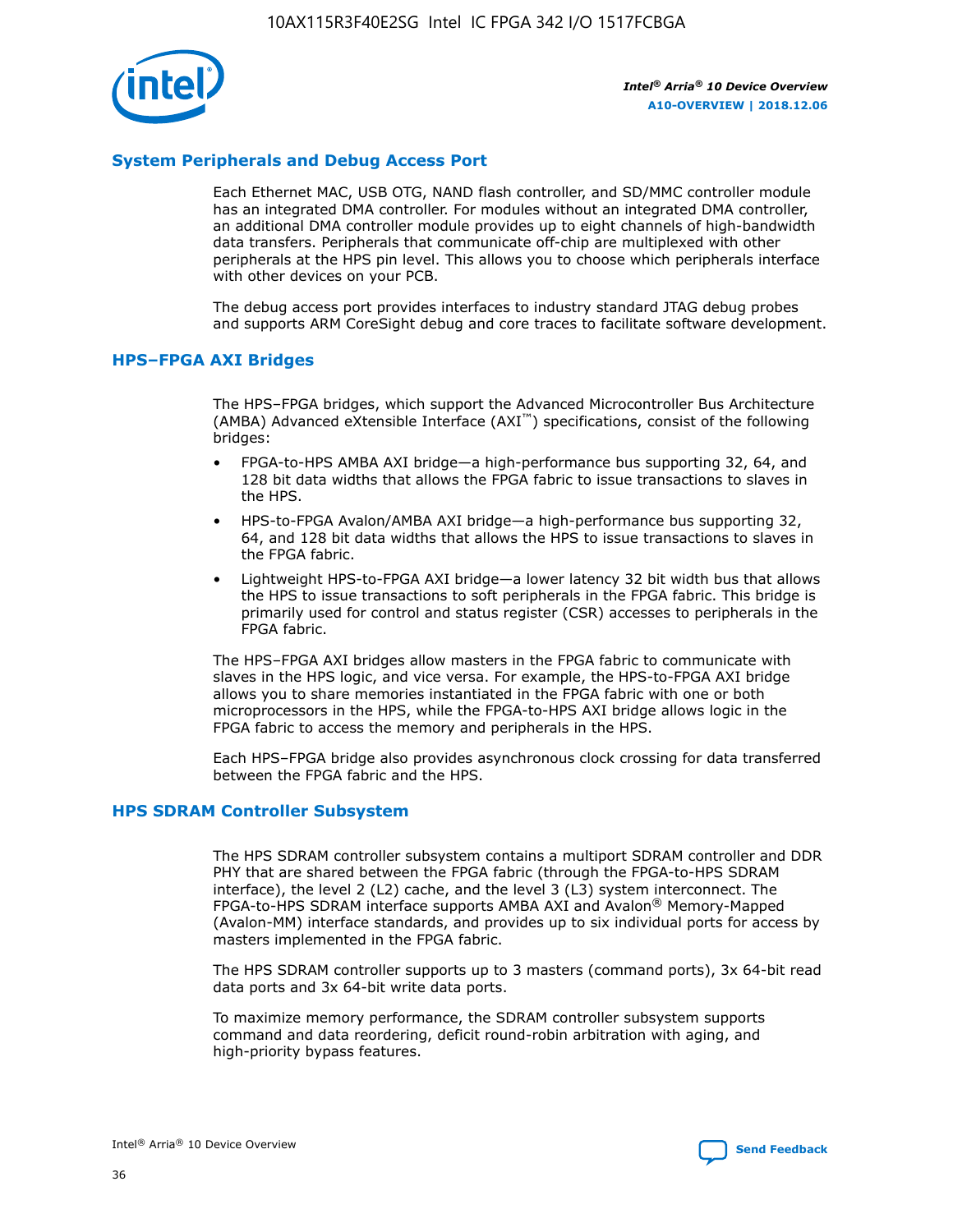## System Peripherals and Debug Access Port

Each Ethernet MAC, USB OTG, NAND flash controller, and SD/MMC controller module has an integrated DMA controller. For modules without an integrated DMA controller, an additional DMA controller module provides up to eight channels of high-bandwidth data transfers. Peripherals that communicate off-chip are multiplexed with other peripherals at the HPS pin level. This allows you to choose which peripherals interface with other devices on your PCB.

The debug access port provides interfaces to industry standard JTAG debug probes and supports ARM CoreSight debug and core traces to facilitate software development.

## HPS–FPGA AXI Bridges

The HPS–FPGA bridges, which support the Advanced Microcontroller Bus Architecture (AMBA) Advanced eXtensible Interface (AXI™) specifications, consist of the following bridges:

- FPGA-to-HPS AMBA AXI bridge—a high-performance bus supporting 32, 64, and 128 bit data widths that allows the FPGA fabric to issue transactions to slaves in the HPS.
- HPS-to-FPGA Avalon/AMBA AXI bridge—a high-performance bus supporting 32, 64, and 128 bit data widths that allows the HPS to issue transactions to slaves in the FPGA fabric.
- Lightweight HPS-to-FPGA AXI bridge—a lower latency 32 bit width bus that allows the HPS to issue transactions to soft peripherals in the FPGA fabric. This bridge is primarily used for control and status register (CSR) accesses to peripherals in the FPGA fabric.

The HPS–FPGA AXI bridges allow masters in the FPGA fabric to communicate with slaves in the HPS logic, and vice versa. For example, the HPS-to-FPGA AXI bridge allows you to share memories instantiated in the FPGA fabric with one or both microprocessors in the HPS, while the FPGA-to-HPS AXI bridge allows logic in the FPGA fabric to access the memory and peripherals in the HPS.

Each HPS–FPGA bridge also provides asynchronous clock crossing for data transferred between the FPGA fabric and the HPS.

## HPS SDRAM Controller Subsystem

The HPS SDRAM controller subsystem contains a multiport SDRAM controller and DDR PHY that are shared between the FPGA fabric (through the FPGA-to-HPS SDRAM interface), the level 2 (L2) cache, and the level 3 (L3) system interconnect. The FPGA-to-HPS SDRAM interface supports AMBA AXI and Avalon® Memory-Mapped (Avalon-MM) interface standards, and provides up to six individual ports for access by masters implemented in the FPGA fabric.

The HPS SDRAM controller supports up to 3 masters (command ports), 3x 64-bit read data ports and 3x 64-bit write data ports.

To maximize memory performance, the SDRAM controller subsystem supports command and data reordering, deficit round-robin arbitration with aging, and high-priority bypass features.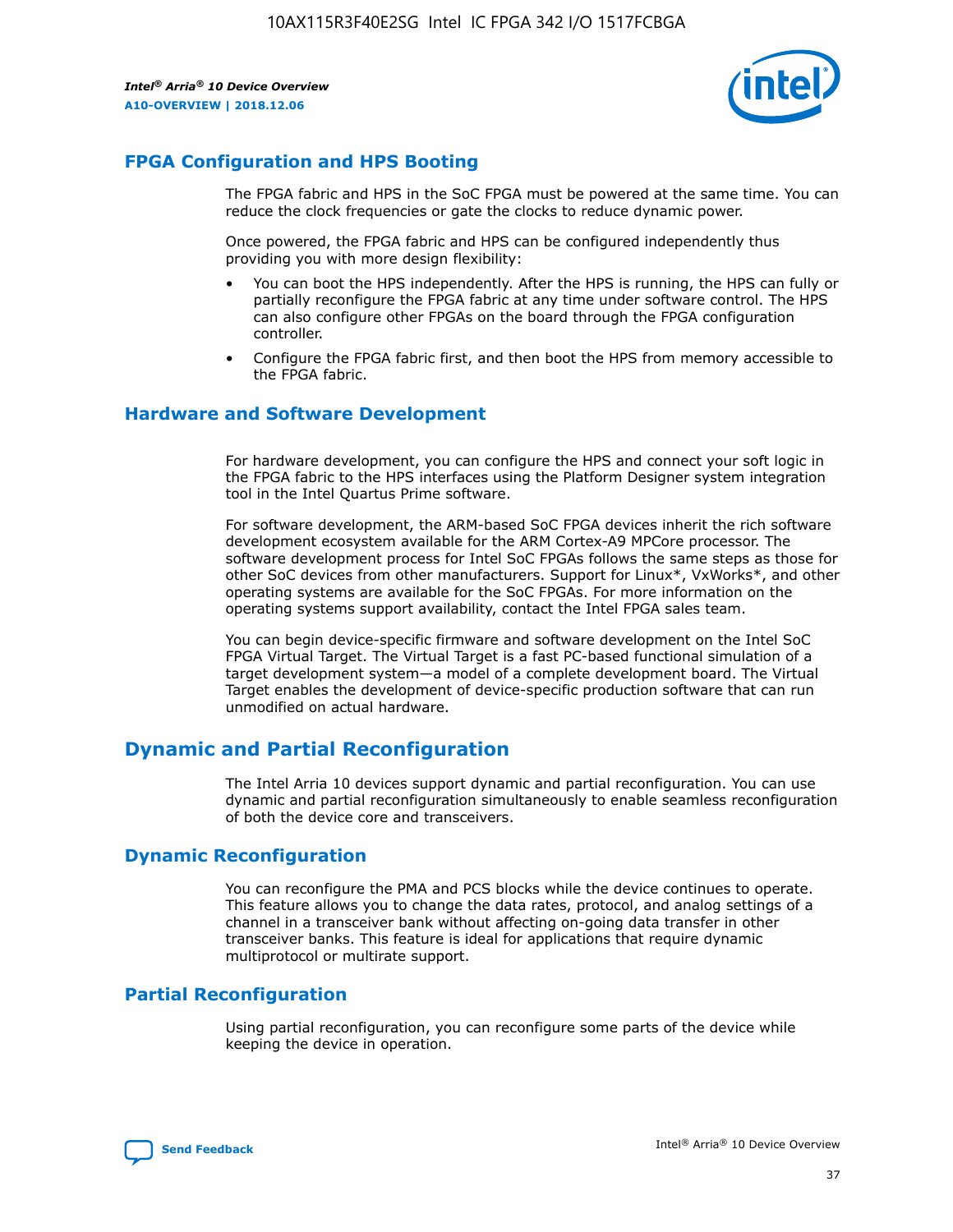## FPGA Configuration and HPS Booting

The FPGA fabric and HPS in the SoC FPGA must be powered at the same time. You can reduce the clock frequencies or gate the clocks to reduce dynamic power.

Once powered, the FPGA fabric and HPS can be configured independently thus providing you with more design flexibility:

- You can boot the HPS independently. After the HPS is running, the HPS can fully or partially reconfigure the FPGA fabric at any time under software control. The HPS can also configure other FPGAs on the board through the FPGA configuration controller.
- Configure the FPGA fabric first, and then boot the HPS from memory accessible to the FPGA fabric.

## Hardware and Software Development

For hardware development, you can configure the HPS and connect your soft logic in the FPGA fabric to the HPS interfaces using the Platform Designer system integration tool in the Intel Quartus Prime software.

For software development, the ARM-based SoC FPGA devices inherit the rich software development ecosystem available for the ARM Cortex-A9 MPCore processor. The software development process for Intel SoC FPGAs follows the same steps as those for other SoC devices from other manufacturers. Support for Linux*, VxWorks*, and other operating systems are available for the SoC FPGAs. For more information on the operating systems support availability, contact the Intel FPGA sales team.

You can begin device-specific firmware and software development on the Intel SoC FPGA Virtual Target. The Virtual Target is a fast PC-based functional simulation of a target development system—a model of a complete development board. The Virtual Target enables the development of device-specific production software that can run unmodified on actual hardware.

# Dynamic and Partial Reconfiguration

The Intel Arria 10 devices support dynamic and partial reconfiguration. You can use dynamic and partial reconfiguration simultaneously to enable seamless reconfiguration of both the device core and transceivers.

## Dynamic Reconfiguration

You can reconfigure the PMA and PCS blocks while the device continues to operate. This feature allows you to change the data rates, protocol, and analog settings of a channel in a transceiver bank without affecting on-going data transfer in other transceiver banks. This feature is ideal for applications that require dynamic multiprotocol or multirate support.

## Partial Reconfiguration

Using partial reconfiguration, you can reconfigure some parts of the device while keeping the device in operation.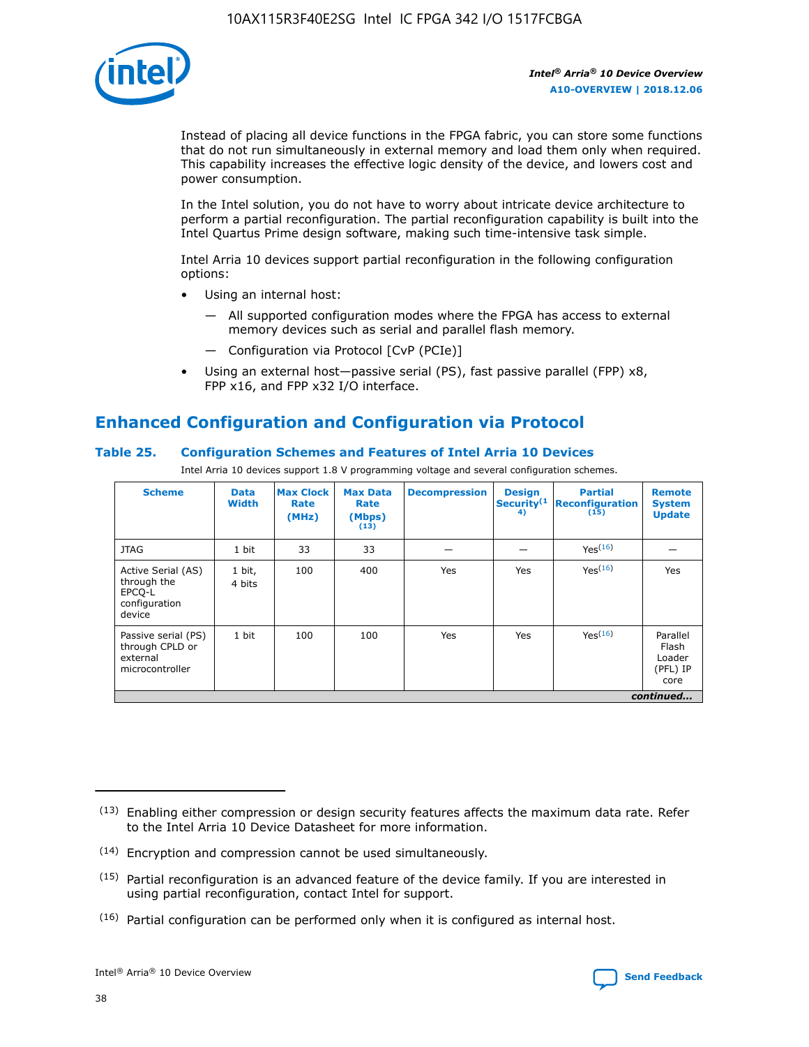Instead of placing all device functions in the FPGA fabric, you can store some functions that do not run simultaneously in external memory and load them only when required. This capability increases the effective logic density of the device, and lowers cost and power consumption.

In the Intel solution, you do not have to worry about intricate device architecture to perform a partial reconfiguration. The partial reconfiguration capability is built into the Intel Quartus Prime design software, making such time-intensive task simple.

Intel Arria 10 devices support partial reconfiguration in the following configuration options:

- Using an internal host:
  - — All supported configuration modes where the FPGA has access to external memory devices such as serial and parallel flash memory.
  - — Configuration via Protocol [CvP (PCIe)]
- Using an external host—passive serial (PS), fast passive parallel (FPP) x8, FPP x16, and FPP x32 I/O interface.

## Enhanced Configuration and Configuration via Protocol

### Table 25. Configuration Schemes and Features of Intel Arria 10 Devices

Intel Arria 10 devices support 1.8 V programming voltage and several configuration schemes.

| Scheme | Data Width | Max Clock Rate (MHz) | Max Data Rate (Mbps) (13) | Decompression | Design Security(14) | Partial Reconfiguration (15) | Remote System Update |
|---|---|---|---|---|---|---|---|
| JTAG | 1 bit | 33 | 33 | — | — | Yes(16) | — |
| Active Serial (AS) through the EPCQ-L configuration device | 1 bit, 4 bits | 100 | 400 | Yes | Yes | Yes(16) | Yes |
| Passive serial (PS) through CPLD or external microcontroller | 1 bit | 100 | 100 | Yes | Yes | Yes(16) | Parallel Flash Loader (PFL) IP core |

*continued...*

(13) Enabling either compression or design security features affects the maximum data rate. Refer to the Intel Arria 10 Device Datasheet for more information.

(14) Encryption and compression cannot be used simultaneously.

(15) Partial reconfiguration is an advanced feature of the device family. If you are interested in using partial reconfiguration, contact Intel for support.

(16) Partial configuration can be performed only when it is configured as internal host.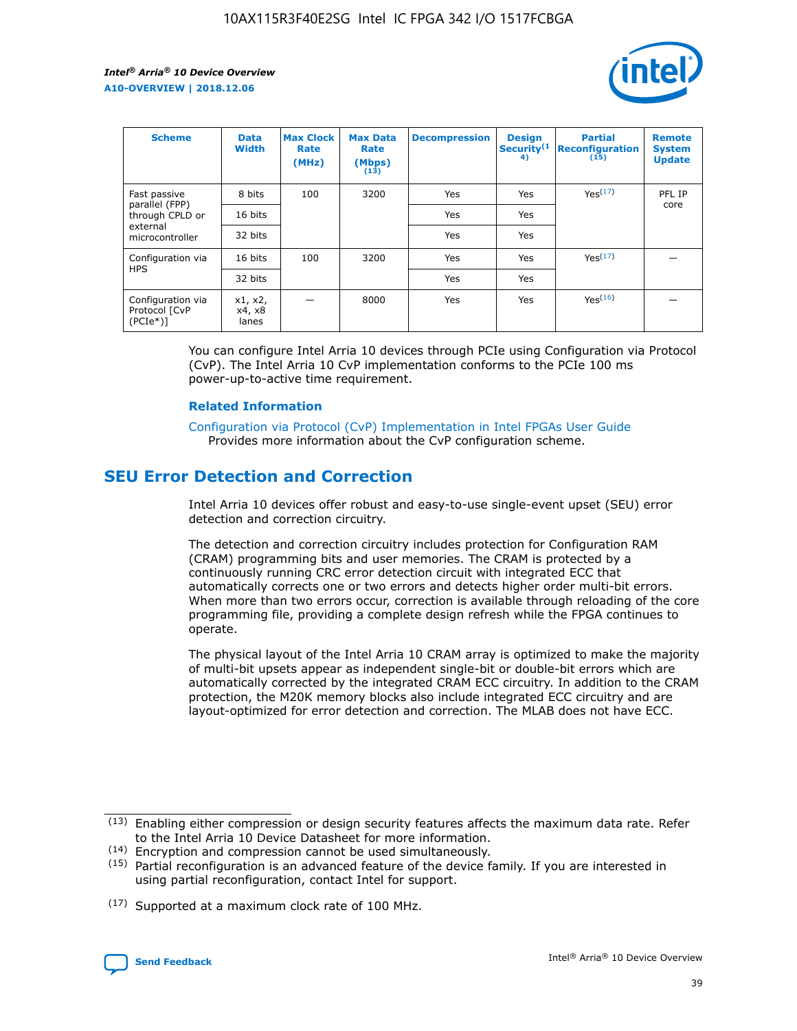| Scheme | Data Width | Max Clock Rate (MHz) | Max Data Rate (Mbps) (13) | Decompression | Design Security(14) | Partial Reconfiguration (15) | Remote System Update |
| --- | --- | --- | --- | --- | --- | --- | --- |
| Fast passive parallel (FPP) through CPLD or external microcontroller | 8 bits | 100 | 3200 | Yes | Yes | Yes(17) | PFL IP core |
| | 16 bits | | | Yes | Yes | | |
| | 32 bits | | | Yes | Yes | | |
| Configuration via HPS | 16 bits | 100 | 3200 | Yes | Yes | Yes(17) | — |
| | 32 bits | | | Yes | Yes | | |
| Configuration via Protocol [CvP (PCIe*)] | x1, x2, x4, x8 lanes | — | 8000 | Yes | Yes | Yes(16) | — |

You can configure Intel Arria 10 devices through PCIe using Configuration via Protocol (CvP). The Intel Arria 10 CvP implementation conforms to the PCIe 100 ms power-up-to-active time requirement.

### Related Information

Configuration via Protocol (CvP) Implementation in Intel FPGAs User Guide
Provides more information about the CvP configuration scheme.

## SEU Error Detection and Correction

Intel Arria 10 devices offer robust and easy-to-use single-event upset (SEU) error detection and correction circuitry.

The detection and correction circuitry includes protection for Configuration RAM (CRAM) programming bits and user memories. The CRAM is protected by a continuously running CRC error detection circuit with integrated ECC that automatically corrects one or two errors and detects higher order multi-bit errors. When more than two errors occur, correction is available through reloading of the core programming file, providing a complete design refresh while the FPGA continues to operate.

The physical layout of the Intel Arria 10 CRAM array is optimized to make the majority of multi-bit upsets appear as independent single-bit or double-bit errors which are automatically corrected by the integrated CRAM ECC circuitry. In addition to the CRAM protection, the M20K memory blocks also include integrated ECC circuitry and are layout-optimized for error detection and correction. The MLAB does not have ECC.

(13) Enabling either compression or design security features affects the maximum data rate. Refer to the Intel Arria 10 Device Datasheet for more information.

(14) Encryption and compression cannot be used simultaneously.

(15) Partial reconfiguration is an advanced feature of the device family. If you are interested in using partial reconfiguration, contact Intel for support.

(17) Supported at a maximum clock rate of 100 MHz.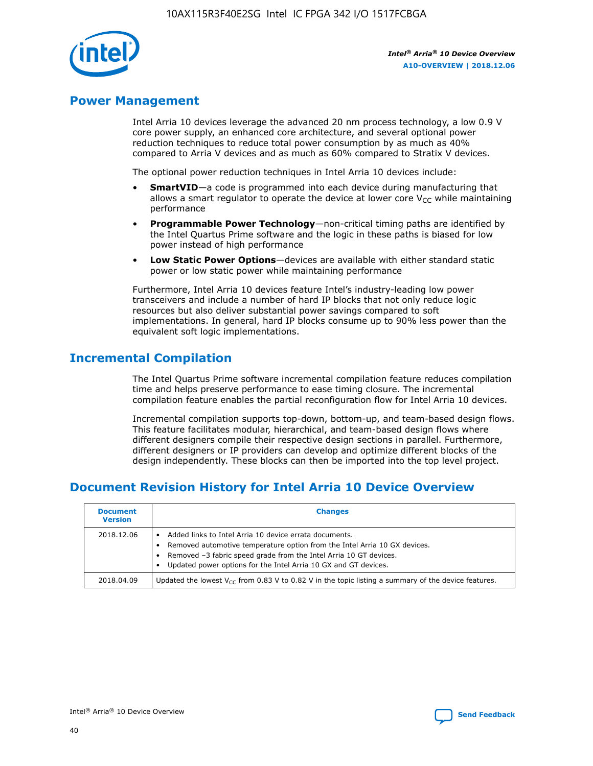## Power Management

Intel Arria 10 devices leverage the advanced 20 nm process technology, a low 0.9 V core power supply, an enhanced core architecture, and several optional power reduction techniques to reduce total power consumption by as much as 40% compared to Arria V devices and as much as 60% compared to Stratix V devices.

The optional power reduction techniques in Intel Arria 10 devices include:

- **SmartVID**—a code is programmed into each device during manufacturing that allows a smart regulator to operate the device at lower core $V_{CC}$ while maintaining performance
- **Programmable Power Technology**—non-critical timing paths are identified by the Intel Quartus Prime software and the logic in these paths is biased for low power instead of high performance
- **Low Static Power Options**—devices are available with either standard static power or low static power while maintaining performance

Furthermore, Intel Arria 10 devices feature Intel's industry-leading low power transceivers and include a number of hard IP blocks that not only reduce logic resources but also deliver substantial power savings compared to soft implementations. In general, hard IP blocks consume up to 90% less power than the equivalent soft logic implementations.

## Incremental Compilation

The Intel Quartus Prime software incremental compilation feature reduces compilation time and helps preserve performance to ease timing closure. The incremental compilation feature enables the partial reconfiguration flow for Intel Arria 10 devices.

Incremental compilation supports top-down, bottom-up, and team-based design flows. This feature facilitates modular, hierarchical, and team-based design flows where different designers compile their respective design sections in parallel. Furthermore, different designers or IP providers can develop and optimize different blocks of the design independently. These blocks can then be imported into the top level project.

## Document Revision History for Intel Arria 10 Device Overview

| Document Version | Changes |
| --- | --- |
| 2018.12.06 | • Added links to Intel Arria 10 device errata documents.<br>• Removed automotive temperature option from the Intel Arria 10 GX devices.<br>• Removed –3 fabric speed grade from the Intel Arria 10 GT devices.<br>• Updated power options for the Intel Arria 10 GX and GT devices. |
| 2018.04.09 | Updated the lowest $V_{CC}$ from 0.83 V to 0.82 V in the topic listing a summary of the device features. |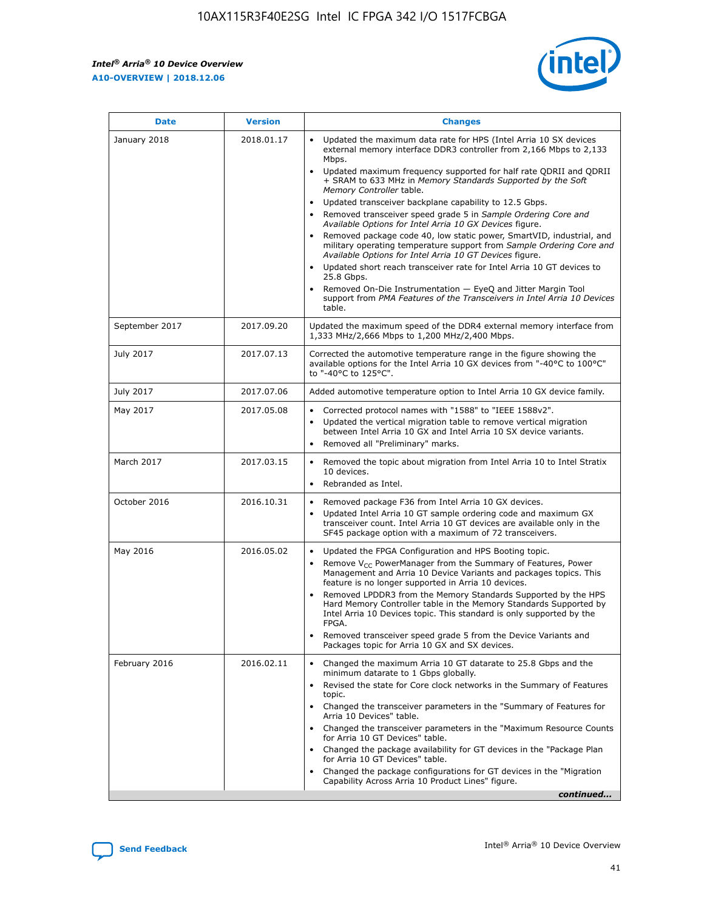| Date | Version | Changes |
| --- | --- | --- |
| January 2018 | 2018.01.17 | • Updated the maximum data rate for HPS (Intel Arria 10 SX devices external memory interface DDR3 controller from 2,166 Mbps to 2,133 Mbps.<br>• Updated maximum frequency supported for half rate QDRII and QDRII + SRAM to 633 MHz in *Memory Standards Supported by the Soft Memory Controller* table.<br>• Updated transceiver backplane capability to 12.5 Gbps.<br>• Removed transceiver speed grade 5 in *Sample Ordering Core and Available Options for Intel Arria 10 GX Devices* figure.<br>• Removed package code 40, low static power, SmartVID, industrial, and military operating temperature support from *Sample Ordering Core and Available Options for Intel Arria 10 GT Devices* figure.<br>• Updated short reach transceiver rate for Intel Arria 10 GT devices to 25.8 Gbps.<br>• Removed On-Die Instrumentation — EyeQ and Jitter Margin Tool support from *PMA Features of the Transceivers in Intel Arria 10 Devices* table. |
| September 2017 | 2017.09.20 | Updated the maximum speed of the DDR4 external memory interface from 1,333 MHz/2,666 Mbps to 1,200 MHz/2,400 Mbps. |
| July 2017 | 2017.07.13 | Corrected the automotive temperature range in the figure showing the available options for the Intel Arria 10 GX devices from "-40°C to 100°C" to "-40°C to 125°C". |
| July 2017 | 2017.07.06 | Added automotive temperature option to Intel Arria 10 GX device family. |
| May 2017 | 2017.05.08 | • Corrected protocol names with "1588" to "IEEE 1588v2".<br>• Updated the vertical migration table to remove vertical migration between Intel Arria 10 GX and Intel Arria 10 SX device variants.<br>• Removed all "Preliminary" marks. |
| March 2017 | 2017.03.15 | • Removed the topic about migration from Intel Arria 10 to Intel Stratix 10 devices.<br>• Rebranded as Intel. |
| October 2016 | 2016.10.31 | • Removed package F36 from Intel Arria 10 GX devices.<br>• Updated Intel Arria 10 GT sample ordering code and maximum GX transceiver count. Intel Arria 10 GT devices are available only in the SF45 package option with a maximum of 72 transceivers. |
| May 2016 | 2016.05.02 | • Updated the FPGA Configuration and HPS Booting topic.<br>• Remove $V_{CC}$ PowerManager from the Summary of Features, Power Management and Arria 10 Device Variants and packages topics. This feature is no longer supported in Arria 10 devices.<br>• Removed LPDDR3 from the Memory Standards Supported by the HPS Hard Memory Controller table in the Memory Standards Supported by Intel Arria 10 Devices topic. This standard is only supported by the FPGA.<br>• Removed transceiver speed grade 5 from the Device Variants and Packages topic for Arria 10 GX and SX devices. |
| February 2016 | 2016.02.11 | • Changed the maximum Arria 10 GT datarate to 25.8 Gbps and the minimum datarate to 1 Gbps globally.<br>• Revised the state for Core clock networks in the Summary of Features topic.<br>• Changed the transceiver parameters in the "Summary of Features for Arria 10 Devices" table.<br>• Changed the transceiver parameters in the "Maximum Resource Counts for Arria 10 GT Devices" table.<br>• Changed the package availability for GT devices in the "Package Plan for Arria 10 GT Devices" table.<br>• Changed the package configurations for GT devices in the "Migration Capability Across Arria 10 Product Lines" figure. |

*continued...*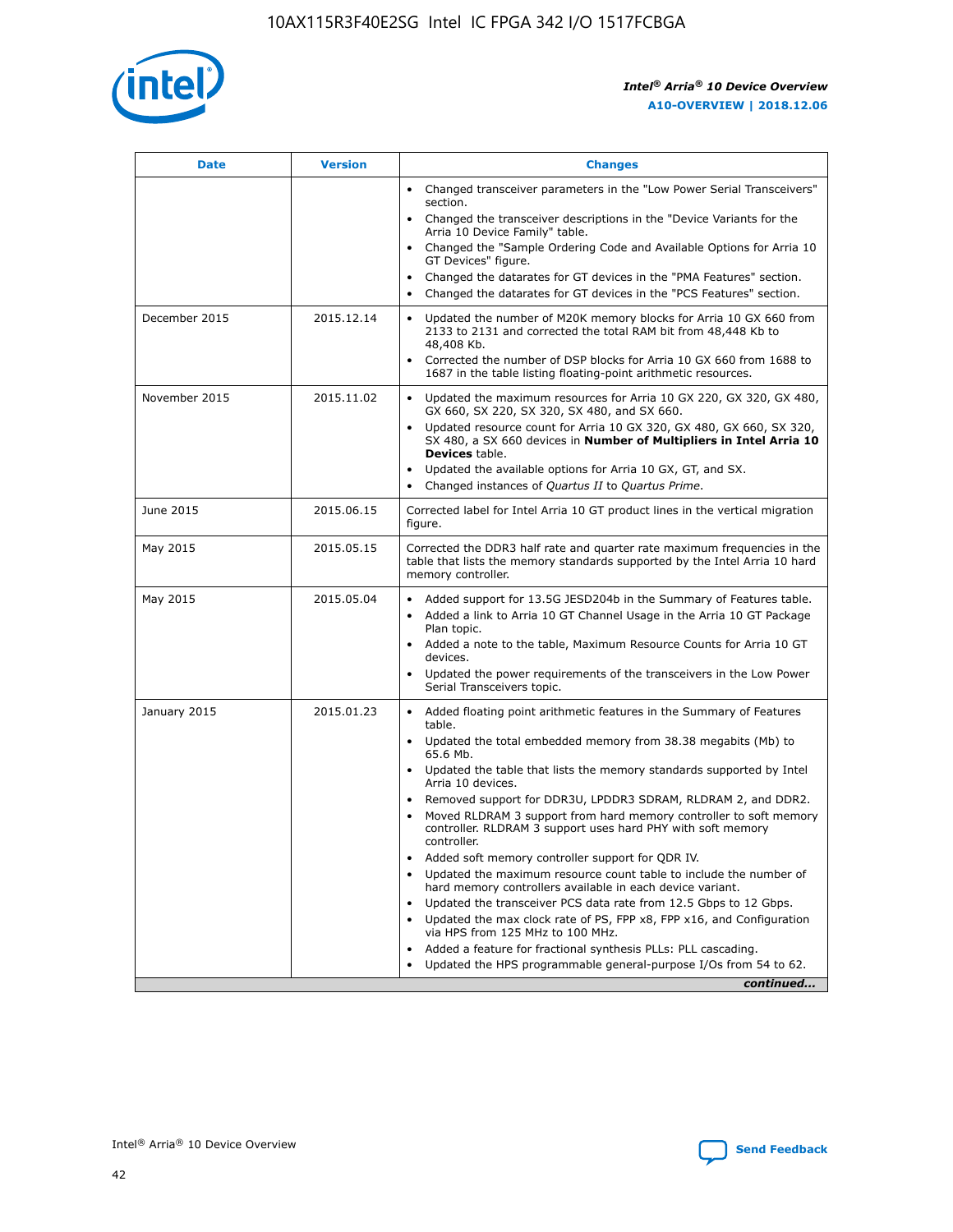| Date | Version | Changes |
| --- | --- | --- |
| | | • Changed transceiver parameters in the "Low Power Serial Transceivers" section.<br>• Changed the transceiver descriptions in the "Device Variants for the Arria 10 Device Family" table.<br>• Changed the "Sample Ordering Code and Available Options for Arria 10 GT Devices" figure.<br>• Changed the datarates for GT devices in the "PMA Features" section.<br>• Changed the datarates for GT devices in the "PCS Features" section. |
| December 2015 | 2015.12.14 | • Updated the number of M20K memory blocks for Arria 10 GX 660 from 2133 to 2131 and corrected the total RAM bit from 48,448 Kb to 48,408 Kb.<br>• Corrected the number of DSP blocks for Arria 10 GX 660 from 1688 to 1687 in the table listing floating-point arithmetic resources. |
| November 2015 | 2015.11.02 | • Updated the maximum resources for Arria 10 GX 220, GX 320, GX 480, GX 660, SX 220, SX 320, SX 480, and SX 660.<br>• Updated resource count for Arria 10 GX 320, GX 480, GX 660, SX 320, SX 480, a SX 660 devices in **Number of Multipliers in Intel Arria 10 Devices** table.<br>• Updated the available options for Arria 10 GX, GT, and SX.<br>• Changed instances of *Quartus II* to *Quartus Prime*. |
| June 2015 | 2015.06.15 | Corrected label for Intel Arria 10 GT product lines in the vertical migration figure. |
| May 2015 | 2015.05.15 | Corrected the DDR3 half rate and quarter rate maximum frequencies in the table that lists the memory standards supported by the Intel Arria 10 hard memory controller. |
| May 2015 | 2015.05.04 | • Added support for 13.5G JESD204b in the Summary of Features table.<br>• Added a link to Arria 10 GT Channel Usage in the Arria 10 GT Package Plan topic.<br>• Added a note to the table, Maximum Resource Counts for Arria 10 GT devices.<br>• Updated the power requirements of the transceivers in the Low Power Serial Transceivers topic. |
| January 2015 | 2015.01.23 | • Added floating point arithmetic features in the Summary of Features table.<br>• Updated the total embedded memory from 38.38 megabits (Mb) to 65.6 Mb.<br>• Updated the table that lists the memory standards supported by Intel Arria 10 devices.<br>• Removed support for DDR3U, LPDDR3 SDRAM, RLDRAM 2, and DDR2.<br>• Moved RLDRAM 3 support from hard memory controller to soft memory controller. RLDRAM 3 support uses hard PHY with soft memory controller.<br>• Added soft memory controller support for QDR IV.<br>• Updated the maximum resource count table to include the number of hard memory controllers available in each device variant.<br>• Updated the transceiver PCS data rate from 12.5 Gbps to 12 Gbps.<br>• Updated the max clock rate of PS, FPP x8, FPP x16, and Configuration via HPS from 125 MHz to 100 MHz.<br>• Added a feature for fractional synthesis PLLs: PLL cascading.<br>• Updated the HPS programmable general-purpose I/Os from 54 to 62. |

*continued...*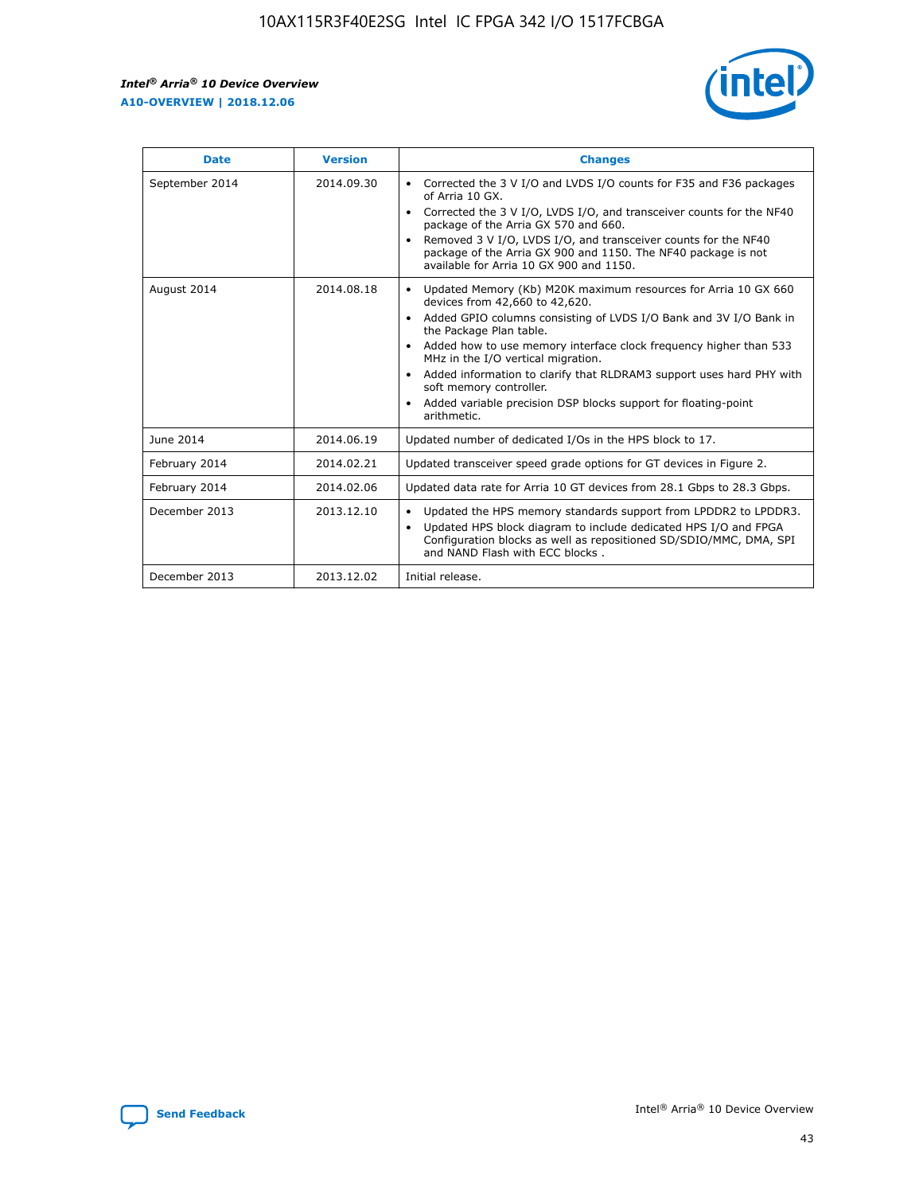| Date | Version | Changes |
| --- | --- | --- |
| September 2014 | 2014.09.30 | • Corrected the 3 V I/O and LVDS I/O counts for F35 and F36 packages of Arria 10 GX.<br>• Corrected the 3 V I/O, LVDS I/O, and transceiver counts for the NF40 package of the Arria GX 570 and 660.<br>• Removed 3 V I/O, LVDS I/O, and transceiver counts for the NF40 package of the Arria GX 900 and 1150. The NF40 package is not available for Arria 10 GX 900 and 1150. |
| August 2014 | 2014.08.18 | • Updated Memory (Kb) M20K maximum resources for Arria 10 GX 660 devices from 42,660 to 42,620.<br>• Added GPIO columns consisting of LVDS I/O Bank and 3V I/O Bank in the Package Plan table.<br>• Added how to use memory interface clock frequency higher than 533 MHz in the I/O vertical migration.<br>• Added information to clarify that RLDRAM3 support uses hard PHY with soft memory controller.<br>• Added variable precision DSP blocks support for floating-point arithmetic. |
| June 2014 | 2014.06.19 | Updated number of dedicated I/Os in the HPS block to 17. |
| February 2014 | 2014.02.21 | Updated transceiver speed grade options for GT devices in Figure 2. |
| February 2014 | 2014.02.06 | Updated data rate for Arria 10 GT devices from 28.1 Gbps to 28.3 Gbps. |
| December 2013 | 2013.12.10 | • Updated the HPS memory standards support from LPDDR2 to LPDDR3.<br>• Updated HPS block diagram to include dedicated HPS I/O and FPGA Configuration blocks as well as repositioned SD/SDIO/MMC, DMA, SPI and NAND Flash with ECC blocks . |
| December 2013 | 2013.12.02 | Initial release. |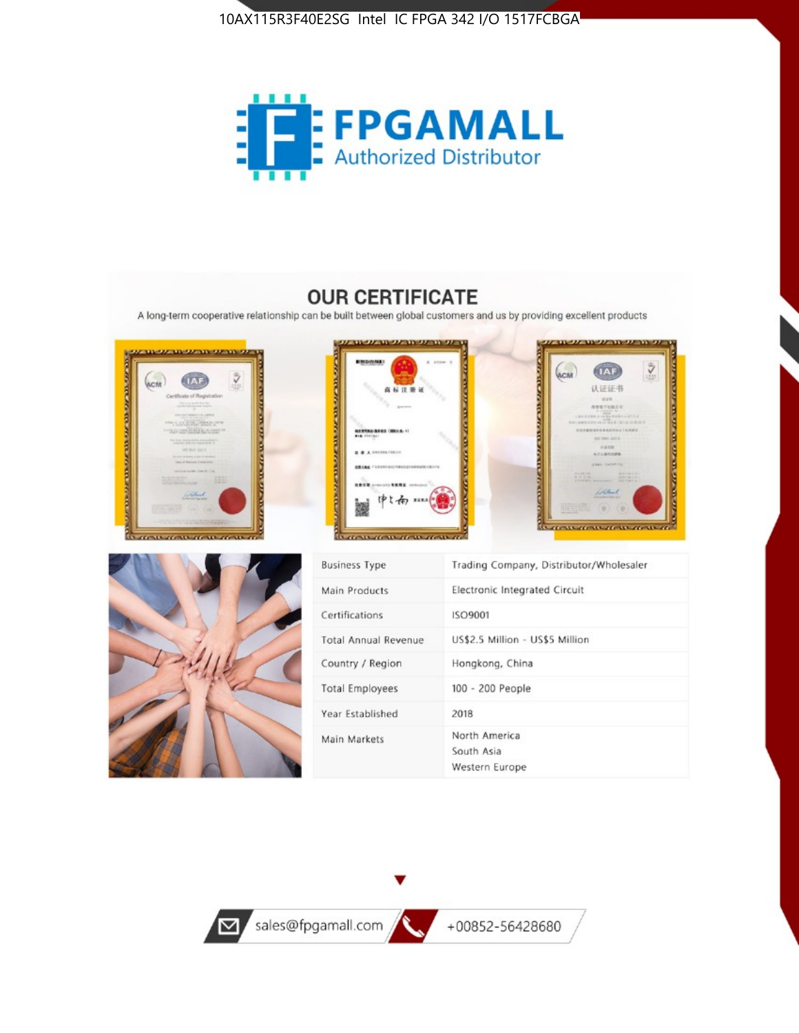FPGAMALL
Authorized Distributor

## OUR CERTIFICATE

A long-term cooperative relationship can be built between global customers and us by providing excellent products

| | |
|---|---|
| Business Type | Trading Company, Distributor/Wholesaler |
| Main Products | Electronic Integrated Circuit |
| Certifications | ISO9001 |
| Total Annual Revenue | US$2.5 Million - US$5 Million |
| Country / Region | Hongkong, China |
| Total Employees | 100 - 200 People |
| Year Established | 2018 |
| Main Markets | North America<br>South Asia<br>Western Europe |

sales@fpgamall.com

+00852-56428680